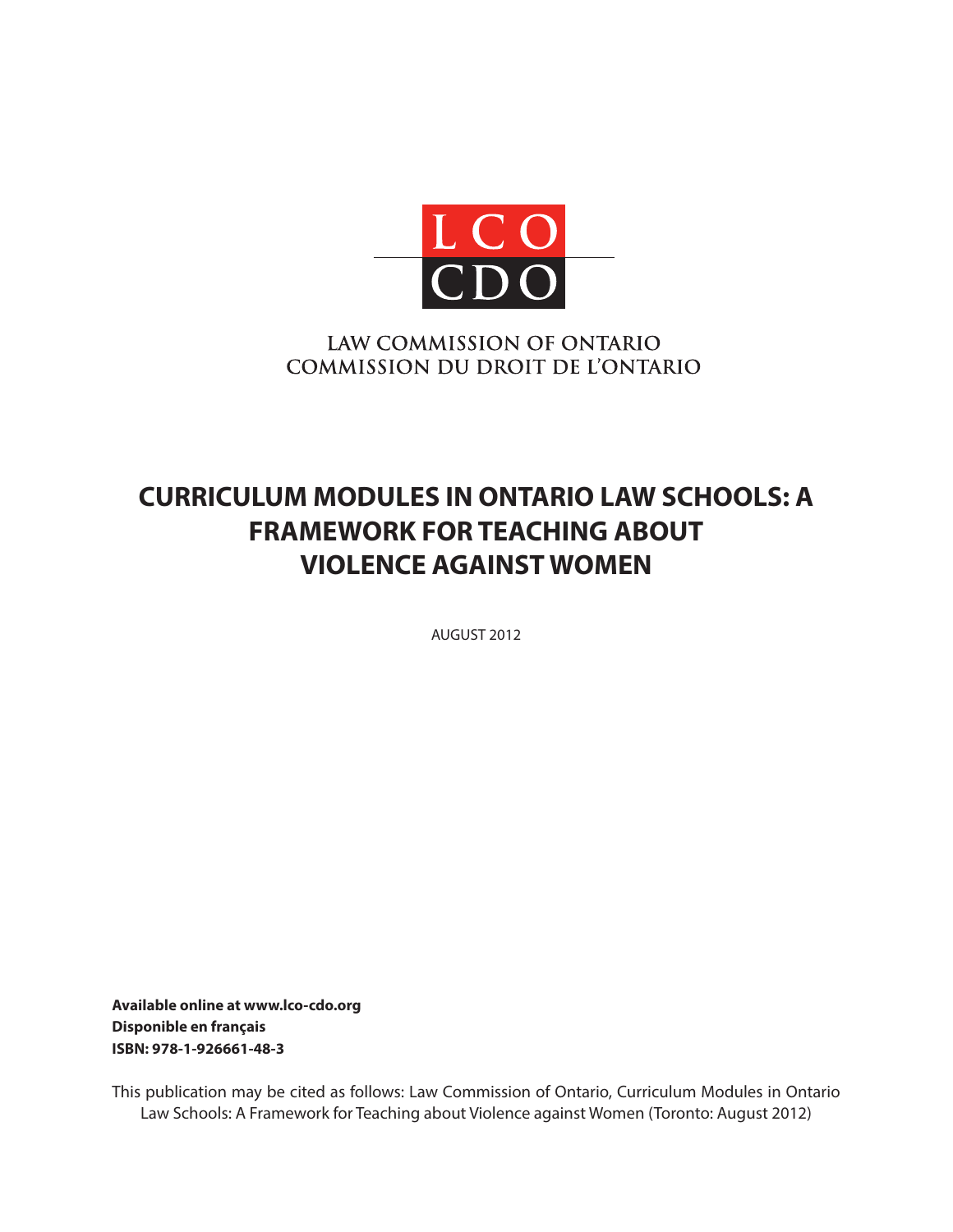LCO
CDO

LAW COMMISSION OF ONTARIO
COMMISSION DU DROIT DE L'ONTARIO

# CURRICULUM MODULES IN ONTARIO LAW SCHOOLS: A FRAMEWORK FOR TEACHING ABOUT VIOLENCE AGAINST WOMEN

AUGUST 2012

**Available online at www.lco-cdo.org**
**Disponible en français**
**ISBN: 978-1-926661-48-3**

This publication may be cited as follows: Law Commission of Ontario, Curriculum Modules in Ontario Law Schools: A Framework for Teaching about Violence against Women (Toronto: August 2012)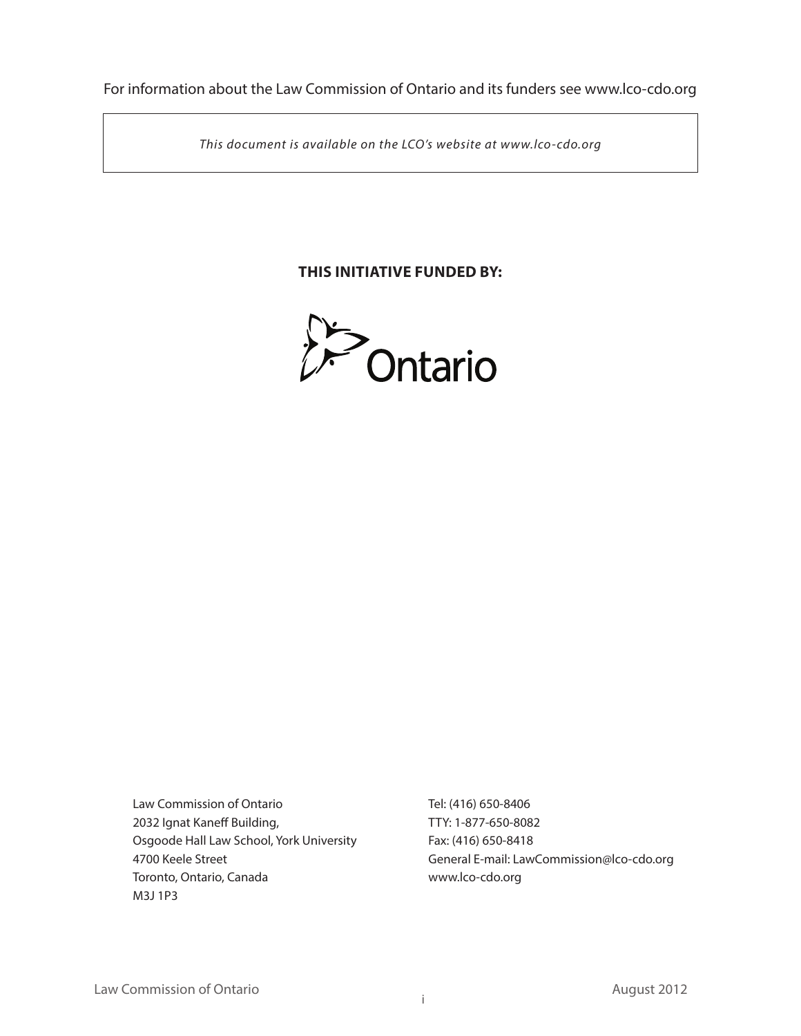For information about the Law Commission of Ontario and its funders see www.lco-cdo.org

*This document is available on the LCO's website at www.lco-cdo.org*

**THIS INITIATIVE FUNDED BY:**

Ontario

Law Commission of Ontario
2032 Ignat Kaneff Building,
Osgoode Hall Law School, York University
4700 Keele Street
Toronto, Ontario, Canada
M3J 1P3

Tel: (416) 650-8406
TTY: 1-877-650-8082
Fax: (416) 650-8418
General E-mail: LawCommission@lco-cdo.org
www.lco-cdo.org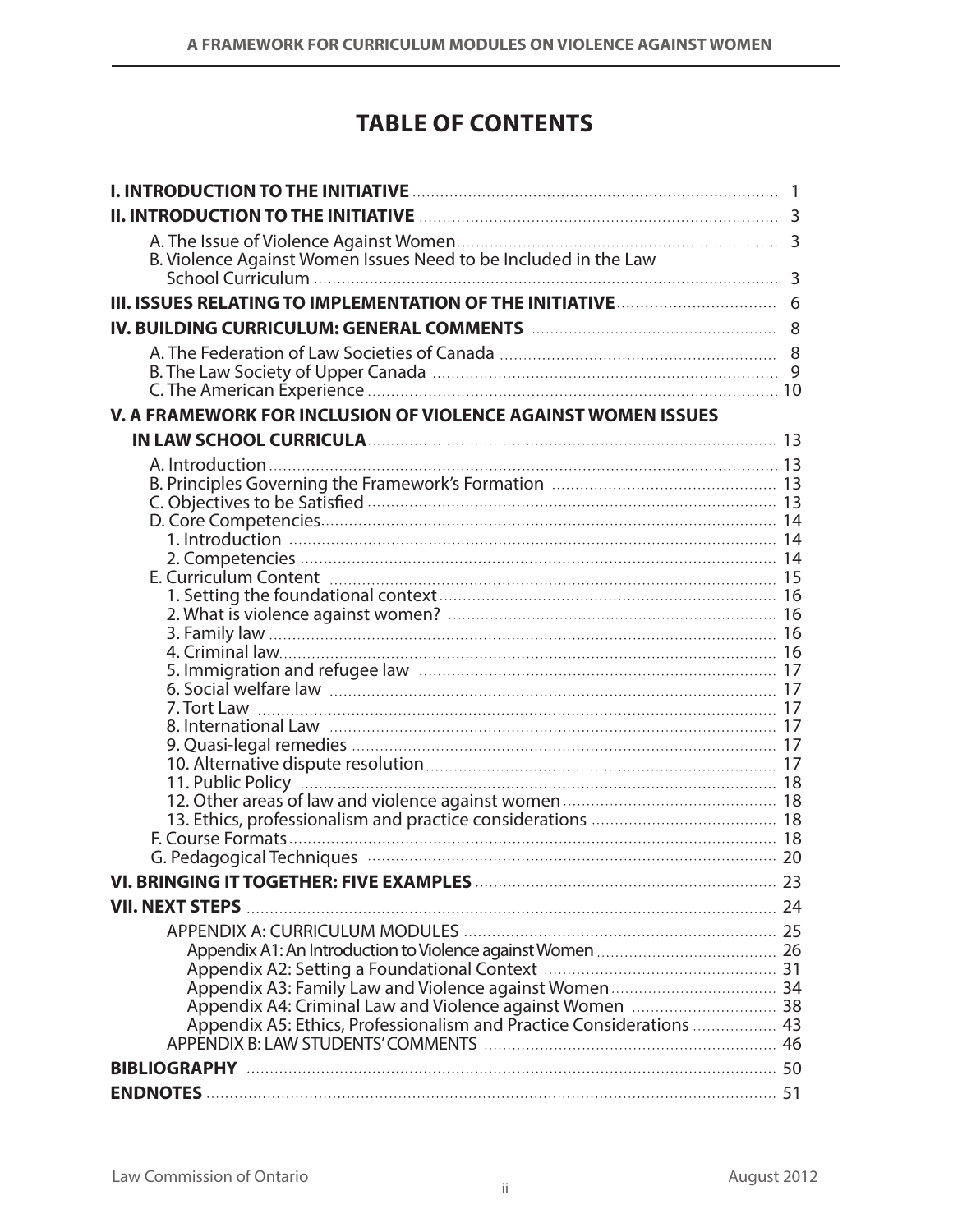# TABLE OF CONTENTS

**I. INTRODUCTION TO THE INITIATIVE** ........ 1

**II. INTRODUCTION TO THE INITIATIVE** ........ 3

- A. The Issue of Violence Against Women ........ 3
- B. Violence Against Women Issues Need to be Included in the Law School Curriculum ........ 3

**III. ISSUES RELATING TO IMPLEMENTATION OF THE INITIATIVE** ........ 6

**IV. BUILDING CURRICULUM: GENERAL COMMENTS** ........ 8

- A. The Federation of Law Societies of Canada ........ 8
- B. The Law Society of Upper Canada ........ 9
- C. The American Experience ........ 10

**V. A FRAMEWORK FOR INCLUSION OF VIOLENCE AGAINST WOMEN ISSUES IN LAW SCHOOL CURRICULA** ........ 13

- A. Introduction ........ 13
- B. Principles Governing the Framework's Formation ........ 13
- C. Objectives to be Satisfied ........ 13
- D. Core Competencies ........ 14
  - 1. Introduction ........ 14
  - 2. Competencies ........ 14
- E. Curriculum Content ........ 15
  - 1. Setting the foundational context ........ 16
  - 2. What is violence against women? ........ 16
  - 3. Family law ........ 16
  - 4. Criminal law ........ 16
  - 5. Immigration and refugee law ........ 17
  - 6. Social welfare law ........ 17
  - 7. Tort Law ........ 17
  - 8. International Law ........ 17
  - 9. Quasi-legal remedies ........ 17
  - 10. Alternative dispute resolution ........ 17
  - 11. Public Policy ........ 18
  - 12. Other areas of law and violence against women ........ 18
  - 13. Ethics, professionalism and practice considerations ........ 18
- F. Course Formats ........ 18
- G. Pedagogical Techniques ........ 20

**VI. BRINGING IT TOGETHER: FIVE EXAMPLES** ........ 23

**VII. NEXT STEPS** ........ 24

- APPENDIX A: CURRICULUM MODULES ........ 25
  - Appendix A1: An Introduction to Violence against Women ........ 26
  - Appendix A2: Setting a Foundational Context ........ 31
  - Appendix A3: Family Law and Violence against Women ........ 34
  - Appendix A4: Criminal Law and Violence against Women ........ 38
  - Appendix A5: Ethics, Professionalism and Practice Considerations ........ 43
- APPENDIX B: LAW STUDENTS' COMMENTS ........ 46

**BIBLIOGRAPHY** ........ 50

**ENDNOTES** ........ 51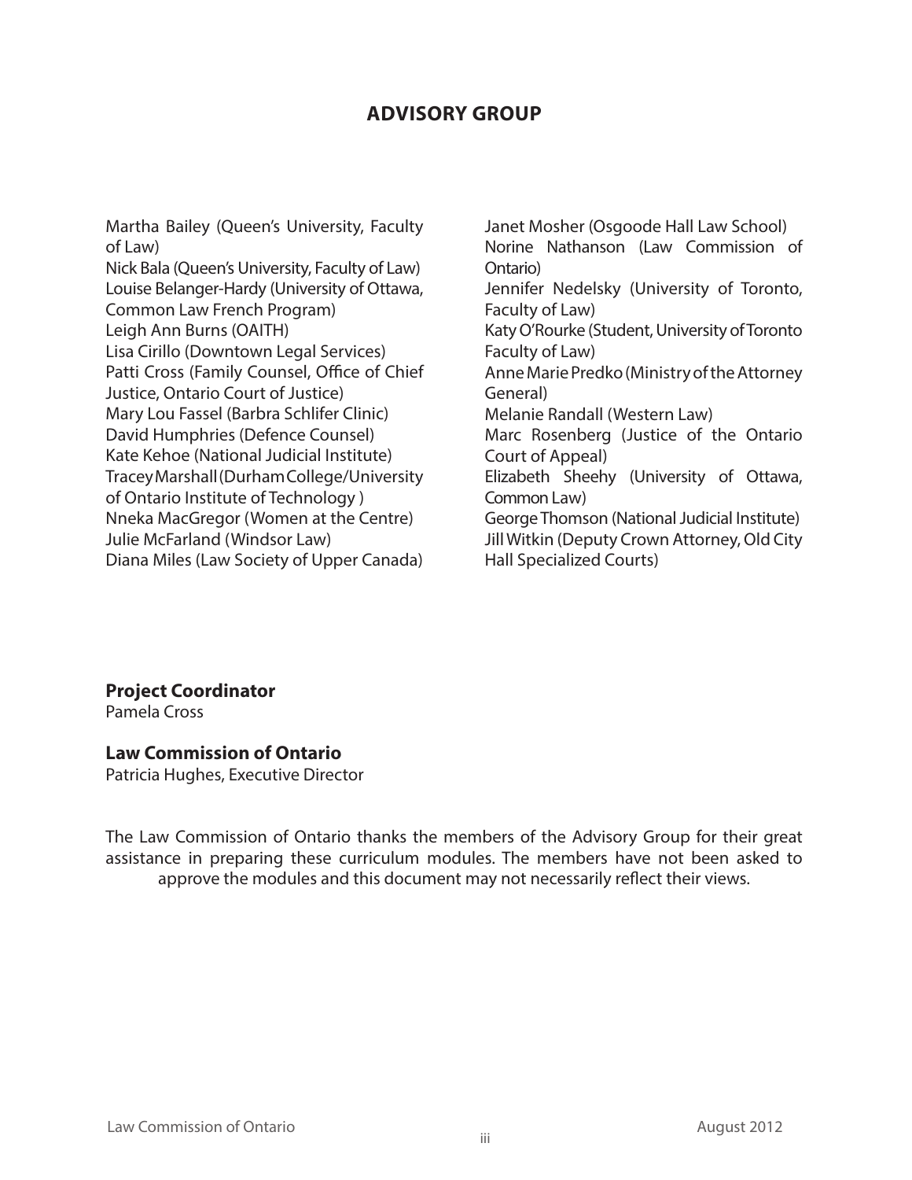## ADVISORY GROUP

Martha Bailey (Queen's University, Faculty of Law)
Nick Bala (Queen's University, Faculty of Law)
Louise Belanger-Hardy (University of Ottawa, Common Law French Program)
Leigh Ann Burns (OAITH)
Lisa Cirillo (Downtown Legal Services)
Patti Cross (Family Counsel, Office of Chief Justice, Ontario Court of Justice)
Mary Lou Fassel (Barbra Schlifer Clinic)
David Humphries (Defence Counsel)
Kate Kehoe (National Judicial Institute)
Tracey Marshall (Durham College/University of Ontario Institute of Technology )
Nneka MacGregor (Women at the Centre)
Julie McFarland (Windsor Law)
Diana Miles (Law Society of Upper Canada)
Janet Mosher (Osgoode Hall Law School)
Norine Nathanson (Law Commission of Ontario)
Jennifer Nedelsky (University of Toronto, Faculty of Law)
Katy O'Rourke (Student, University of Toronto Faculty of Law)
Anne Marie Predko (Ministry of the Attorney General)
Melanie Randall (Western Law)
Marc Rosenberg (Justice of the Ontario Court of Appeal)
Elizabeth Sheehy (University of Ottawa, Common Law)
George Thomson (National Judicial Institute)
Jill Witkin (Deputy Crown Attorney, Old City Hall Specialized Courts)

**Project Coordinator**
Pamela Cross

**Law Commission of Ontario**
Patricia Hughes, Executive Director

The Law Commission of Ontario thanks the members of the Advisory Group for their great assistance in preparing these curriculum modules. The members have not been asked to approve the modules and this document may not necessarily reflect their views.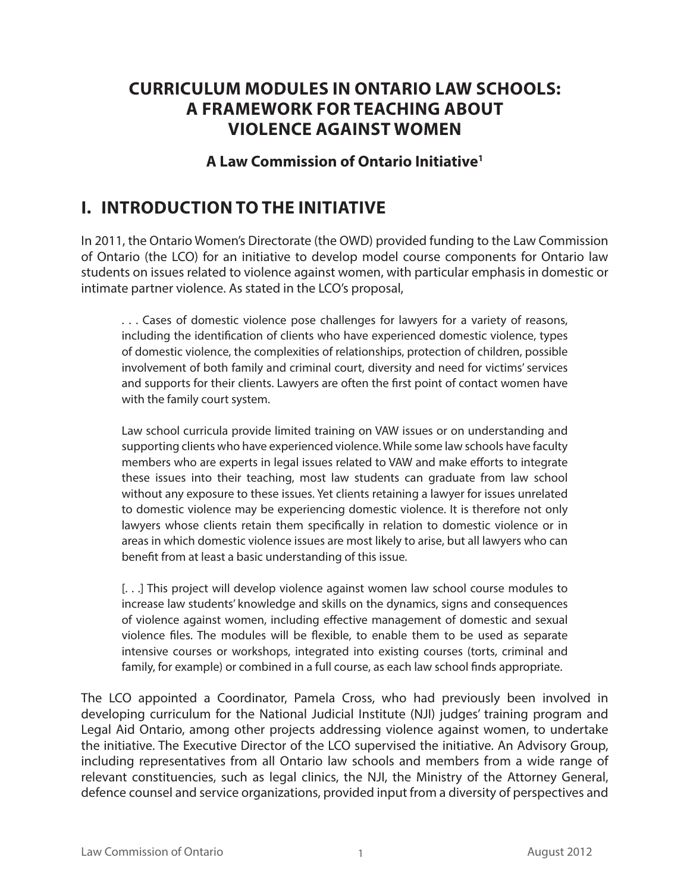# CURRICULUM MODULES IN ONTARIO LAW SCHOOLS: A FRAMEWORK FOR TEACHING ABOUT VIOLENCE AGAINST WOMEN

### A Law Commission of Ontario Initiative[1]

## I. INTRODUCTION TO THE INITIATIVE

In 2011, the Ontario Women's Directorate (the OWD) provided funding to the Law Commission of Ontario (the LCO) for an initiative to develop model course components for Ontario law students on issues related to violence against women, with particular emphasis in domestic or intimate partner violence. As stated in the LCO's proposal,

> . . . Cases of domestic violence pose challenges for lawyers for a variety of reasons, including the identification of clients who have experienced domestic violence, types of domestic violence, the complexities of relationships, protection of children, possible involvement of both family and criminal court, diversity and need for victims' services and supports for their clients. Lawyers are often the first point of contact women have with the family court system.
>
> Law school curricula provide limited training on VAW issues or on understanding and supporting clients who have experienced violence. While some law schools have faculty members who are experts in legal issues related to VAW and make efforts to integrate these issues into their teaching, most law students can graduate from law school without any exposure to these issues. Yet clients retaining a lawyer for issues unrelated to domestic violence may be experiencing domestic violence. It is therefore not only lawyers whose clients retain them specifically in relation to domestic violence or in areas in which domestic violence issues are most likely to arise, but all lawyers who can benefit from at least a basic understanding of this issue.
>
> [. . .] This project will develop violence against women law school course modules to increase law students' knowledge and skills on the dynamics, signs and consequences of violence against women, including effective management of domestic and sexual violence files. The modules will be flexible, to enable them to be used as separate intensive courses or workshops, integrated into existing courses (torts, criminal and family, for example) or combined in a full course, as each law school finds appropriate.

The LCO appointed a Coordinator, Pamela Cross, who had previously been involved in developing curriculum for the National Judicial Institute (NJI) judges' training program and Legal Aid Ontario, among other projects addressing violence against women, to undertake the initiative. The Executive Director of the LCO supervised the initiative. An Advisory Group, including representatives from all Ontario law schools and members from a wide range of relevant constituencies, such as legal clinics, the NJI, the Ministry of the Attorney General, defence counsel and service organizations, provided input from a diversity of perspectives and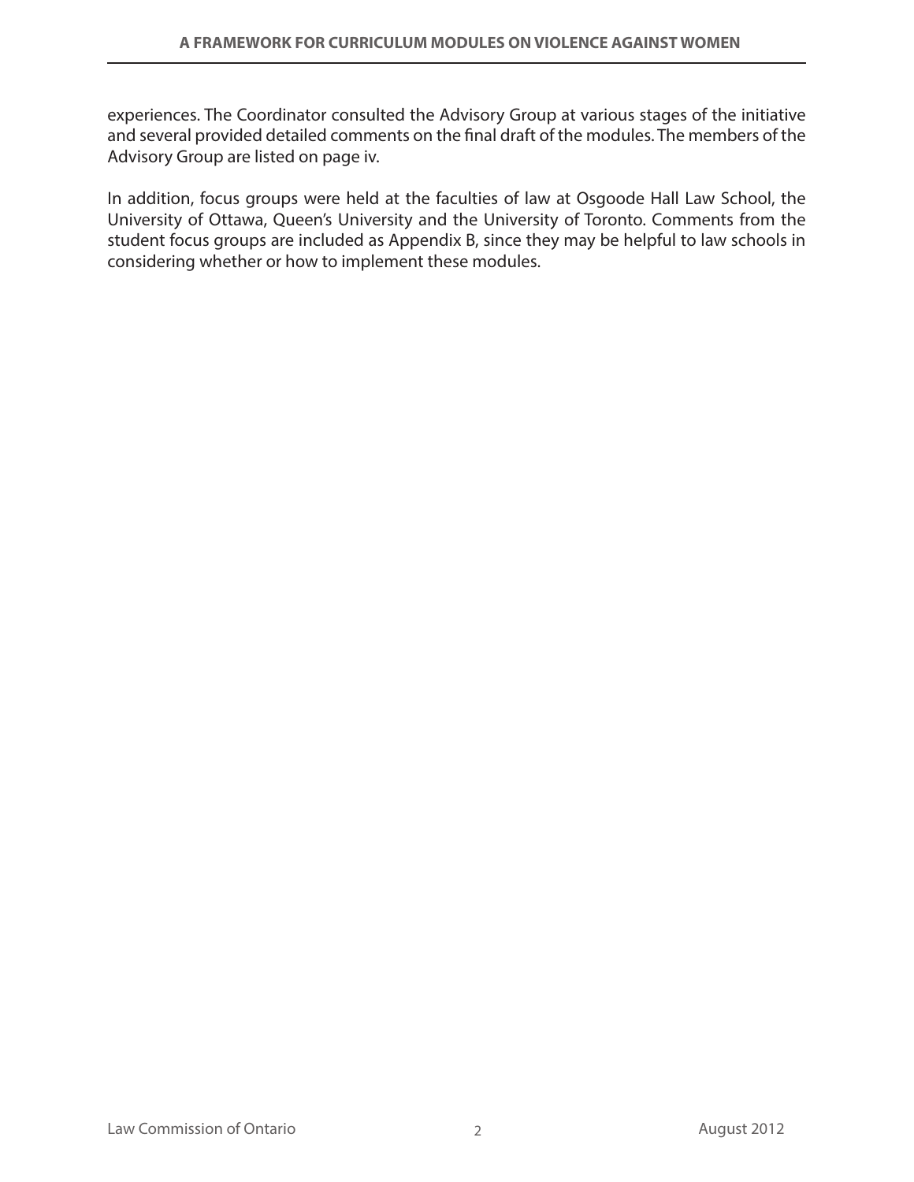experiences. The Coordinator consulted the Advisory Group at various stages of the initiative and several provided detailed comments on the final draft of the modules. The members of the Advisory Group are listed on page iv.

In addition, focus groups were held at the faculties of law at Osgoode Hall Law School, the University of Ottawa, Queen's University and the University of Toronto. Comments from the student focus groups are included as Appendix B, since they may be helpful to law schools in considering whether or how to implement these modules.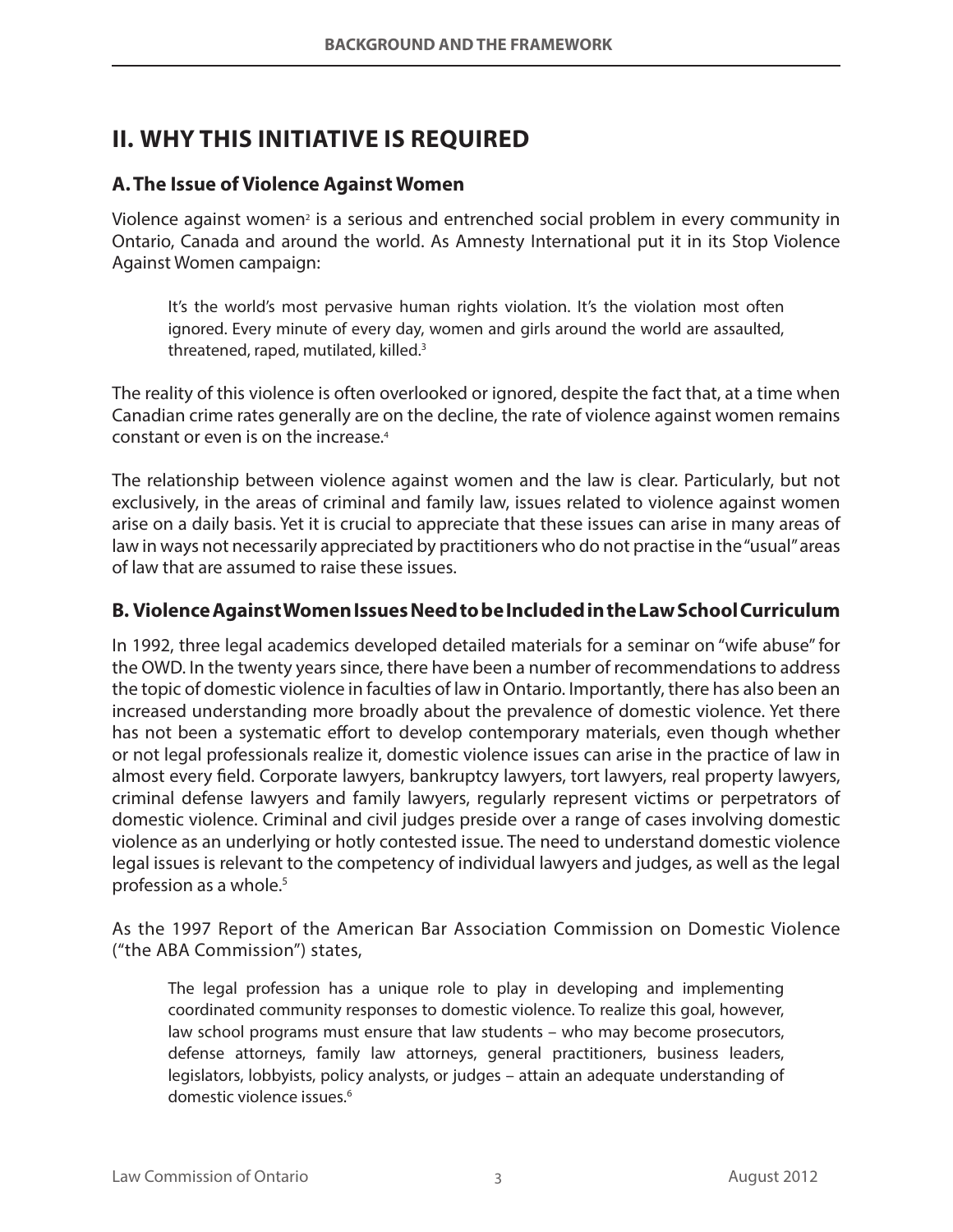## II. WHY THIS INITIATIVE IS REQUIRED

### A. The Issue of Violence Against Women

Violence against women[2] is a serious and entrenched social problem in every community in Ontario, Canada and around the world. As Amnesty International put it in its Stop Violence Against Women campaign:

> It's the world's most pervasive human rights violation. It's the violation most often ignored. Every minute of every day, women and girls around the world are assaulted, threatened, raped, mutilated, killed.[3]

The reality of this violence is often overlooked or ignored, despite the fact that, at a time when Canadian crime rates generally are on the decline, the rate of violence against women remains constant or even is on the increase.[4]

The relationship between violence against women and the law is clear. Particularly, but not exclusively, in the areas of criminal and family law, issues related to violence against women arise on a daily basis. Yet it is crucial to appreciate that these issues can arise in many areas of law in ways not necessarily appreciated by practitioners who do not practise in the "usual" areas of law that are assumed to raise these issues.

### B. Violence Against Women Issues Need to be Included in the Law School Curriculum

In 1992, three legal academics developed detailed materials for a seminar on "wife abuse" for the OWD. In the twenty years since, there have been a number of recommendations to address the topic of domestic violence in faculties of law in Ontario. Importantly, there has also been an increased understanding more broadly about the prevalence of domestic violence. Yet there has not been a systematic effort to develop contemporary materials, even though whether or not legal professionals realize it, domestic violence issues can arise in the practice of law in almost every field. Corporate lawyers, bankruptcy lawyers, tort lawyers, real property lawyers, criminal defense lawyers and family lawyers, regularly represent victims or perpetrators of domestic violence. Criminal and civil judges preside over a range of cases involving domestic violence as an underlying or hotly contested issue. The need to understand domestic violence legal issues is relevant to the competency of individual lawyers and judges, as well as the legal profession as a whole.[5]

As the 1997 Report of the American Bar Association Commission on Domestic Violence ("the ABA Commission") states,

> The legal profession has a unique role to play in developing and implementing coordinated community responses to domestic violence. To realize this goal, however, law school programs must ensure that law students – who may become prosecutors, defense attorneys, family law attorneys, general practitioners, business leaders, legislators, lobbyists, policy analysts, or judges – attain an adequate understanding of domestic violence issues.[6]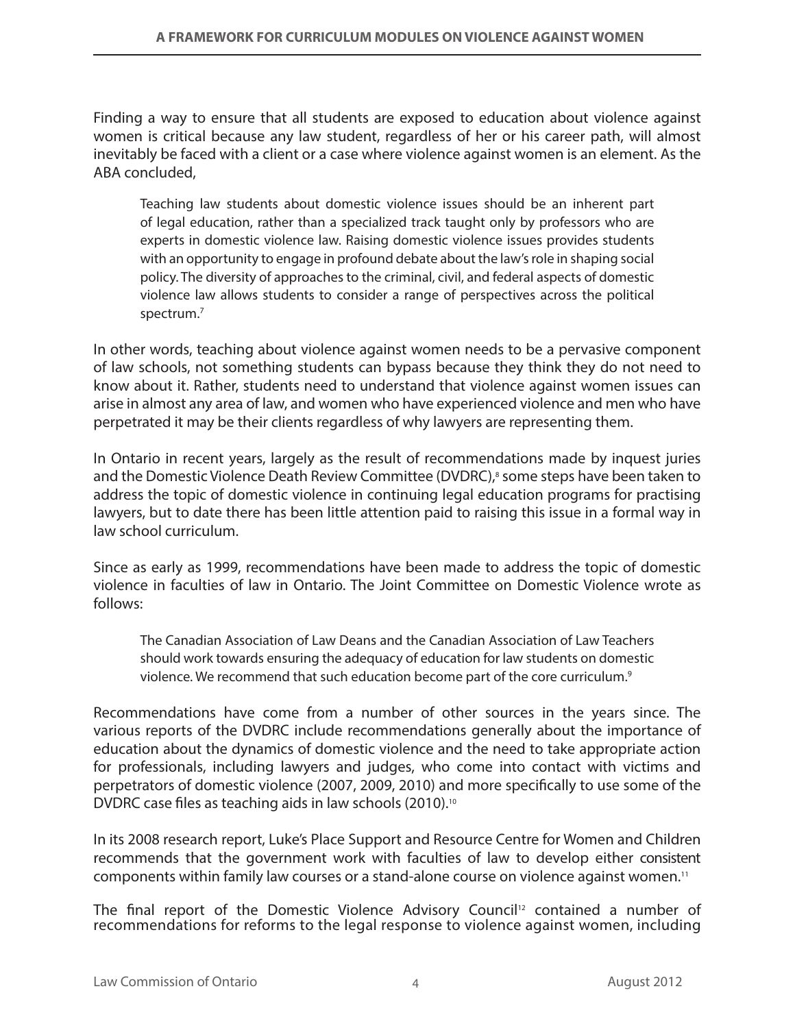Finding a way to ensure that all students are exposed to education about violence against women is critical because any law student, regardless of her or his career path, will almost inevitably be faced with a client or a case where violence against women is an element. As the ABA concluded,

> Teaching law students about domestic violence issues should be an inherent part of legal education, rather than a specialized track taught only by professors who are experts in domestic violence law. Raising domestic violence issues provides students with an opportunity to engage in profound debate about the law's role in shaping social policy. The diversity of approaches to the criminal, civil, and federal aspects of domestic violence law allows students to consider a range of perspectives across the political spectrum.[7]

In other words, teaching about violence against women needs to be a pervasive component of law schools, not something students can bypass because they think they do not need to know about it. Rather, students need to understand that violence against women issues can arise in almost any area of law, and women who have experienced violence and men who have perpetrated it may be their clients regardless of why lawyers are representing them.

In Ontario in recent years, largely as the result of recommendations made by inquest juries and the Domestic Violence Death Review Committee (DVDRC),[8] some steps have been taken to address the topic of domestic violence in continuing legal education programs for practising lawyers, but to date there has been little attention paid to raising this issue in a formal way in law school curriculum.

Since as early as 1999, recommendations have been made to address the topic of domestic violence in faculties of law in Ontario. The Joint Committee on Domestic Violence wrote as follows:

> The Canadian Association of Law Deans and the Canadian Association of Law Teachers should work towards ensuring the adequacy of education for law students on domestic violence. We recommend that such education become part of the core curriculum.[9]

Recommendations have come from a number of other sources in the years since. The various reports of the DVDRC include recommendations generally about the importance of education about the dynamics of domestic violence and the need to take appropriate action for professionals, including lawyers and judges, who come into contact with victims and perpetrators of domestic violence (2007, 2009, 2010) and more specifically to use some of the DVDRC case files as teaching aids in law schools (2010).[10]

In its 2008 research report, Luke's Place Support and Resource Centre for Women and Children recommends that the government work with faculties of law to develop either consistent components within family law courses or a stand-alone course on violence against women.[11]

The final report of the Domestic Violence Advisory Council[12] contained a number of recommendations for reforms to the legal response to violence against women, including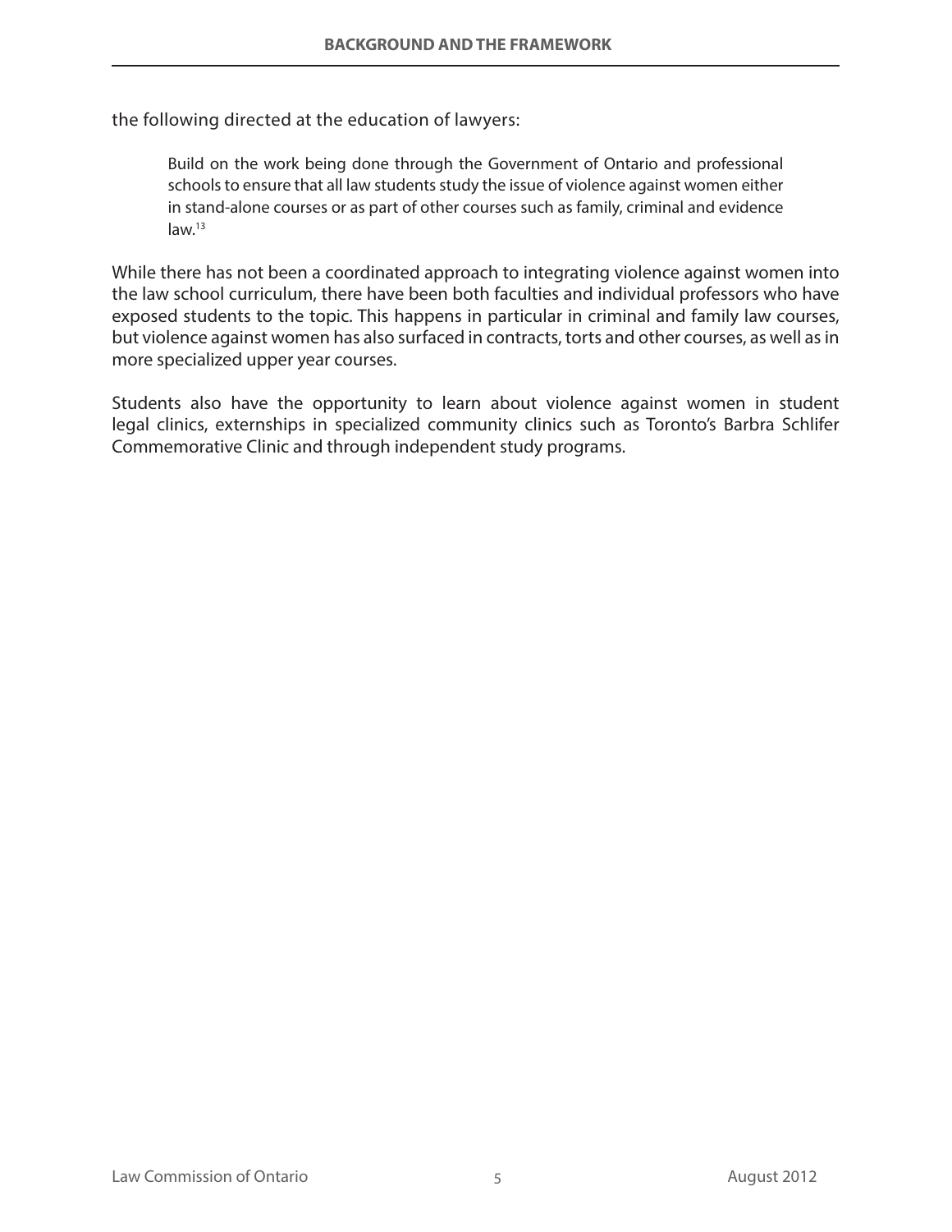the following directed at the education of lawyers:

> Build on the work being done through the Government of Ontario and professional schools to ensure that all law students study the issue of violence against women either in stand-alone courses or as part of other courses such as family, criminal and evidence law.[13]

While there has not been a coordinated approach to integrating violence against women into the law school curriculum, there have been both faculties and individual professors who have exposed students to the topic. This happens in particular in criminal and family law courses, but violence against women has also surfaced in contracts, torts and other courses, as well as in more specialized upper year courses.

Students also have the opportunity to learn about violence against women in student legal clinics, externships in specialized community clinics such as Toronto's Barbra Schlifer Commemorative Clinic and through independent study programs.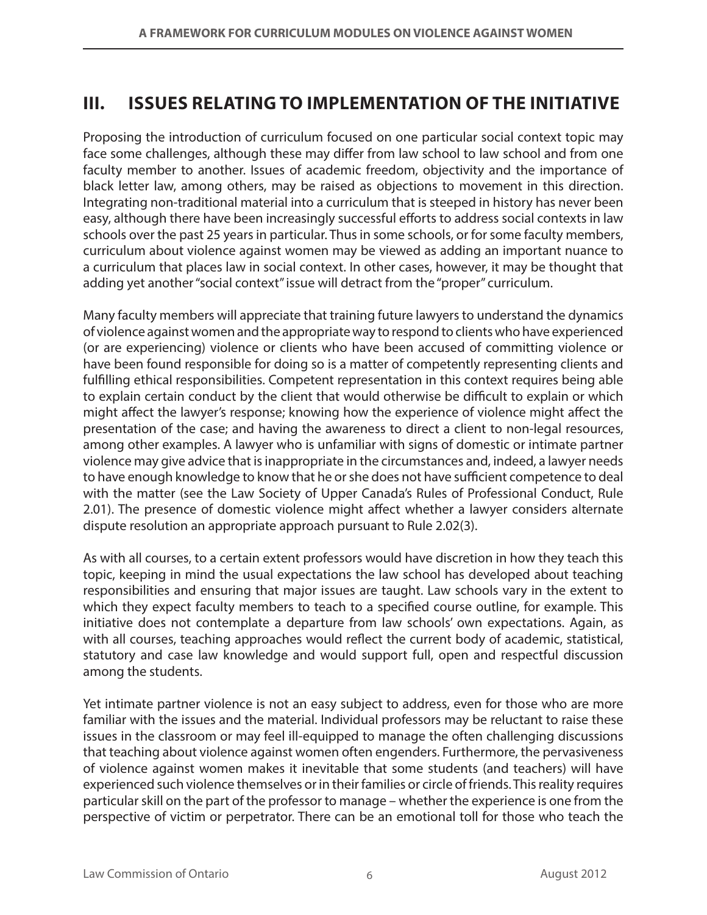## III. ISSUES RELATING TO IMPLEMENTATION OF THE INITIATIVE

Proposing the introduction of curriculum focused on one particular social context topic may face some challenges, although these may differ from law school to law school and from one faculty member to another. Issues of academic freedom, objectivity and the importance of black letter law, among others, may be raised as objections to movement in this direction. Integrating non-traditional material into a curriculum that is steeped in history has never been easy, although there have been increasingly successful efforts to address social contexts in law schools over the past 25 years in particular. Thus in some schools, or for some faculty members, curriculum about violence against women may be viewed as adding an important nuance to a curriculum that places law in social context. In other cases, however, it may be thought that adding yet another "social context" issue will detract from the "proper" curriculum.

Many faculty members will appreciate that training future lawyers to understand the dynamics of violence against women and the appropriate way to respond to clients who have experienced (or are experiencing) violence or clients who have been accused of committing violence or have been found responsible for doing so is a matter of competently representing clients and fulfilling ethical responsibilities. Competent representation in this context requires being able to explain certain conduct by the client that would otherwise be difficult to explain or which might affect the lawyer's response; knowing how the experience of violence might affect the presentation of the case; and having the awareness to direct a client to non-legal resources, among other examples. A lawyer who is unfamiliar with signs of domestic or intimate partner violence may give advice that is inappropriate in the circumstances and, indeed, a lawyer needs to have enough knowledge to know that he or she does not have sufficient competence to deal with the matter (see the Law Society of Upper Canada's Rules of Professional Conduct, Rule 2.01). The presence of domestic violence might affect whether a lawyer considers alternate dispute resolution an appropriate approach pursuant to Rule 2.02(3).

As with all courses, to a certain extent professors would have discretion in how they teach this topic, keeping in mind the usual expectations the law school has developed about teaching responsibilities and ensuring that major issues are taught. Law schools vary in the extent to which they expect faculty members to teach to a specified course outline, for example. This initiative does not contemplate a departure from law schools' own expectations. Again, as with all courses, teaching approaches would reflect the current body of academic, statistical, statutory and case law knowledge and would support full, open and respectful discussion among the students.

Yet intimate partner violence is not an easy subject to address, even for those who are more familiar with the issues and the material. Individual professors may be reluctant to raise these issues in the classroom or may feel ill-equipped to manage the often challenging discussions that teaching about violence against women often engenders. Furthermore, the pervasiveness of violence against women makes it inevitable that some students (and teachers) will have experienced such violence themselves or in their families or circle of friends. This reality requires particular skill on the part of the professor to manage – whether the experience is one from the perspective of victim or perpetrator. There can be an emotional toll for those who teach the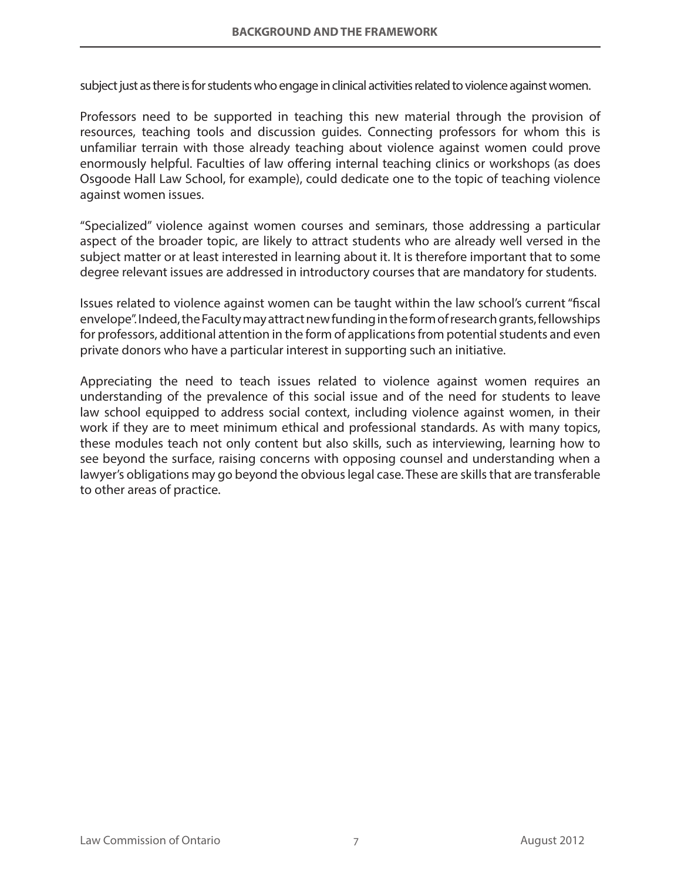subject just as there is for students who engage in clinical activities related to violence against women.

Professors need to be supported in teaching this new material through the provision of resources, teaching tools and discussion guides. Connecting professors for whom this is unfamiliar terrain with those already teaching about violence against women could prove enormously helpful. Faculties of law offering internal teaching clinics or workshops (as does Osgoode Hall Law School, for example), could dedicate one to the topic of teaching violence against women issues.

"Specialized" violence against women courses and seminars, those addressing a particular aspect of the broader topic, are likely to attract students who are already well versed in the subject matter or at least interested in learning about it. It is therefore important that to some degree relevant issues are addressed in introductory courses that are mandatory for students.

Issues related to violence against women can be taught within the law school's current "fiscal envelope". Indeed, the Faculty may attract new funding in the form of research grants, fellowships for professors, additional attention in the form of applications from potential students and even private donors who have a particular interest in supporting such an initiative.

Appreciating the need to teach issues related to violence against women requires an understanding of the prevalence of this social issue and of the need for students to leave law school equipped to address social context, including violence against women, in their work if they are to meet minimum ethical and professional standards. As with many topics, these modules teach not only content but also skills, such as interviewing, learning how to see beyond the surface, raising concerns with opposing counsel and understanding when a lawyer's obligations may go beyond the obvious legal case. These are skills that are transferable to other areas of practice.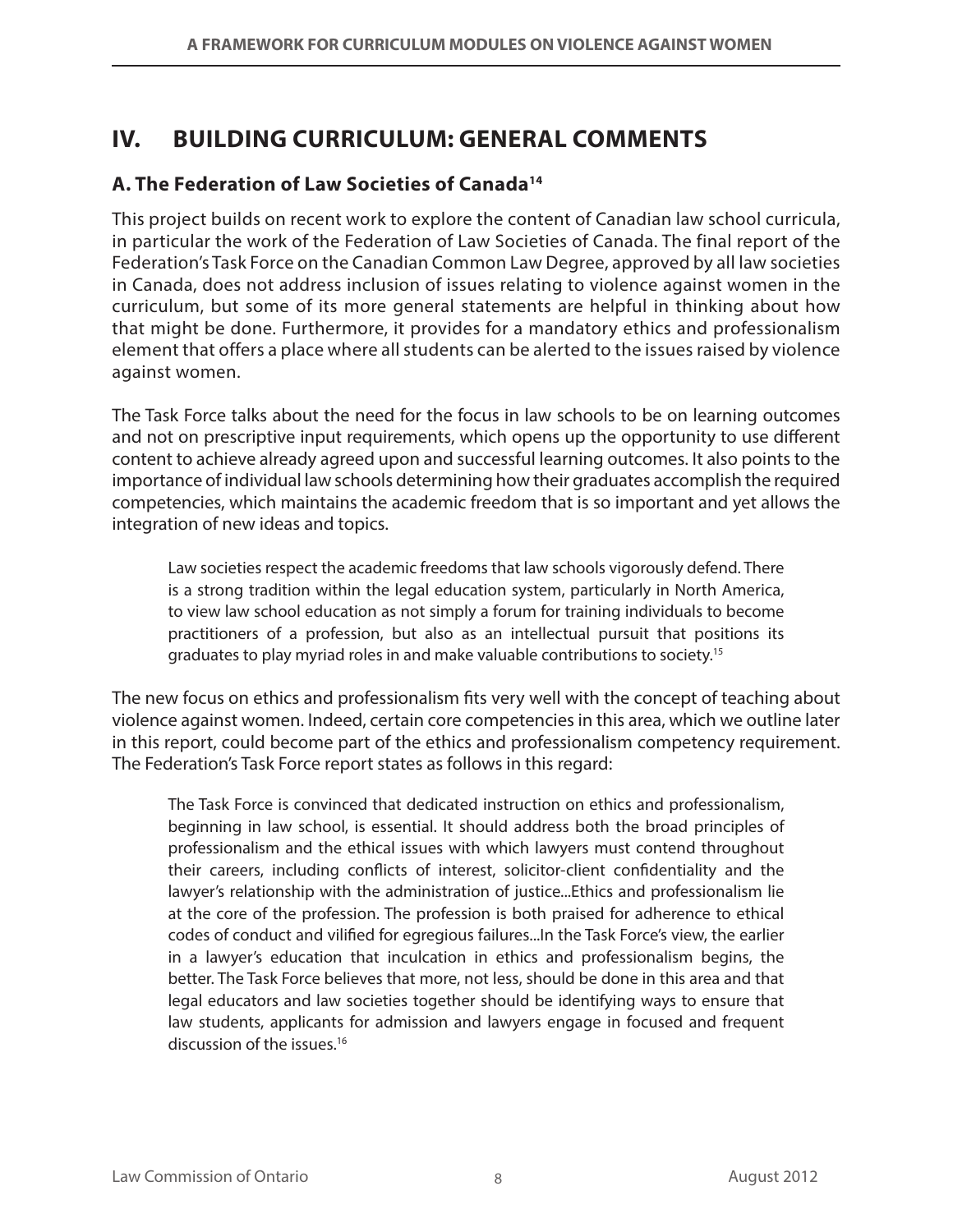## IV. BUILDING CURRICULUM: GENERAL COMMENTS

### A. The Federation of Law Societies of Canada[14]

This project builds on recent work to explore the content of Canadian law school curricula, in particular the work of the Federation of Law Societies of Canada. The final report of the Federation's Task Force on the Canadian Common Law Degree, approved by all law societies in Canada, does not address inclusion of issues relating to violence against women in the curriculum, but some of its more general statements are helpful in thinking about how that might be done. Furthermore, it provides for a mandatory ethics and professionalism element that offers a place where all students can be alerted to the issues raised by violence against women.

The Task Force talks about the need for the focus in law schools to be on learning outcomes and not on prescriptive input requirements, which opens up the opportunity to use different content to achieve already agreed upon and successful learning outcomes. It also points to the importance of individual law schools determining how their graduates accomplish the required competencies, which maintains the academic freedom that is so important and yet allows the integration of new ideas and topics.

> Law societies respect the academic freedoms that law schools vigorously defend. There is a strong tradition within the legal education system, particularly in North America, to view law school education as not simply a forum for training individuals to become practitioners of a profession, but also as an intellectual pursuit that positions its graduates to play myriad roles in and make valuable contributions to society.[15]

The new focus on ethics and professionalism fits very well with the concept of teaching about violence against women. Indeed, certain core competencies in this area, which we outline later in this report, could become part of the ethics and professionalism competency requirement. The Federation's Task Force report states as follows in this regard:

> The Task Force is convinced that dedicated instruction on ethics and professionalism, beginning in law school, is essential. It should address both the broad principles of professionalism and the ethical issues with which lawyers must contend throughout their careers, including conflicts of interest, solicitor-client confidentiality and the lawyer's relationship with the administration of justice...Ethics and professionalism lie at the core of the profession. The profession is both praised for adherence to ethical codes of conduct and vilified for egregious failures...In the Task Force's view, the earlier in a lawyer's education that inculcation in ethics and professionalism begins, the better. The Task Force believes that more, not less, should be done in this area and that legal educators and law societies together should be identifying ways to ensure that law students, applicants for admission and lawyers engage in focused and frequent discussion of the issues.[16]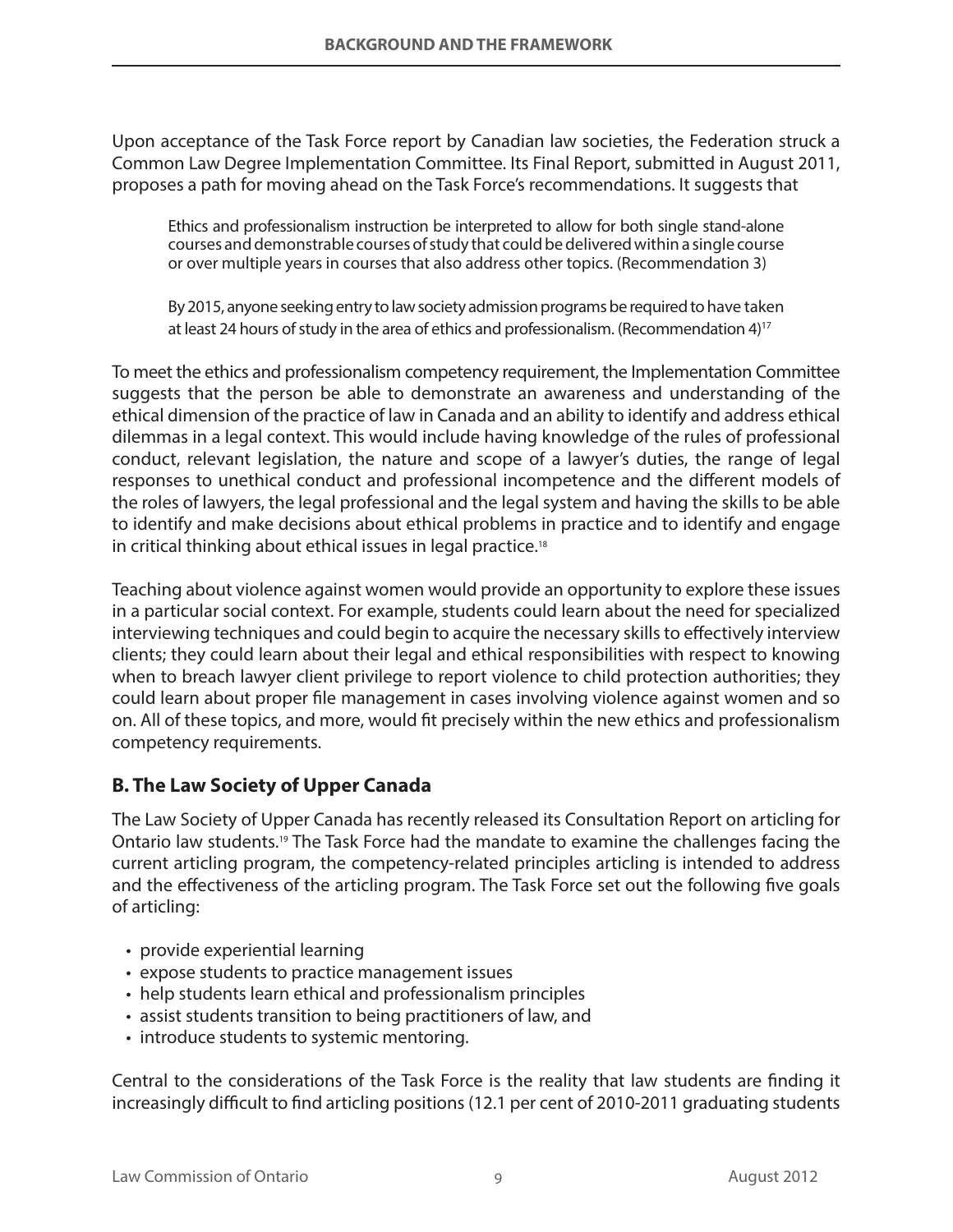Upon acceptance of the Task Force report by Canadian law societies, the Federation struck a Common Law Degree Implementation Committee. Its Final Report, submitted in August 2011, proposes a path for moving ahead on the Task Force's recommendations. It suggests that

> Ethics and professionalism instruction be interpreted to allow for both single stand-alone courses and demonstrable courses of study that could be delivered within a single course or over multiple years in courses that also address other topics. (Recommendation 3)
>
> By 2015, anyone seeking entry to law society admission programs be required to have taken at least 24 hours of study in the area of ethics and professionalism. (Recommendation 4)[17]

To meet the ethics and professionalism competency requirement, the Implementation Committee suggests that the person be able to demonstrate an awareness and understanding of the ethical dimension of the practice of law in Canada and an ability to identify and address ethical dilemmas in a legal context. This would include having knowledge of the rules of professional conduct, relevant legislation, the nature and scope of a lawyer's duties, the range of legal responses to unethical conduct and professional incompetence and the different models of the roles of lawyers, the legal professional and the legal system and having the skills to be able to identify and make decisions about ethical problems in practice and to identify and engage in critical thinking about ethical issues in legal practice.[18]

Teaching about violence against women would provide an opportunity to explore these issues in a particular social context. For example, students could learn about the need for specialized interviewing techniques and could begin to acquire the necessary skills to effectively interview clients; they could learn about their legal and ethical responsibilities with respect to knowing when to breach lawyer client privilege to report violence to child protection authorities; they could learn about proper file management in cases involving violence against women and so on. All of these topics, and more, would fit precisely within the new ethics and professionalism competency requirements.

## B. The Law Society of Upper Canada

The Law Society of Upper Canada has recently released its Consultation Report on articling for Ontario law students.[19] The Task Force had the mandate to examine the challenges facing the current articling program, the competency-related principles articling is intended to address and the effectiveness of the articling program. The Task Force set out the following five goals of articling:

- provide experiential learning
- expose students to practice management issues
- help students learn ethical and professionalism principles
- assist students transition to being practitioners of law, and
- introduce students to systemic mentoring.

Central to the considerations of the Task Force is the reality that law students are finding it increasingly difficult to find articling positions (12.1 per cent of 2010-2011 graduating students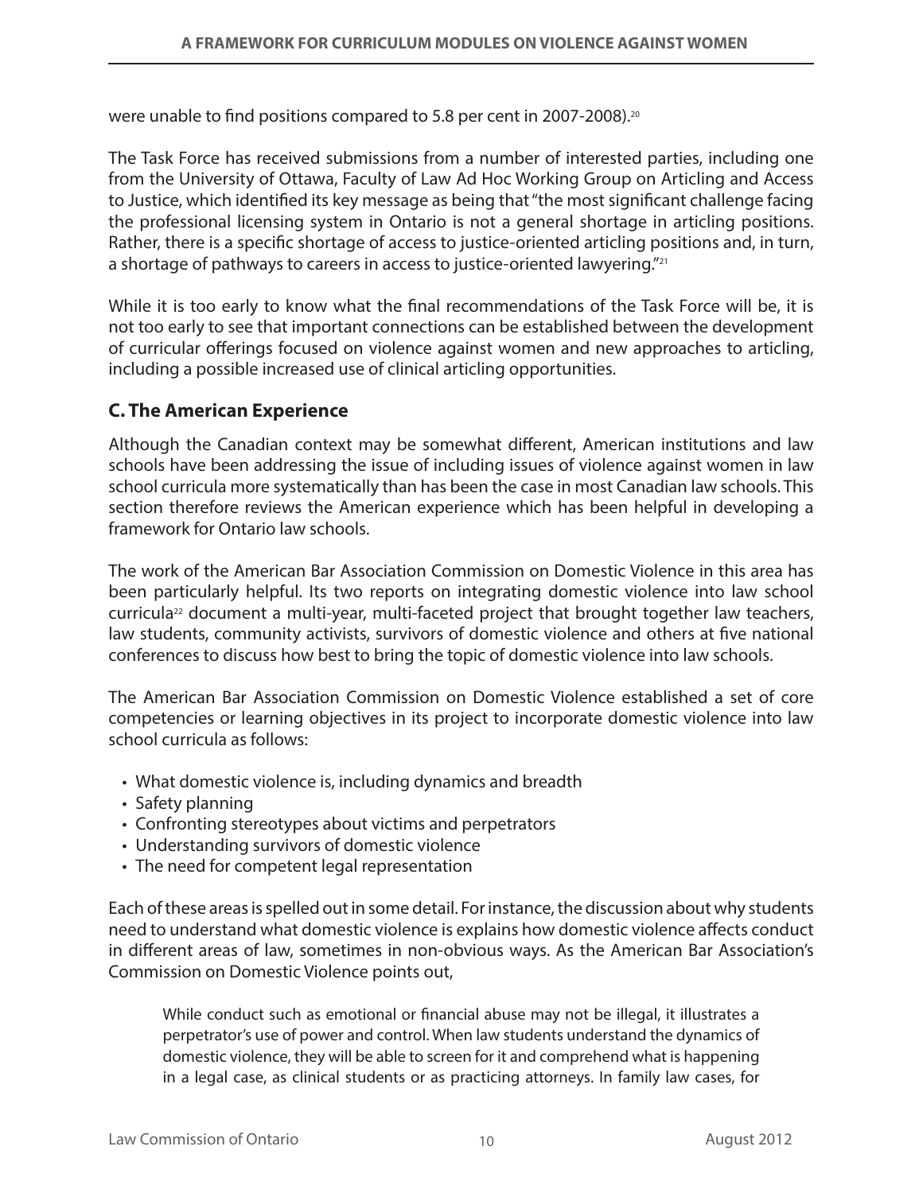were unable to find positions compared to 5.8 per cent in 2007-2008).[20]

The Task Force has received submissions from a number of interested parties, including one from the University of Ottawa, Faculty of Law Ad Hoc Working Group on Articling and Access to Justice, which identified its key message as being that "the most significant challenge facing the professional licensing system in Ontario is not a general shortage in articling positions. Rather, there is a specific shortage of access to justice-oriented articling positions and, in turn, a shortage of pathways to careers in access to justice-oriented lawyering."[21]

While it is too early to know what the final recommendations of the Task Force will be, it is not too early to see that important connections can be established between the development of curricular offerings focused on violence against women and new approaches to articling, including a possible increased use of clinical articling opportunities.

## C. The American Experience

Although the Canadian context may be somewhat different, American institutions and law schools have been addressing the issue of including issues of violence against women in law school curricula more systematically than has been the case in most Canadian law schools. This section therefore reviews the American experience which has been helpful in developing a framework for Ontario law schools.

The work of the American Bar Association Commission on Domestic Violence in this area has been particularly helpful. Its two reports on integrating domestic violence into law school curricula[22] document a multi-year, multi-faceted project that brought together law teachers, law students, community activists, survivors of domestic violence and others at five national conferences to discuss how best to bring the topic of domestic violence into law schools.

The American Bar Association Commission on Domestic Violence established a set of core competencies or learning objectives in its project to incorporate domestic violence into law school curricula as follows:

- What domestic violence is, including dynamics and breadth
- Safety planning
- Confronting stereotypes about victims and perpetrators
- Understanding survivors of domestic violence
- The need for competent legal representation

Each of these areas is spelled out in some detail. For instance, the discussion about why students need to understand what domestic violence is explains how domestic violence affects conduct in different areas of law, sometimes in non-obvious ways. As the American Bar Association's Commission on Domestic Violence points out,

> While conduct such as emotional or financial abuse may not be illegal, it illustrates a perpetrator's use of power and control. When law students understand the dynamics of domestic violence, they will be able to screen for it and comprehend what is happening in a legal case, as clinical students or as practicing attorneys. In family law cases, for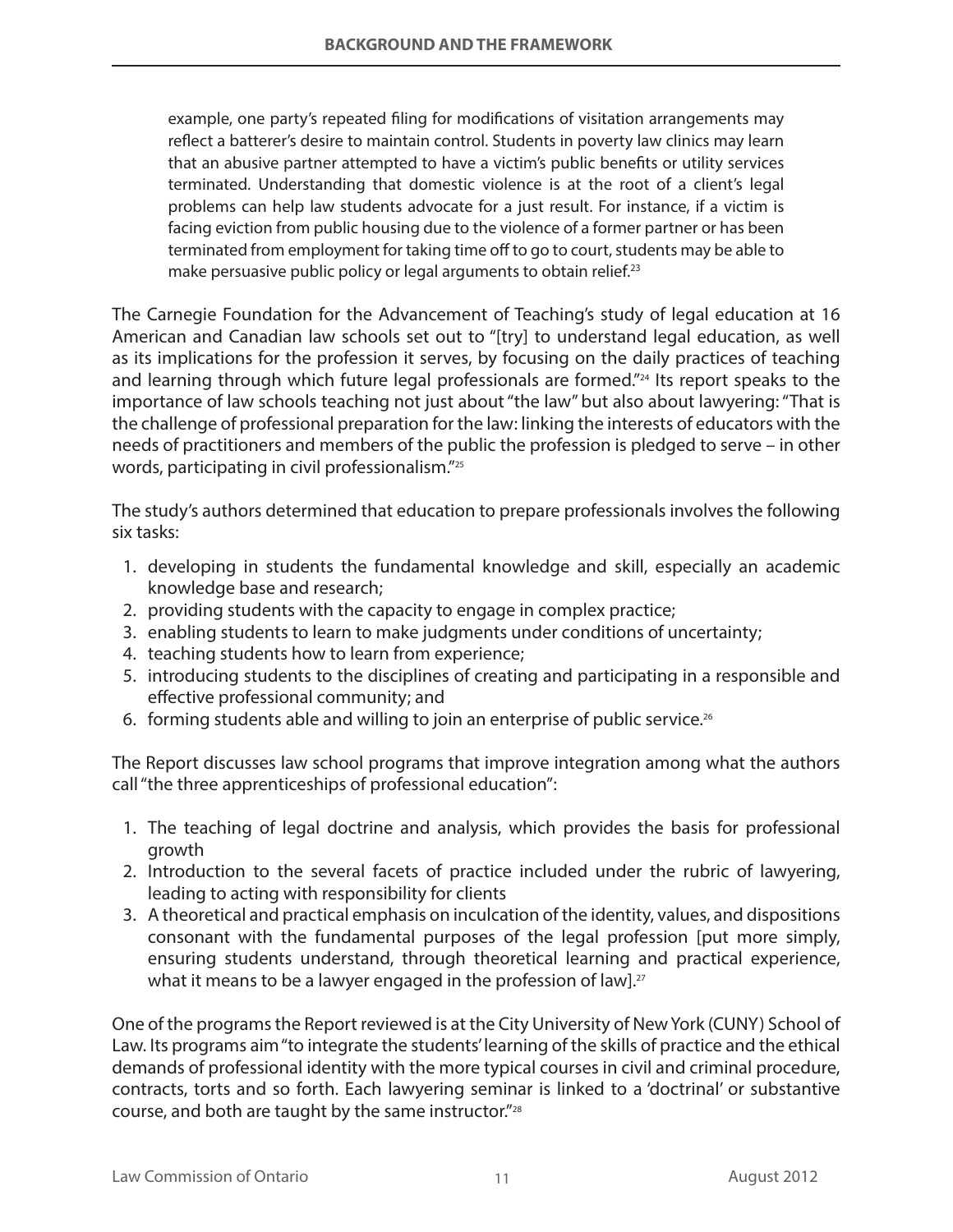> example, one party's repeated filing for modifications of visitation arrangements may reflect a batterer's desire to maintain control. Students in poverty law clinics may learn that an abusive partner attempted to have a victim's public benefits or utility services terminated. Understanding that domestic violence is at the root of a client's legal problems can help law students advocate for a just result. For instance, if a victim is facing eviction from public housing due to the violence of a former partner or has been terminated from employment for taking time off to go to court, students may be able to make persuasive public policy or legal arguments to obtain relief.[23]

The Carnegie Foundation for the Advancement of Teaching's study of legal education at 16 American and Canadian law schools set out to "[try] to understand legal education, as well as its implications for the profession it serves, by focusing on the daily practices of teaching and learning through which future legal professionals are formed."[24] Its report speaks to the importance of law schools teaching not just about "the law" but also about lawyering: "That is the challenge of professional preparation for the law: linking the interests of educators with the needs of practitioners and members of the public the profession is pledged to serve – in other words, participating in civil professionalism."[25]

The study's authors determined that education to prepare professionals involves the following six tasks:

1. developing in students the fundamental knowledge and skill, especially an academic knowledge base and research;
2. providing students with the capacity to engage in complex practice;
3. enabling students to learn to make judgments under conditions of uncertainty;
4. teaching students how to learn from experience;
5. introducing students to the disciplines of creating and participating in a responsible and effective professional community; and
6. forming students able and willing to join an enterprise of public service.[26]

The Report discusses law school programs that improve integration among what the authors call "the three apprenticeships of professional education":

1. The teaching of legal doctrine and analysis, which provides the basis for professional growth
2. Introduction to the several facets of practice included under the rubric of lawyering, leading to acting with responsibility for clients
3. A theoretical and practical emphasis on inculcation of the identity, values, and dispositions consonant with the fundamental purposes of the legal profession [put more simply, ensuring students understand, through theoretical learning and practical experience, what it means to be a lawyer engaged in the profession of law].[27]

One of the programs the Report reviewed is at the City University of New York (CUNY) School of Law. Its programs aim "to integrate the students' learning of the skills of practice and the ethical demands of professional identity with the more typical courses in civil and criminal procedure, contracts, torts and so forth. Each lawyering seminar is linked to a 'doctrinal' or substantive course, and both are taught by the same instructor."[28]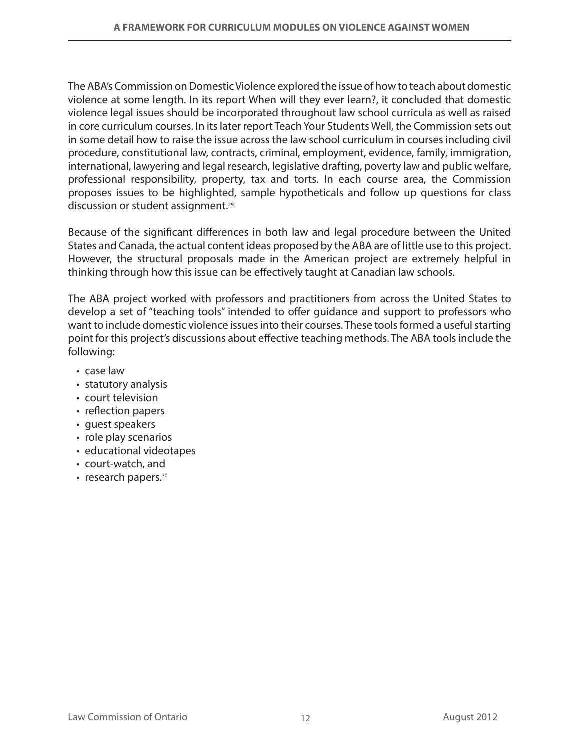The ABA's Commission on Domestic Violence explored the issue of how to teach about domestic violence at some length. In its report When will they ever learn?, it concluded that domestic violence legal issues should be incorporated throughout law school curricula as well as raised in core curriculum courses. In its later report Teach Your Students Well, the Commission sets out in some detail how to raise the issue across the law school curriculum in courses including civil procedure, constitutional law, contracts, criminal, employment, evidence, family, immigration, international, lawyering and legal research, legislative drafting, poverty law and public welfare, professional responsibility, property, tax and torts. In each course area, the Commission proposes issues to be highlighted, sample hypotheticals and follow up questions for class discussion or student assignment.[29]

Because of the significant differences in both law and legal procedure between the United States and Canada, the actual content ideas proposed by the ABA are of little use to this project. However, the structural proposals made in the American project are extremely helpful in thinking through how this issue can be effectively taught at Canadian law schools.

The ABA project worked with professors and practitioners from across the United States to develop a set of "teaching tools" intended to offer guidance and support to professors who want to include domestic violence issues into their courses. These tools formed a useful starting point for this project's discussions about effective teaching methods. The ABA tools include the following:

- case law
- statutory analysis
- court television
- reflection papers
- guest speakers
- role play scenarios
- educational videotapes
- court-watch, and
- research papers.[30]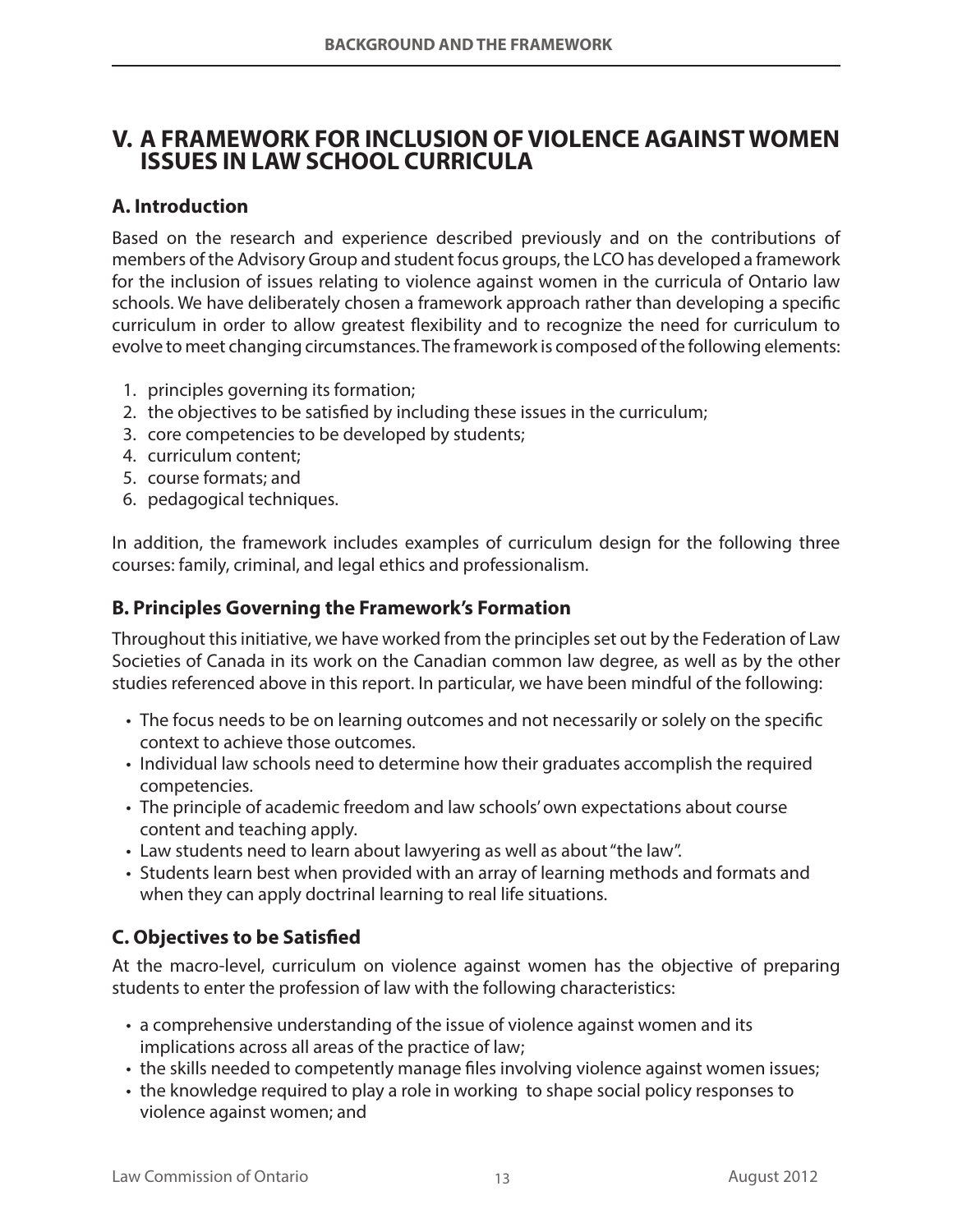# V. A FRAMEWORK FOR INCLUSION OF VIOLENCE AGAINST WOMEN ISSUES IN LAW SCHOOL CURRICULA

## A. Introduction

Based on the research and experience described previously and on the contributions of members of the Advisory Group and student focus groups, the LCO has developed a framework for the inclusion of issues relating to violence against women in the curricula of Ontario law schools. We have deliberately chosen a framework approach rather than developing a specific curriculum in order to allow greatest flexibility and to recognize the need for curriculum to evolve to meet changing circumstances. The framework is composed of the following elements:

1. principles governing its formation;
2. the objectives to be satisfied by including these issues in the curriculum;
3. core competencies to be developed by students;
4. curriculum content;
5. course formats; and
6. pedagogical techniques.

In addition, the framework includes examples of curriculum design for the following three courses: family, criminal, and legal ethics and professionalism.

## B. Principles Governing the Framework's Formation

Throughout this initiative, we have worked from the principles set out by the Federation of Law Societies of Canada in its work on the Canadian common law degree, as well as by the other studies referenced above in this report. In particular, we have been mindful of the following:

- The focus needs to be on learning outcomes and not necessarily or solely on the specific context to achieve those outcomes.
- Individual law schools need to determine how their graduates accomplish the required competencies.
- The principle of academic freedom and law schools' own expectations about course content and teaching apply.
- Law students need to learn about lawyering as well as about "the law".
- Students learn best when provided with an array of learning methods and formats and when they can apply doctrinal learning to real life situations.

## C. Objectives to be Satisfied

At the macro-level, curriculum on violence against women has the objective of preparing students to enter the profession of law with the following characteristics:

- a comprehensive understanding of the issue of violence against women and its implications across all areas of the practice of law;
- the skills needed to competently manage files involving violence against women issues;
- the knowledge required to play a role in working to shape social policy responses to violence against women; and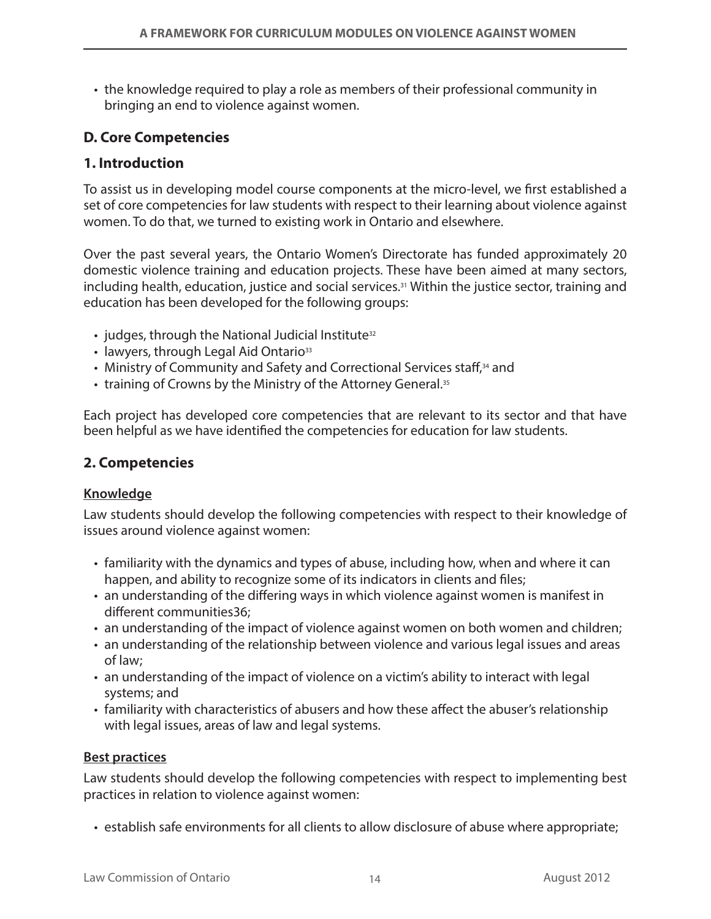- the knowledge required to play a role as members of their professional community in bringing an end to violence against women.

## D. Core Competencies

### 1. Introduction

To assist us in developing model course components at the micro-level, we first established a set of core competencies for law students with respect to their learning about violence against women. To do that, we turned to existing work in Ontario and elsewhere.

Over the past several years, the Ontario Women's Directorate has funded approximately 20 domestic violence training and education projects. These have been aimed at many sectors, including health, education, justice and social services.[31] Within the justice sector, training and education has been developed for the following groups:

- judges, through the National Judicial Institute[32]
- lawyers, through Legal Aid Ontario[33]
- Ministry of Community and Safety and Correctional Services staff,[34] and
- training of Crowns by the Ministry of the Attorney General.[35]

Each project has developed core competencies that are relevant to its sector and that have been helpful as we have identified the competencies for education for law students.

### 2. Competencies

**Knowledge**

Law students should develop the following competencies with respect to their knowledge of issues around violence against women:

- familiarity with the dynamics and types of abuse, including how, when and where it can happen, and ability to recognize some of its indicators in clients and files;
- an understanding of the differing ways in which violence against women is manifest in different communities36;
- an understanding of the impact of violence against women on both women and children;
- an understanding of the relationship between violence and various legal issues and areas of law;
- an understanding of the impact of violence on a victim's ability to interact with legal systems; and
- familiarity with characteristics of abusers and how these affect the abuser's relationship with legal issues, areas of law and legal systems.

**Best practices**

Law students should develop the following competencies with respect to implementing best practices in relation to violence against women:

- establish safe environments for all clients to allow disclosure of abuse where appropriate;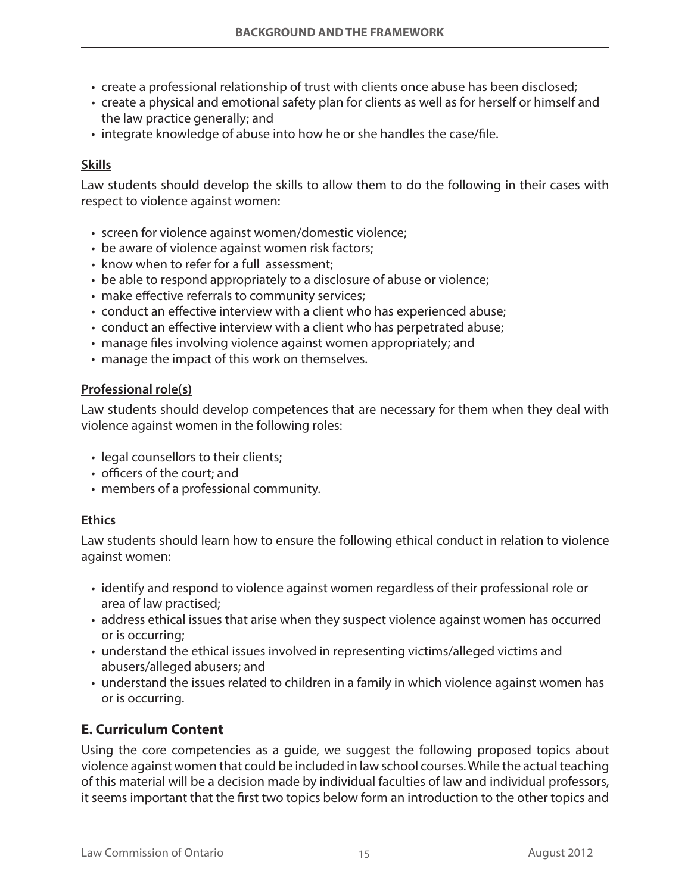- create a professional relationship of trust with clients once abuse has been disclosed;
- create a physical and emotional safety plan for clients as well as for herself or himself and the law practice generally; and
- integrate knowledge of abuse into how he or she handles the case/file.

**Skills**

Law students should develop the skills to allow them to do the following in their cases with respect to violence against women:

- screen for violence against women/domestic violence;
- be aware of violence against women risk factors;
- know when to refer for a full assessment;
- be able to respond appropriately to a disclosure of abuse or violence;
- make effective referrals to community services;
- conduct an effective interview with a client who has experienced abuse;
- conduct an effective interview with a client who has perpetrated abuse;
- manage files involving violence against women appropriately; and
- manage the impact of this work on themselves.

**Professional role(s)**

Law students should develop competences that are necessary for them when they deal with violence against women in the following roles:

- legal counsellors to their clients;
- officers of the court; and
- members of a professional community.

**Ethics**

Law students should learn how to ensure the following ethical conduct in relation to violence against women:

- identify and respond to violence against women regardless of their professional role or area of law practised;
- address ethical issues that arise when they suspect violence against women has occurred or is occurring;
- understand the ethical issues involved in representing victims/alleged victims and abusers/alleged abusers; and
- understand the issues related to children in a family in which violence against women has or is occurring.

## E. Curriculum Content

Using the core competencies as a guide, we suggest the following proposed topics about violence against women that could be included in law school courses. While the actual teaching of this material will be a decision made by individual faculties of law and individual professors, it seems important that the first two topics below form an introduction to the other topics and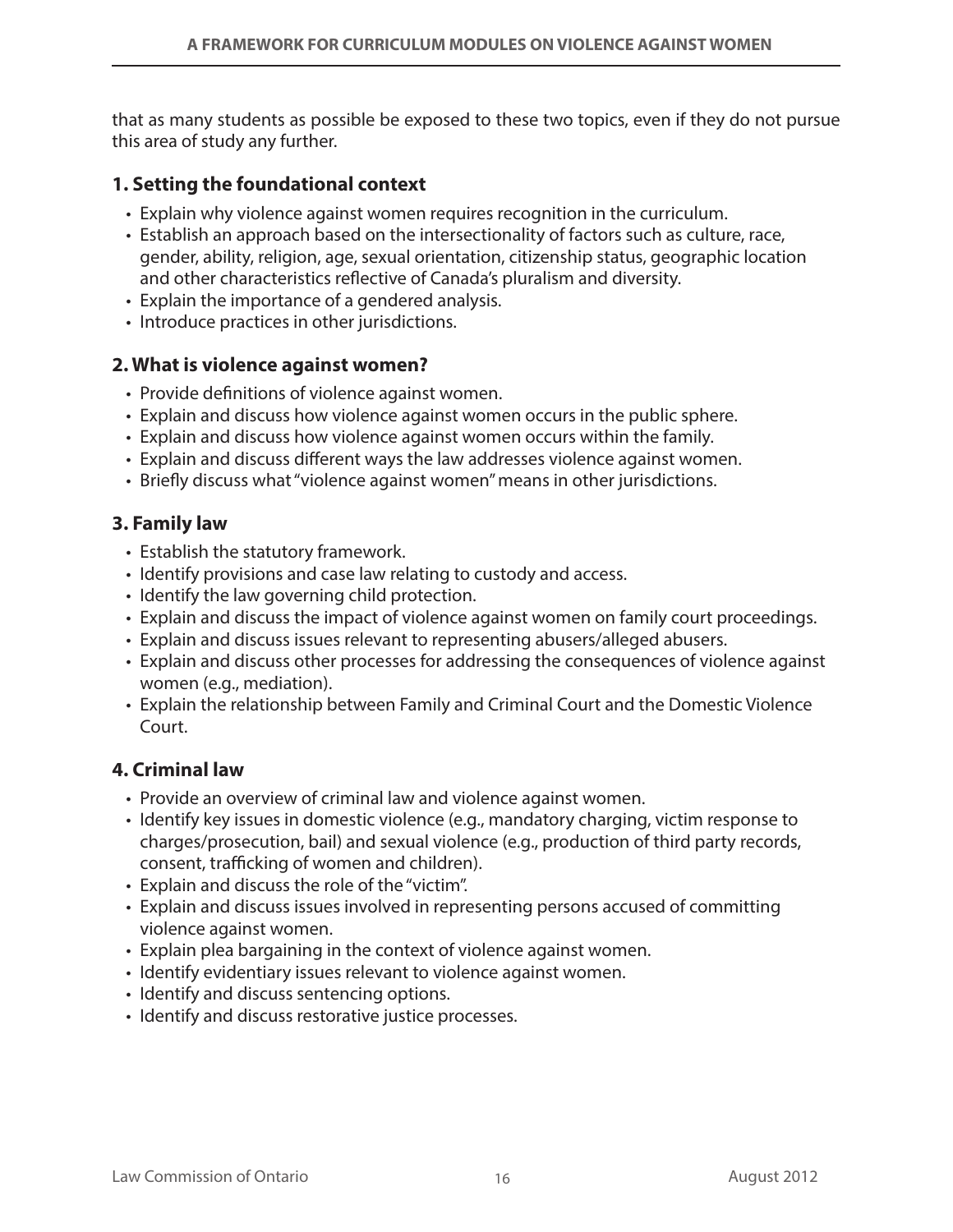that as many students as possible be exposed to these two topics, even if they do not pursue this area of study any further.

### 1. Setting the foundational context

- Explain why violence against women requires recognition in the curriculum.
- Establish an approach based on the intersectionality of factors such as culture, race, gender, ability, religion, age, sexual orientation, citizenship status, geographic location and other characteristics reflective of Canada's pluralism and diversity.
- Explain the importance of a gendered analysis.
- Introduce practices in other jurisdictions.

### 2. What is violence against women?

- Provide definitions of violence against women.
- Explain and discuss how violence against women occurs in the public sphere.
- Explain and discuss how violence against women occurs within the family.
- Explain and discuss different ways the law addresses violence against women.
- Briefly discuss what "violence against women" means in other jurisdictions.

### 3. Family law

- Establish the statutory framework.
- Identify provisions and case law relating to custody and access.
- Identify the law governing child protection.
- Explain and discuss the impact of violence against women on family court proceedings.
- Explain and discuss issues relevant to representing abusers/alleged abusers.
- Explain and discuss other processes for addressing the consequences of violence against women (e.g., mediation).
- Explain the relationship between Family and Criminal Court and the Domestic Violence Court.

### 4. Criminal law

- Provide an overview of criminal law and violence against women.
- Identify key issues in domestic violence (e.g., mandatory charging, victim response to charges/prosecution, bail) and sexual violence (e.g., production of third party records, consent, trafficking of women and children).
- Explain and discuss the role of the "victim".
- Explain and discuss issues involved in representing persons accused of committing violence against women.
- Explain plea bargaining in the context of violence against women.
- Identify evidentiary issues relevant to violence against women.
- Identify and discuss sentencing options.
- Identify and discuss restorative justice processes.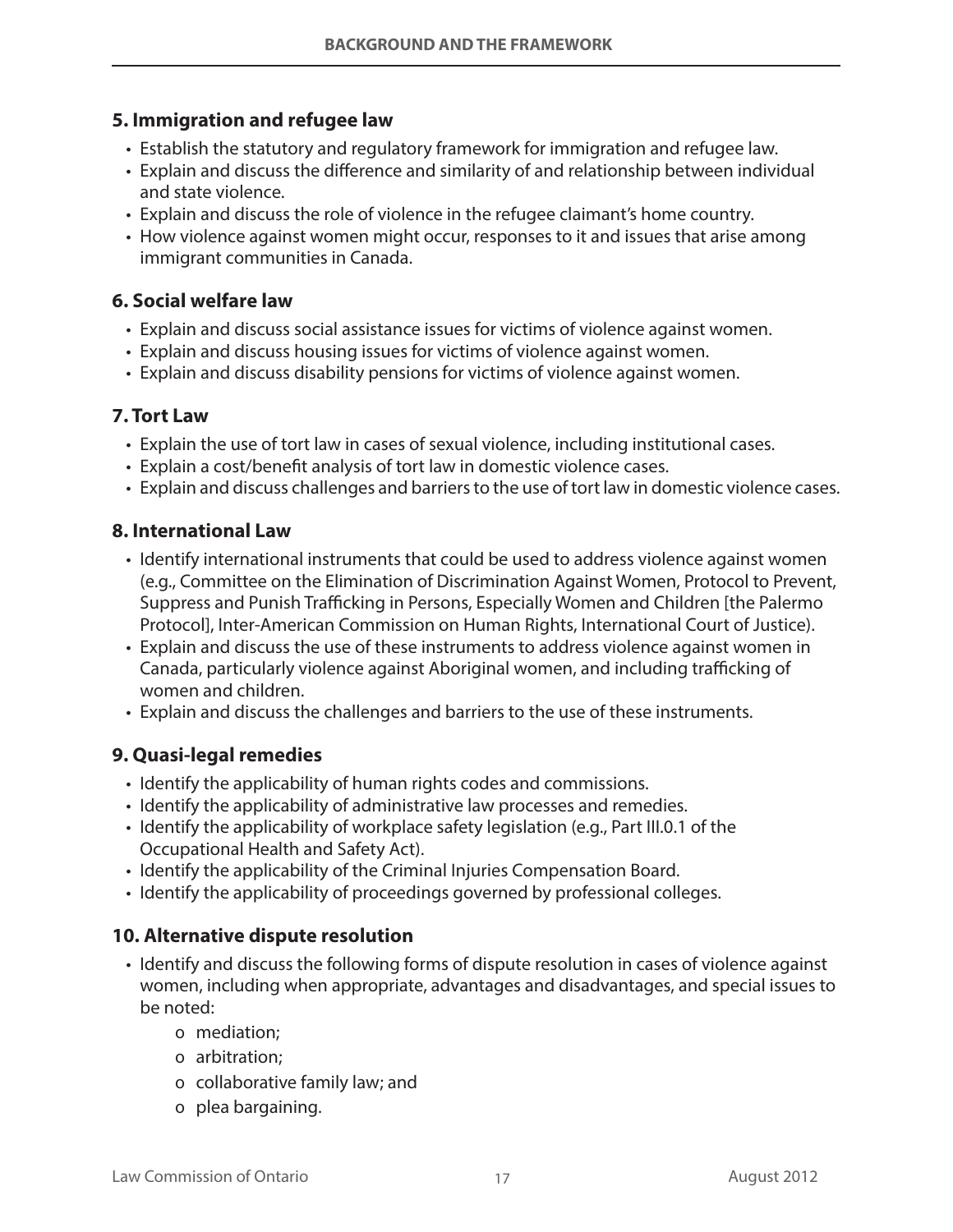### 5. Immigration and refugee law

- Establish the statutory and regulatory framework for immigration and refugee law.
- Explain and discuss the difference and similarity of and relationship between individual and state violence.
- Explain and discuss the role of violence in the refugee claimant's home country.
- How violence against women might occur, responses to it and issues that arise among immigrant communities in Canada.

### 6. Social welfare law

- Explain and discuss social assistance issues for victims of violence against women.
- Explain and discuss housing issues for victims of violence against women.
- Explain and discuss disability pensions for victims of violence against women.

### 7. Tort Law

- Explain the use of tort law in cases of sexual violence, including institutional cases.
- Explain a cost/benefit analysis of tort law in domestic violence cases.
- Explain and discuss challenges and barriers to the use of tort law in domestic violence cases.

### 8. International Law

- Identify international instruments that could be used to address violence against women (e.g., Committee on the Elimination of Discrimination Against Women, Protocol to Prevent, Suppress and Punish Trafficking in Persons, Especially Women and Children [the Palermo Protocol], Inter-American Commission on Human Rights, International Court of Justice).
- Explain and discuss the use of these instruments to address violence against women in Canada, particularly violence against Aboriginal women, and including trafficking of women and children.
- Explain and discuss the challenges and barriers to the use of these instruments.

### 9. Quasi-legal remedies

- Identify the applicability of human rights codes and commissions.
- Identify the applicability of administrative law processes and remedies.
- Identify the applicability of workplace safety legislation (e.g., Part III.0.1 of the Occupational Health and Safety Act).
- Identify the applicability of the Criminal Injuries Compensation Board.
- Identify the applicability of proceedings governed by professional colleges.

### 10. Alternative dispute resolution

- Identify and discuss the following forms of dispute resolution in cases of violence against women, including when appropriate, advantages and disadvantages, and special issues to be noted:
  - mediation;
  - arbitration;
  - collaborative family law; and
  - plea bargaining.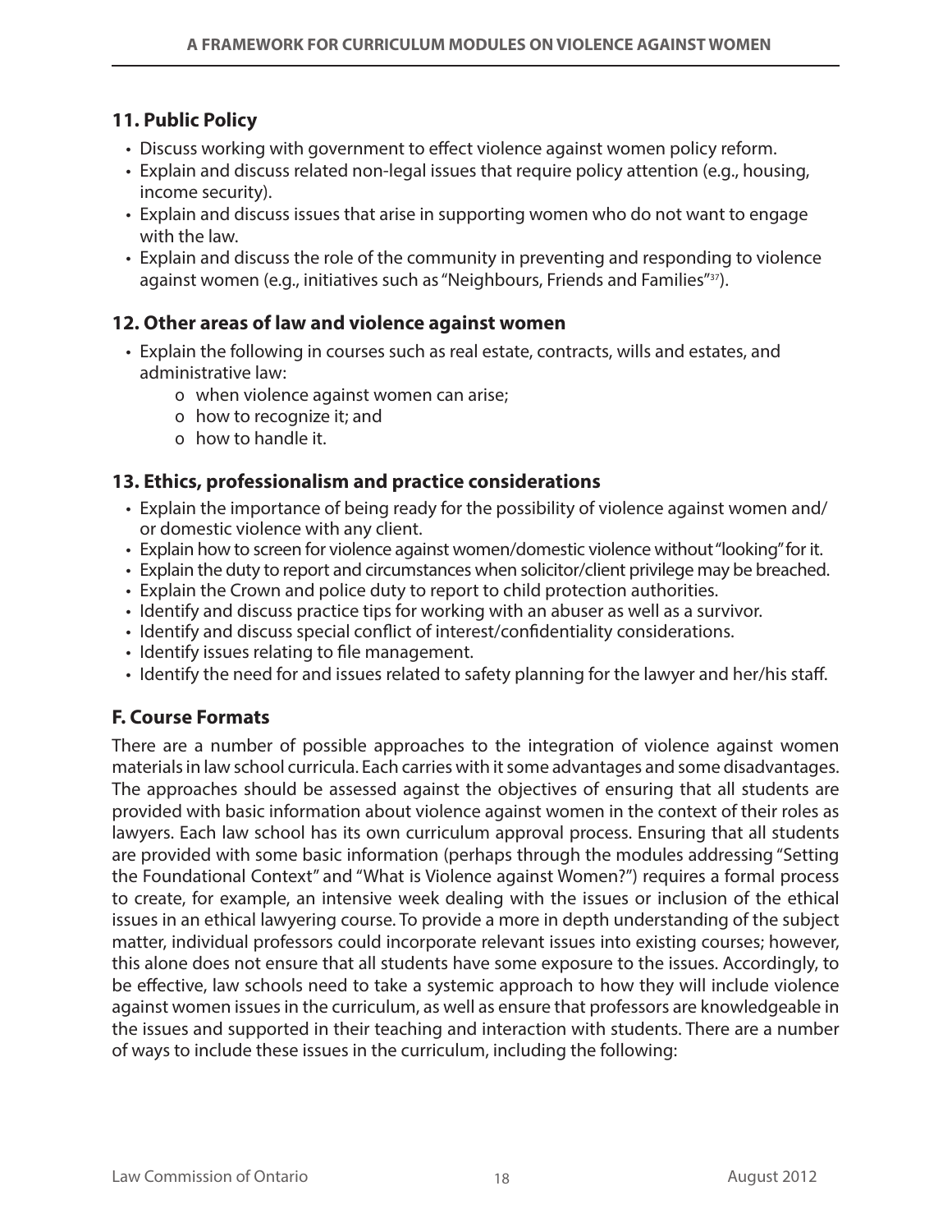### 11. Public Policy

- Discuss working with government to effect violence against women policy reform.
- Explain and discuss related non-legal issues that require policy attention (e.g., housing, income security).
- Explain and discuss issues that arise in supporting women who do not want to engage with the law.
- Explain and discuss the role of the community in preventing and responding to violence against women (e.g., initiatives such as "Neighbours, Friends and Families"[37]).

### 12. Other areas of law and violence against women

- Explain the following in courses such as real estate, contracts, wills and estates, and administrative law:
  - o when violence against women can arise;
  - o how to recognize it; and
  - o how to handle it.

### 13. Ethics, professionalism and practice considerations

- Explain the importance of being ready for the possibility of violence against women and/or domestic violence with any client.
- Explain how to screen for violence against women/domestic violence without "looking" for it.
- Explain the duty to report and circumstances when solicitor/client privilege may be breached.
- Explain the Crown and police duty to report to child protection authorities.
- Identify and discuss practice tips for working with an abuser as well as a survivor.
- Identify and discuss special conflict of interest/confidentiality considerations.
- Identify issues relating to file management.
- Identify the need for and issues related to safety planning for the lawyer and her/his staff.

## F. Course Formats

There are a number of possible approaches to the integration of violence against women materials in law school curricula. Each carries with it some advantages and some disadvantages. The approaches should be assessed against the objectives of ensuring that all students are provided with basic information about violence against women in the context of their roles as lawyers. Each law school has its own curriculum approval process. Ensuring that all students are provided with some basic information (perhaps through the modules addressing "Setting the Foundational Context" and "What is Violence against Women?") requires a formal process to create, for example, an intensive week dealing with the issues or inclusion of the ethical issues in an ethical lawyering course. To provide a more in depth understanding of the subject matter, individual professors could incorporate relevant issues into existing courses; however, this alone does not ensure that all students have some exposure to the issues. Accordingly, to be effective, law schools need to take a systemic approach to how they will include violence against women issues in the curriculum, as well as ensure that professors are knowledgeable in the issues and supported in their teaching and interaction with students. There are a number of ways to include these issues in the curriculum, including the following: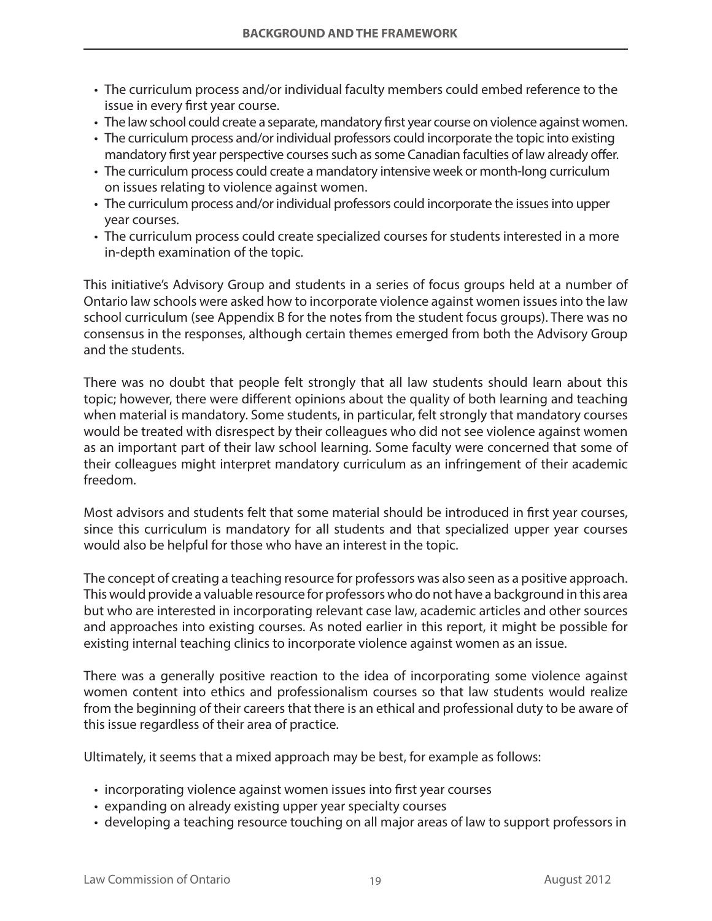- The curriculum process and/or individual faculty members could embed reference to the issue in every first year course.
- The law school could create a separate, mandatory first year course on violence against women.
- The curriculum process and/or individual professors could incorporate the topic into existing mandatory first year perspective courses such as some Canadian faculties of law already offer.
- The curriculum process could create a mandatory intensive week or month-long curriculum on issues relating to violence against women.
- The curriculum process and/or individual professors could incorporate the issues into upper year courses.
- The curriculum process could create specialized courses for students interested in a more in-depth examination of the topic.

This initiative's Advisory Group and students in a series of focus groups held at a number of Ontario law schools were asked how to incorporate violence against women issues into the law school curriculum (see Appendix B for the notes from the student focus groups). There was no consensus in the responses, although certain themes emerged from both the Advisory Group and the students.

There was no doubt that people felt strongly that all law students should learn about this topic; however, there were different opinions about the quality of both learning and teaching when material is mandatory. Some students, in particular, felt strongly that mandatory courses would be treated with disrespect by their colleagues who did not see violence against women as an important part of their law school learning. Some faculty were concerned that some of their colleagues might interpret mandatory curriculum as an infringement of their academic freedom.

Most advisors and students felt that some material should be introduced in first year courses, since this curriculum is mandatory for all students and that specialized upper year courses would also be helpful for those who have an interest in the topic.

The concept of creating a teaching resource for professors was also seen as a positive approach. This would provide a valuable resource for professors who do not have a background in this area but who are interested in incorporating relevant case law, academic articles and other sources and approaches into existing courses. As noted earlier in this report, it might be possible for existing internal teaching clinics to incorporate violence against women as an issue.

There was a generally positive reaction to the idea of incorporating some violence against women content into ethics and professionalism courses so that law students would realize from the beginning of their careers that there is an ethical and professional duty to be aware of this issue regardless of their area of practice.

Ultimately, it seems that a mixed approach may be best, for example as follows:

- incorporating violence against women issues into first year courses
- expanding on already existing upper year specialty courses
- developing a teaching resource touching on all major areas of law to support professors in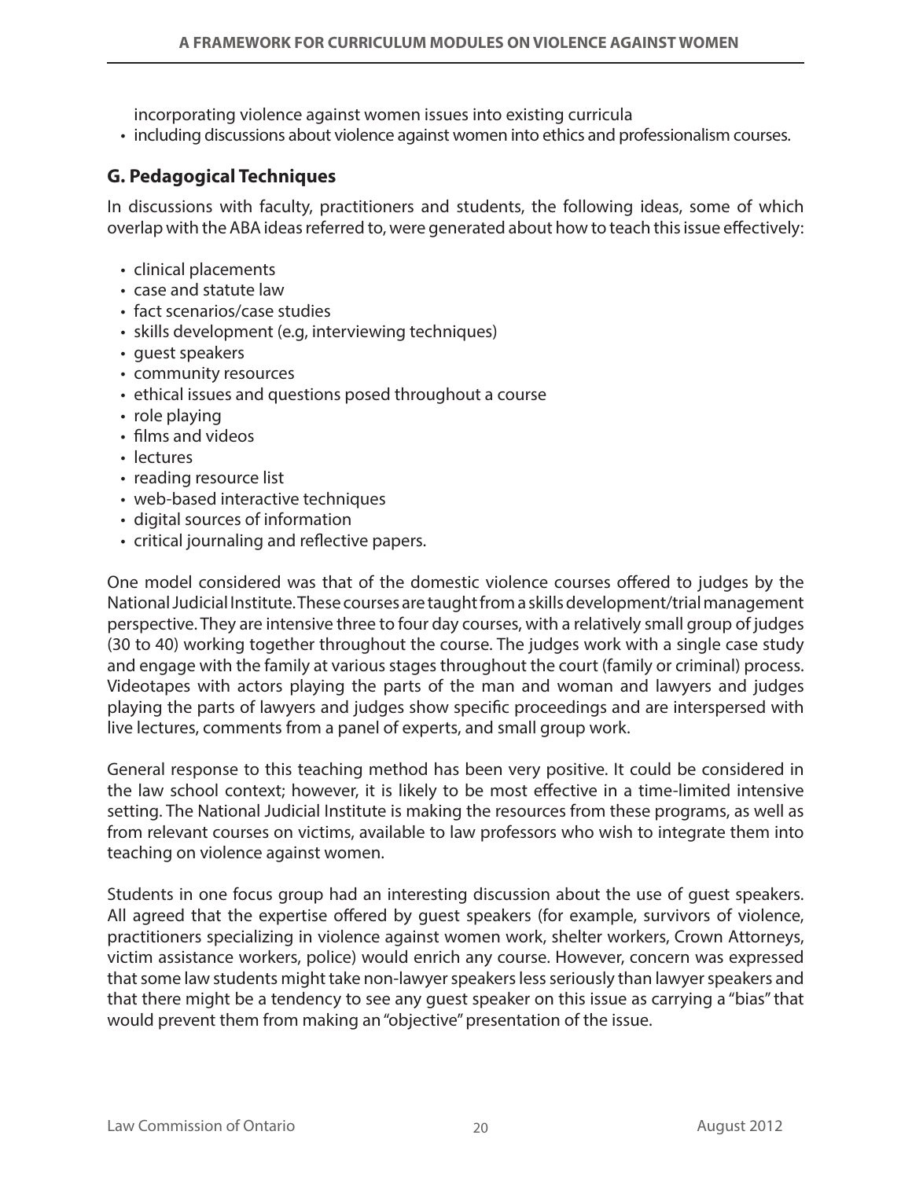incorporating violence against women issues into existing curricula
- including discussions about violence against women into ethics and professionalism courses.

## G. Pedagogical Techniques

In discussions with faculty, practitioners and students, the following ideas, some of which overlap with the ABA ideas referred to, were generated about how to teach this issue effectively:

- clinical placements
- case and statute law
- fact scenarios/case studies
- skills development (e.g, interviewing techniques)
- guest speakers
- community resources
- ethical issues and questions posed throughout a course
- role playing
- films and videos
- lectures
- reading resource list
- web-based interactive techniques
- digital sources of information
- critical journaling and reflective papers.

One model considered was that of the domestic violence courses offered to judges by the National Judicial Institute. These courses are taught from a skills development/trial management perspective. They are intensive three to four day courses, with a relatively small group of judges (30 to 40) working together throughout the course. The judges work with a single case study and engage with the family at various stages throughout the court (family or criminal) process. Videotapes with actors playing the parts of the man and woman and lawyers and judges playing the parts of lawyers and judges show specific proceedings and are interspersed with live lectures, comments from a panel of experts, and small group work.

General response to this teaching method has been very positive. It could be considered in the law school context; however, it is likely to be most effective in a time-limited intensive setting. The National Judicial Institute is making the resources from these programs, as well as from relevant courses on victims, available to law professors who wish to integrate them into teaching on violence against women.

Students in one focus group had an interesting discussion about the use of guest speakers. All agreed that the expertise offered by guest speakers (for example, survivors of violence, practitioners specializing in violence against women work, shelter workers, Crown Attorneys, victim assistance workers, police) would enrich any course. However, concern was expressed that some law students might take non-lawyer speakers less seriously than lawyer speakers and that there might be a tendency to see any guest speaker on this issue as carrying a "bias" that would prevent them from making an "objective" presentation of the issue.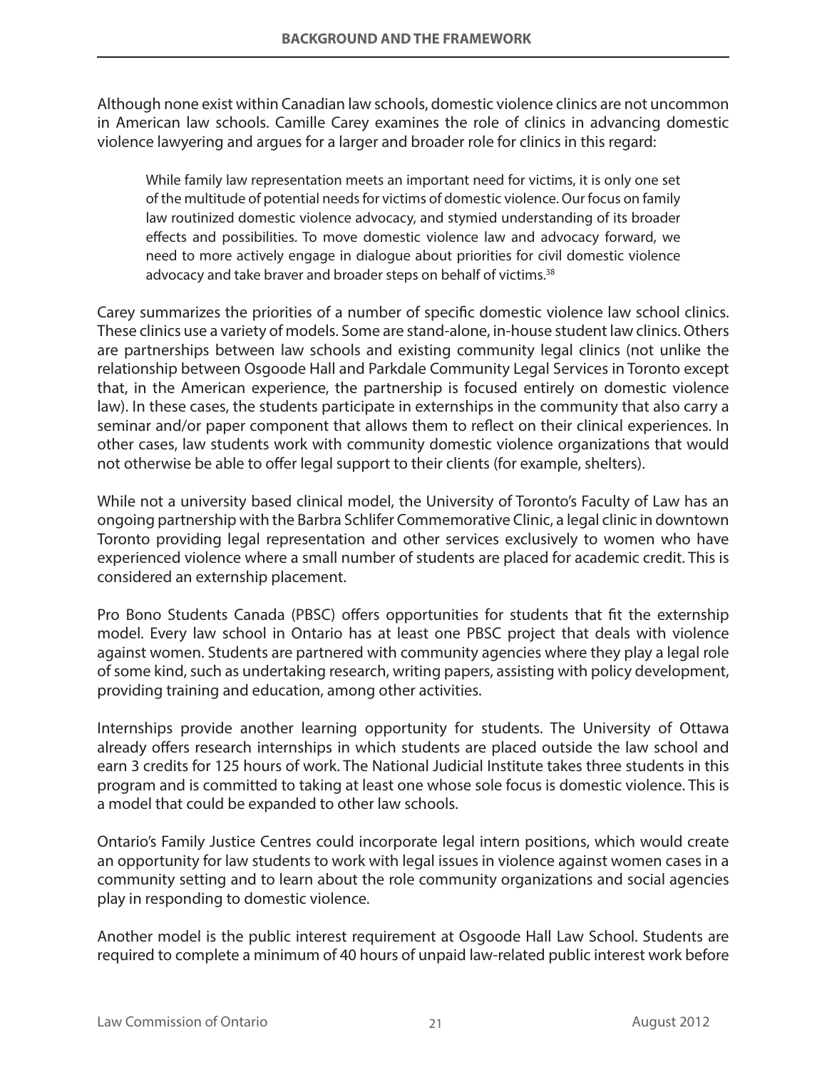Although none exist within Canadian law schools, domestic violence clinics are not uncommon in American law schools. Camille Carey examines the role of clinics in advancing domestic violence lawyering and argues for a larger and broader role for clinics in this regard:

> While family law representation meets an important need for victims, it is only one set of the multitude of potential needs for victims of domestic violence. Our focus on family law routinized domestic violence advocacy, and stymied understanding of its broader effects and possibilities. To move domestic violence law and advocacy forward, we need to more actively engage in dialogue about priorities for civil domestic violence advocacy and take braver and broader steps on behalf of victims.[38]

Carey summarizes the priorities of a number of specific domestic violence law school clinics. These clinics use a variety of models. Some are stand-alone, in-house student law clinics. Others are partnerships between law schools and existing community legal clinics (not unlike the relationship between Osgoode Hall and Parkdale Community Legal Services in Toronto except that, in the American experience, the partnership is focused entirely on domestic violence law). In these cases, the students participate in externships in the community that also carry a seminar and/or paper component that allows them to reflect on their clinical experiences. In other cases, law students work with community domestic violence organizations that would not otherwise be able to offer legal support to their clients (for example, shelters).

While not a university based clinical model, the University of Toronto's Faculty of Law has an ongoing partnership with the Barbra Schlifer Commemorative Clinic, a legal clinic in downtown Toronto providing legal representation and other services exclusively to women who have experienced violence where a small number of students are placed for academic credit. This is considered an externship placement.

Pro Bono Students Canada (PBSC) offers opportunities for students that fit the externship model. Every law school in Ontario has at least one PBSC project that deals with violence against women. Students are partnered with community agencies where they play a legal role of some kind, such as undertaking research, writing papers, assisting with policy development, providing training and education, among other activities.

Internships provide another learning opportunity for students. The University of Ottawa already offers research internships in which students are placed outside the law school and earn 3 credits for 125 hours of work. The National Judicial Institute takes three students in this program and is committed to taking at least one whose sole focus is domestic violence. This is a model that could be expanded to other law schools.

Ontario's Family Justice Centres could incorporate legal intern positions, which would create an opportunity for law students to work with legal issues in violence against women cases in a community setting and to learn about the role community organizations and social agencies play in responding to domestic violence.

Another model is the public interest requirement at Osgoode Hall Law School. Students are required to complete a minimum of 40 hours of unpaid law-related public interest work before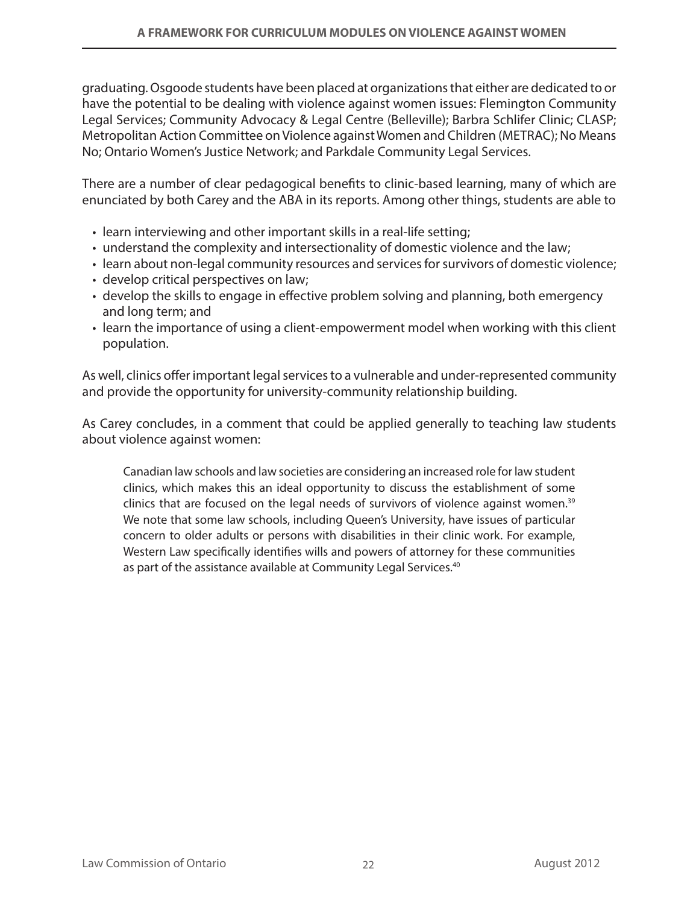graduating. Osgoode students have been placed at organizations that either are dedicated to or have the potential to be dealing with violence against women issues: Flemington Community Legal Services; Community Advocacy & Legal Centre (Belleville); Barbra Schlifer Clinic; CLASP; Metropolitan Action Committee on Violence against Women and Children (METRAC); No Means No; Ontario Women's Justice Network; and Parkdale Community Legal Services.

There are a number of clear pedagogical benefits to clinic-based learning, many of which are enunciated by both Carey and the ABA in its reports. Among other things, students are able to

- learn interviewing and other important skills in a real-life setting;
- understand the complexity and intersectionality of domestic violence and the law;
- learn about non-legal community resources and services for survivors of domestic violence;
- develop critical perspectives on law;
- develop the skills to engage in effective problem solving and planning, both emergency and long term; and
- learn the importance of using a client-empowerment model when working with this client population.

As well, clinics offer important legal services to a vulnerable and under-represented community and provide the opportunity for university-community relationship building.

As Carey concludes, in a comment that could be applied generally to teaching law students about violence against women:

> Canadian law schools and law societies are considering an increased role for law student clinics, which makes this an ideal opportunity to discuss the establishment of some clinics that are focused on the legal needs of survivors of violence against women.[39] We note that some law schools, including Queen's University, have issues of particular concern to older adults or persons with disabilities in their clinic work. For example, Western Law specifically identifies wills and powers of attorney for these communities as part of the assistance available at Community Legal Services.[40]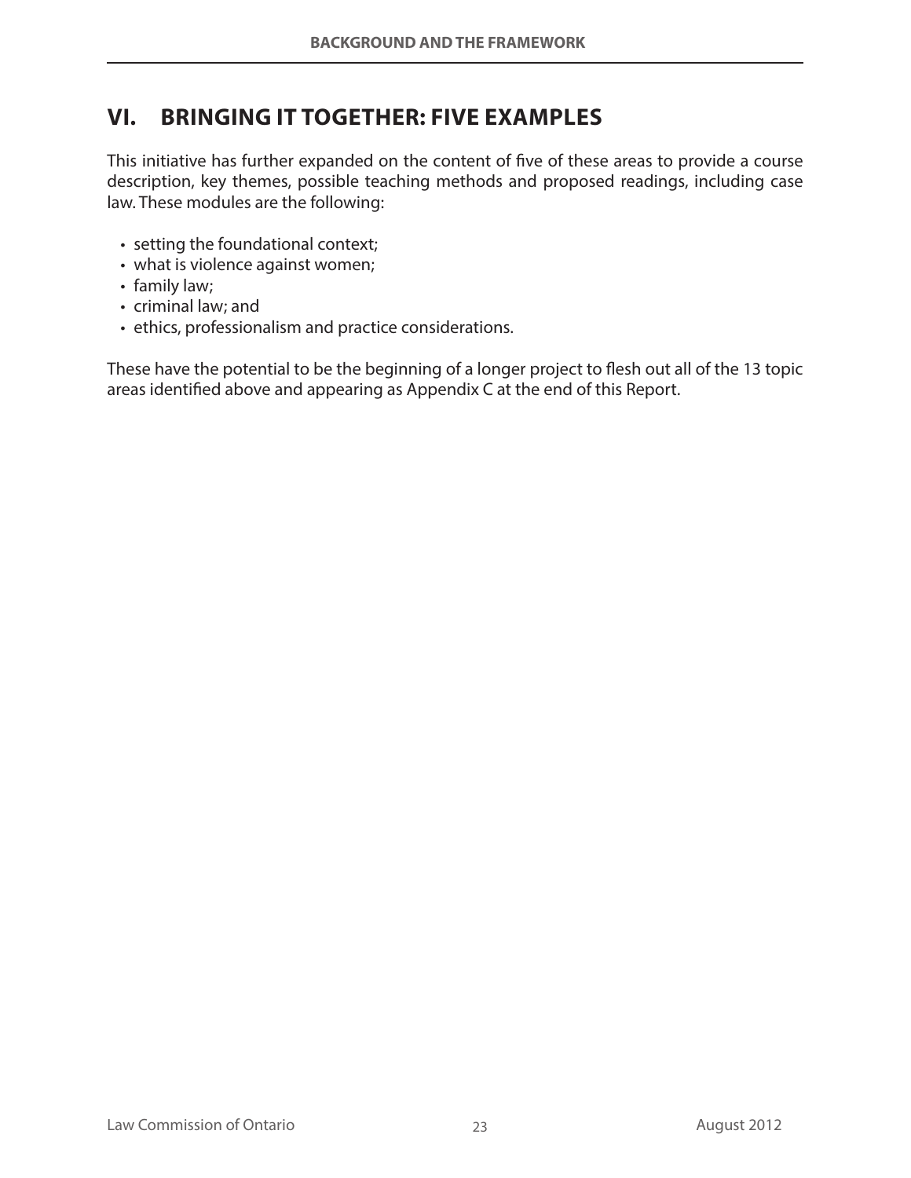## VI. BRINGING IT TOGETHER: FIVE EXAMPLES

This initiative has further expanded on the content of five of these areas to provide a course description, key themes, possible teaching methods and proposed readings, including case law. These modules are the following:

- setting the foundational context;
- what is violence against women;
- family law;
- criminal law; and
- ethics, professionalism and practice considerations.

These have the potential to be the beginning of a longer project to flesh out all of the 13 topic areas identified above and appearing as Appendix C at the end of this Report.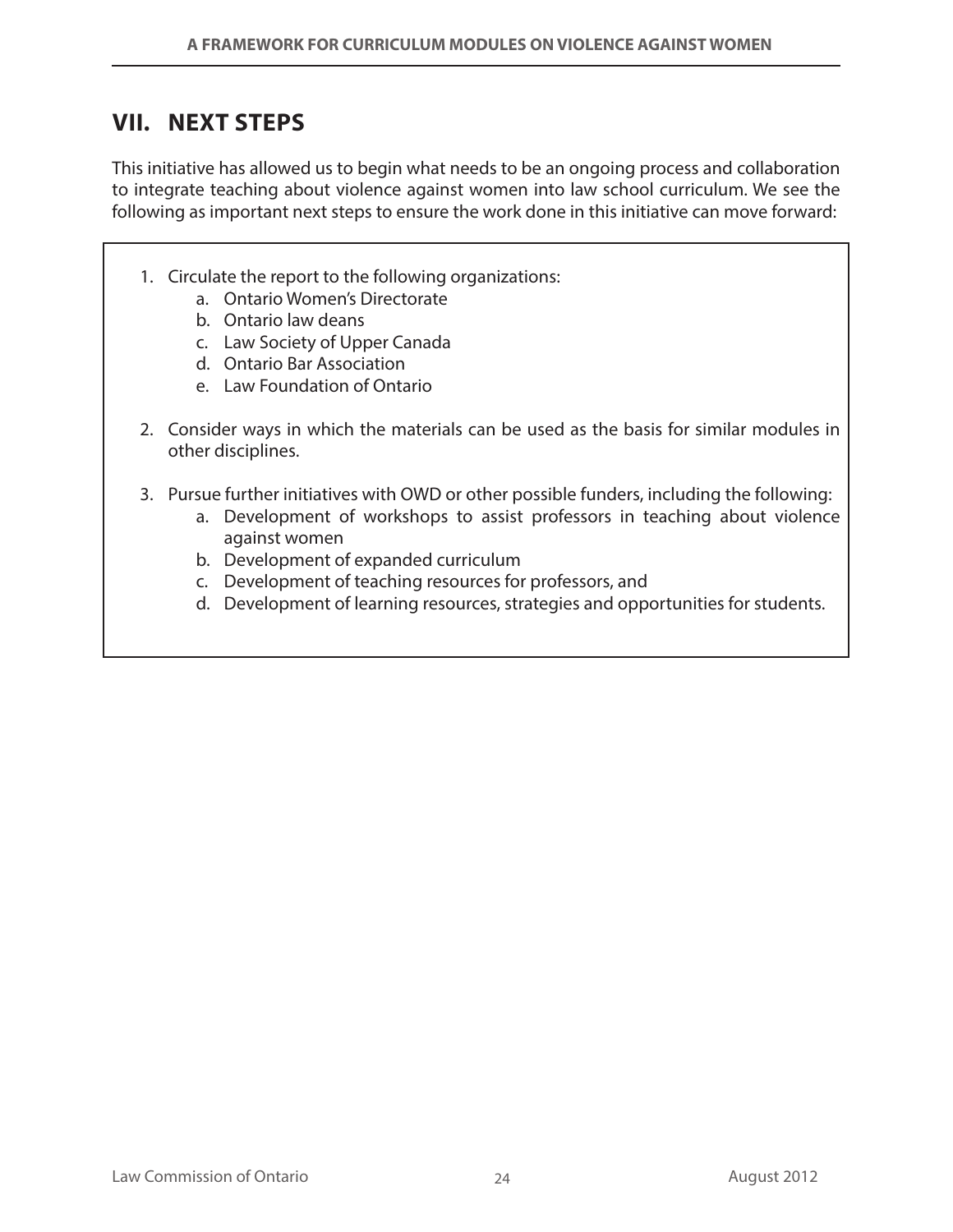## VII. NEXT STEPS

This initiative has allowed us to begin what needs to be an ongoing process and collaboration to integrate teaching about violence against women into law school curriculum. We see the following as important next steps to ensure the work done in this initiative can move forward:

1. Circulate the report to the following organizations:
    a. Ontario Women's Directorate
    b. Ontario law deans
    c. Law Society of Upper Canada
    d. Ontario Bar Association
    e. Law Foundation of Ontario

2. Consider ways in which the materials can be used as the basis for similar modules in other disciplines.

3. Pursue further initiatives with OWD or other possible funders, including the following:
    a. Development of workshops to assist professors in teaching about violence against women
    b. Development of expanded curriculum
    c. Development of teaching resources for professors, and
    d. Development of learning resources, strategies and opportunities for students.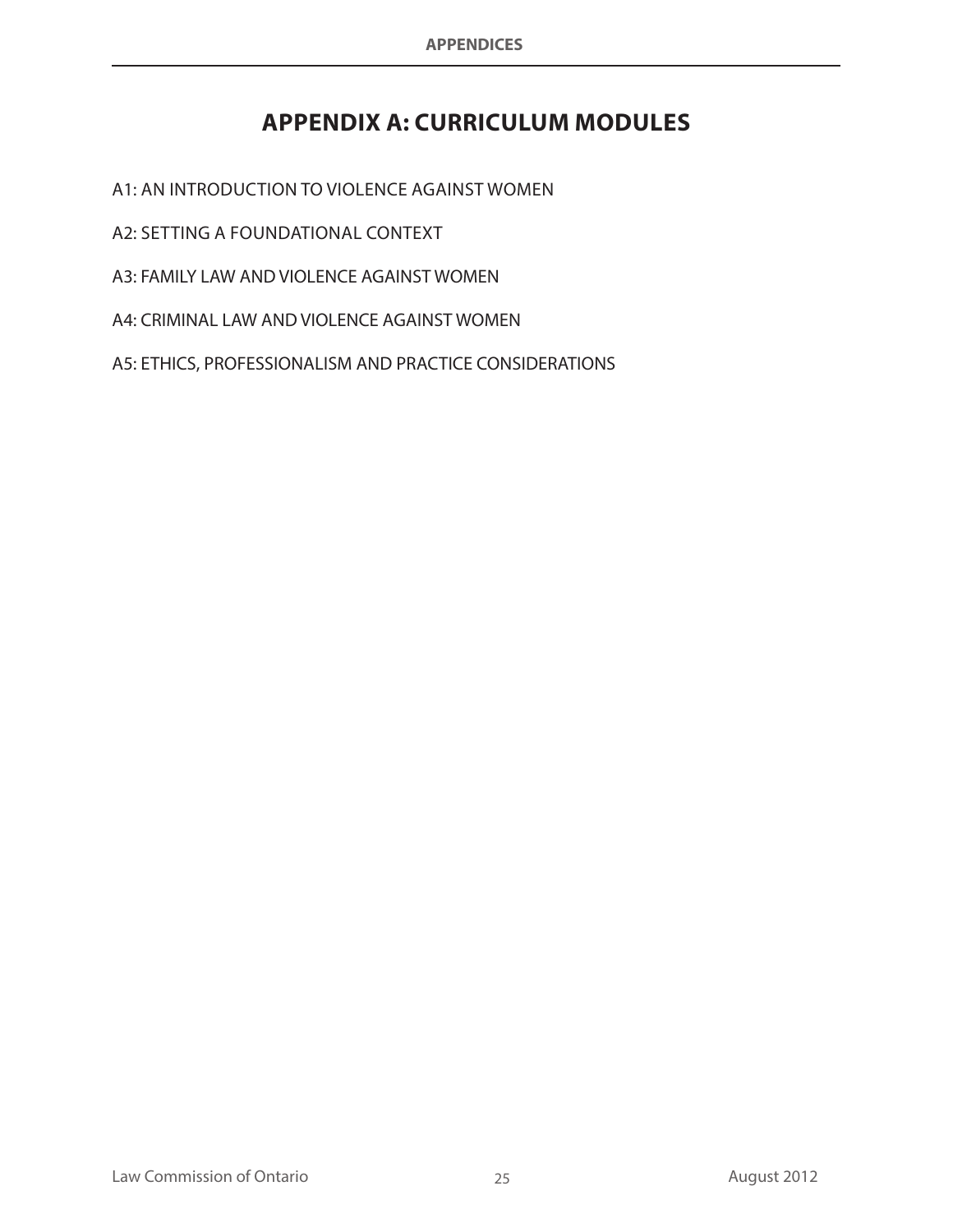# APPENDIX A: CURRICULUM MODULES

A1: AN INTRODUCTION TO VIOLENCE AGAINST WOMEN

A2: SETTING A FOUNDATIONAL CONTEXT

A3: FAMILY LAW AND VIOLENCE AGAINST WOMEN

A4: CRIMINAL LAW AND VIOLENCE AGAINST WOMEN

A5: ETHICS, PROFESSIONALISM AND PRACTICE CONSIDERATIONS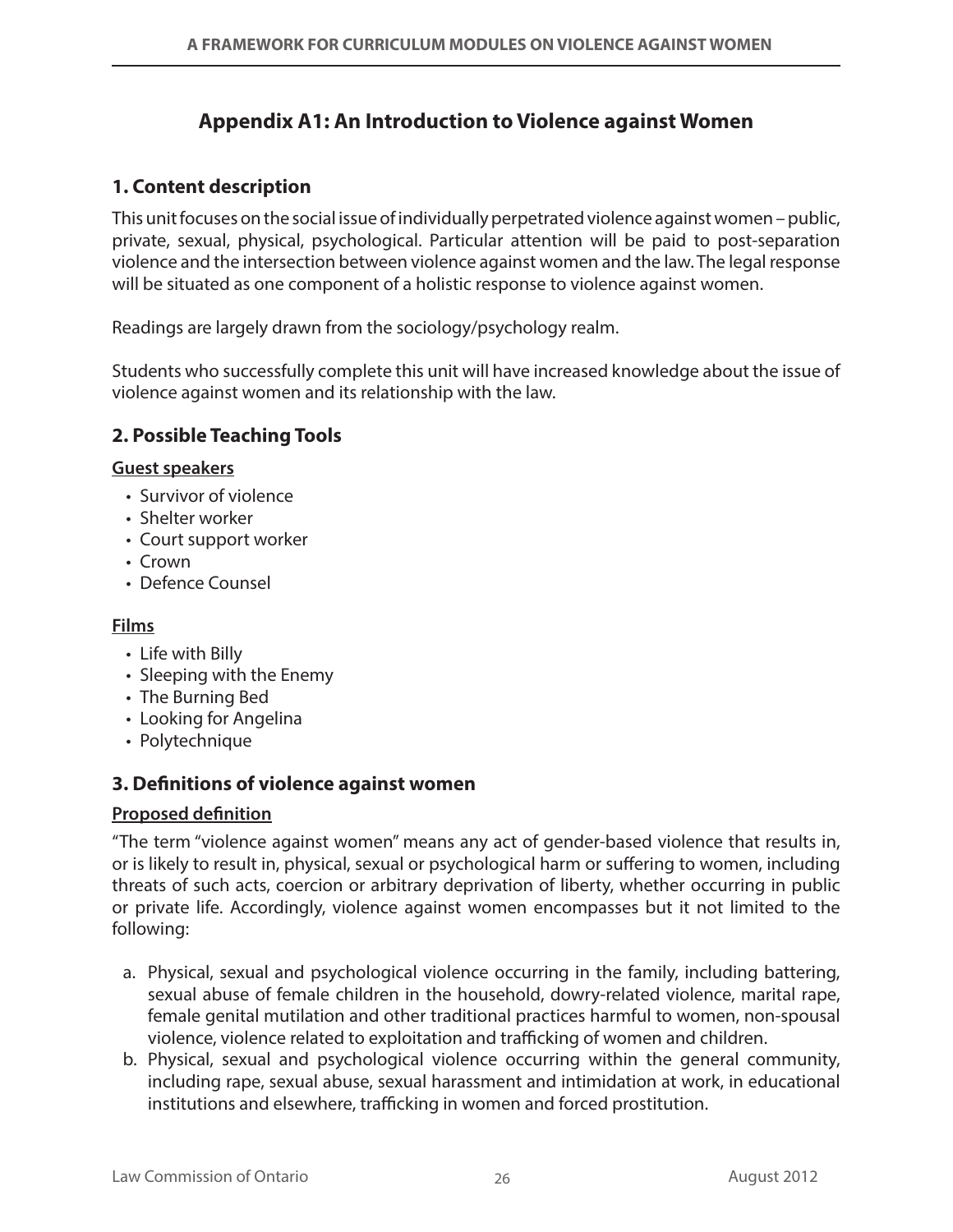# Appendix A1: An Introduction to Violence against Women

## 1. Content description

This unit focuses on the social issue of individually perpetrated violence against women – public, private, sexual, physical, psychological. Particular attention will be paid to post-separation violence and the intersection between violence against women and the law. The legal response will be situated as one component of a holistic response to violence against women.

Readings are largely drawn from the sociology/psychology realm.

Students who successfully complete this unit will have increased knowledge about the issue of violence against women and its relationship with the law.

## 2. Possible Teaching Tools

**Guest speakers**

- Survivor of violence
- Shelter worker
- Court support worker
- Crown
- Defence Counsel

**Films**

- Life with Billy
- Sleeping with the Enemy
- The Burning Bed
- Looking for Angelina
- Polytechnique

## 3. Definitions of violence against women

**Proposed definition**

"The term "violence against women" means any act of gender-based violence that results in, or is likely to result in, physical, sexual or psychological harm or suffering to women, including threats of such acts, coercion or arbitrary deprivation of liberty, whether occurring in public or private life. Accordingly, violence against women encompasses but it not limited to the following:

a. Physical, sexual and psychological violence occurring in the family, including battering, sexual abuse of female children in the household, dowry-related violence, marital rape, female genital mutilation and other traditional practices harmful to women, non-spousal violence, violence related to exploitation and trafficking of women and children.
b. Physical, sexual and psychological violence occurring within the general community, including rape, sexual abuse, sexual harassment and intimidation at work, in educational institutions and elsewhere, trafficking in women and forced prostitution.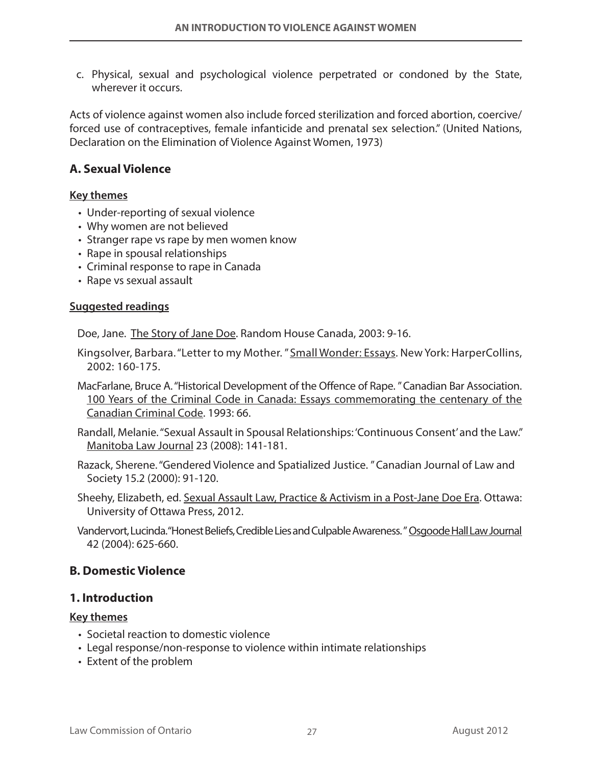c. Physical, sexual and psychological violence perpetrated or condoned by the State, wherever it occurs.

Acts of violence against women also include forced sterilization and forced abortion, coercive/forced use of contraceptives, female infanticide and prenatal sex selection." (United Nations, Declaration on the Elimination of Violence Against Women, 1973)

## A. Sexual Violence

**Key themes**

- Under-reporting of sexual violence
- Why women are not believed
- Stranger rape vs rape by men women know
- Rape in spousal relationships
- Criminal response to rape in Canada
- Rape vs sexual assault

**Suggested readings**

Doe, Jane. The Story of Jane Doe. Random House Canada, 2003: 9-16.

Kingsolver, Barbara. "Letter to my Mother. " Small Wonder: Essays. New York: HarperCollins, 2002: 160-175.

MacFarlane, Bruce A. "Historical Development of the Offence of Rape. " Canadian Bar Association. 100 Years of the Criminal Code in Canada: Essays commemorating the centenary of the Canadian Criminal Code. 1993: 66.

Randall, Melanie. "Sexual Assault in Spousal Relationships: 'Continuous Consent' and the Law." Manitoba Law Journal 23 (2008): 141-181.

Razack, Sherene. "Gendered Violence and Spatialized Justice. " Canadian Journal of Law and Society 15.2 (2000): 91-120.

Sheehy, Elizabeth, ed. Sexual Assault Law, Practice & Activism in a Post-Jane Doe Era. Ottawa: University of Ottawa Press, 2012.

Vandervort, Lucinda. "Honest Beliefs, Credible Lies and Culpable Awareness. " Osgoode Hall Law Journal 42 (2004): 625-660.

## B. Domestic Violence

### 1. Introduction

**Key themes**

- Societal reaction to domestic violence
- Legal response/non-response to violence within intimate relationships
- Extent of the problem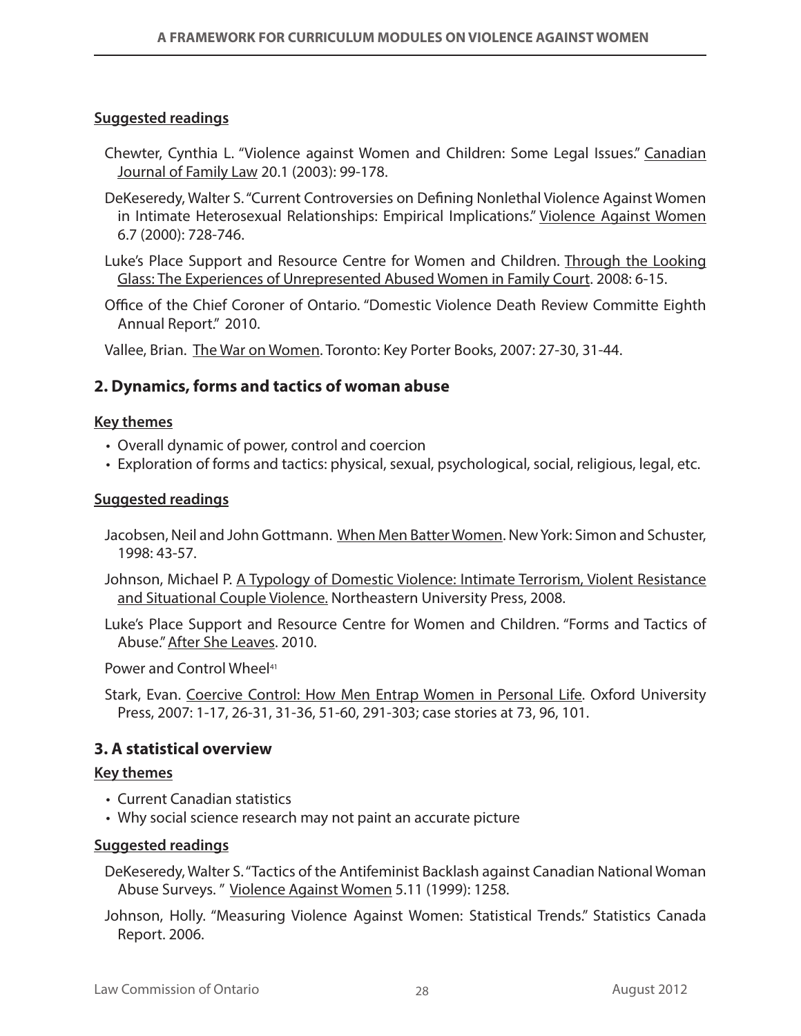**Suggested readings**

Chewter, Cynthia L. "Violence against Women and Children: Some Legal Issues." Canadian Journal of Family Law 20.1 (2003): 99-178.

DeKeseredy, Walter S. "Current Controversies on Defining Nonlethal Violence Against Women in Intimate Heterosexual Relationships: Empirical Implications." Violence Against Women 6.7 (2000): 728-746.

Luke's Place Support and Resource Centre for Women and Children. Through the Looking Glass: The Experiences of Unrepresented Abused Women in Family Court. 2008: 6-15.

Office of the Chief Coroner of Ontario. "Domestic Violence Death Review Committe Eighth Annual Report." 2010.

Vallee, Brian. The War on Women. Toronto: Key Porter Books, 2007: 27-30, 31-44.

## 2. Dynamics, forms and tactics of woman abuse

**Key themes**

- Overall dynamic of power, control and coercion
- Exploration of forms and tactics: physical, sexual, psychological, social, religious, legal, etc.

**Suggested readings**

Jacobsen, Neil and John Gottmann. When Men Batter Women. New York: Simon and Schuster, 1998: 43-57.

Johnson, Michael P. A Typology of Domestic Violence: Intimate Terrorism, Violent Resistance and Situational Couple Violence. Northeastern University Press, 2008.

Luke's Place Support and Resource Centre for Women and Children. "Forms and Tactics of Abuse." After She Leaves. 2010.

Power and Control Wheel[41]

Stark, Evan. Coercive Control: How Men Entrap Women in Personal Life. Oxford University Press, 2007: 1-17, 26-31, 31-36, 51-60, 291-303; case stories at 73, 96, 101.

## 3. A statistical overview

**Key themes**

- Current Canadian statistics
- Why social science research may not paint an accurate picture

**Suggested readings**

DeKeseredy, Walter S. "Tactics of the Antifeminist Backlash against Canadian National Woman Abuse Surveys. " Violence Against Women 5.11 (1999): 1258.

Johnson, Holly. "Measuring Violence Against Women: Statistical Trends." Statistics Canada Report. 2006.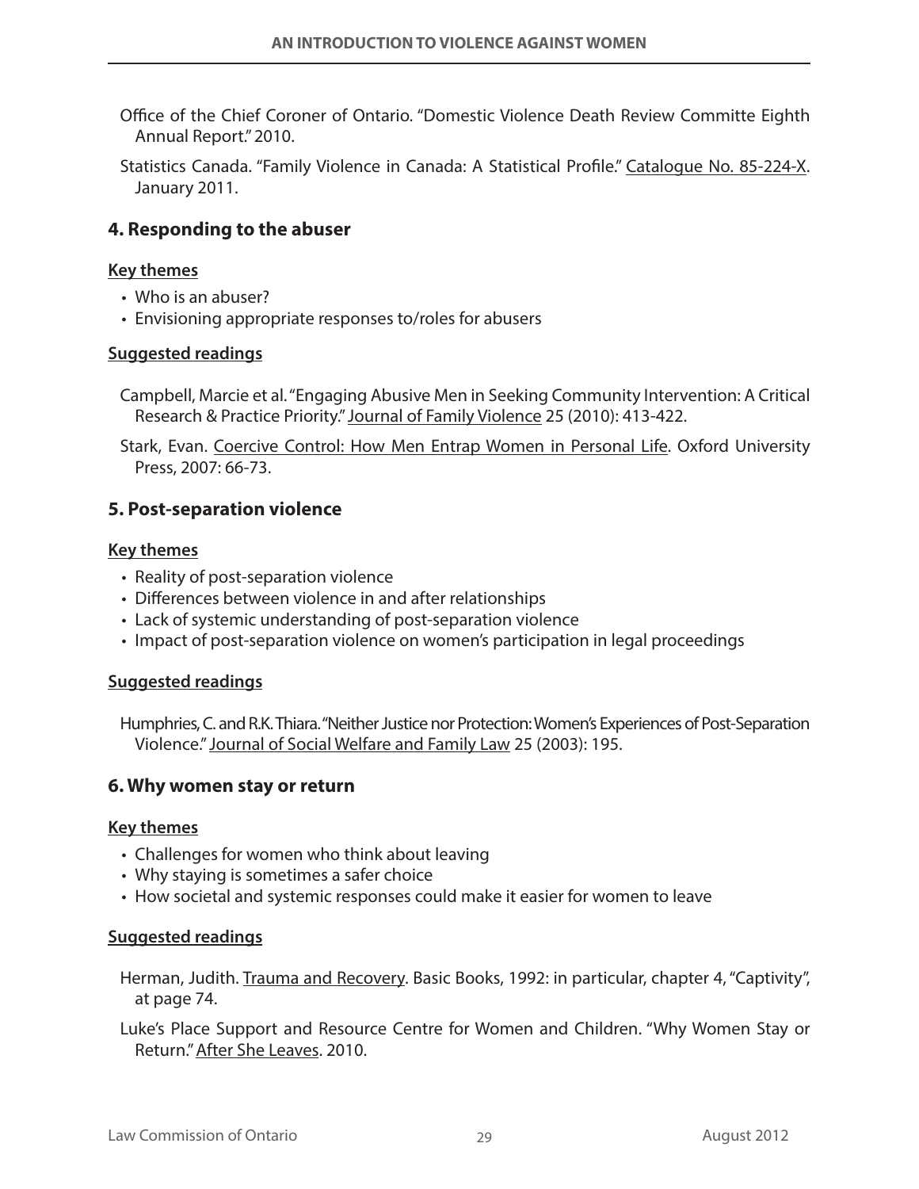Office of the Chief Coroner of Ontario. "Domestic Violence Death Review Committe Eighth Annual Report." 2010.

Statistics Canada. "Family Violence in Canada: A Statistical Profile." Catalogue No. 85-224-X. January 2011.

## 4. Responding to the abuser

**Key themes**

- Who is an abuser?
- Envisioning appropriate responses to/roles for abusers

**Suggested readings**

Campbell, Marcie et al. "Engaging Abusive Men in Seeking Community Intervention: A Critical Research & Practice Priority." Journal of Family Violence 25 (2010): 413-422.

Stark, Evan. Coercive Control: How Men Entrap Women in Personal Life. Oxford University Press, 2007: 66-73.

## 5. Post-separation violence

**Key themes**

- Reality of post-separation violence
- Differences between violence in and after relationships
- Lack of systemic understanding of post-separation violence
- Impact of post-separation violence on women's participation in legal proceedings

**Suggested readings**

Humphries, C. and R.K. Thiara. "Neither Justice nor Protection: Women's Experiences of Post-Separation Violence." Journal of Social Welfare and Family Law 25 (2003): 195.

## 6. Why women stay or return

**Key themes**

- Challenges for women who think about leaving
- Why staying is sometimes a safer choice
- How societal and systemic responses could make it easier for women to leave

**Suggested readings**

Herman, Judith. Trauma and Recovery. Basic Books, 1992: in particular, chapter 4, "Captivity", at page 74.

Luke's Place Support and Resource Centre for Women and Children. "Why Women Stay or Return." After She Leaves. 2010.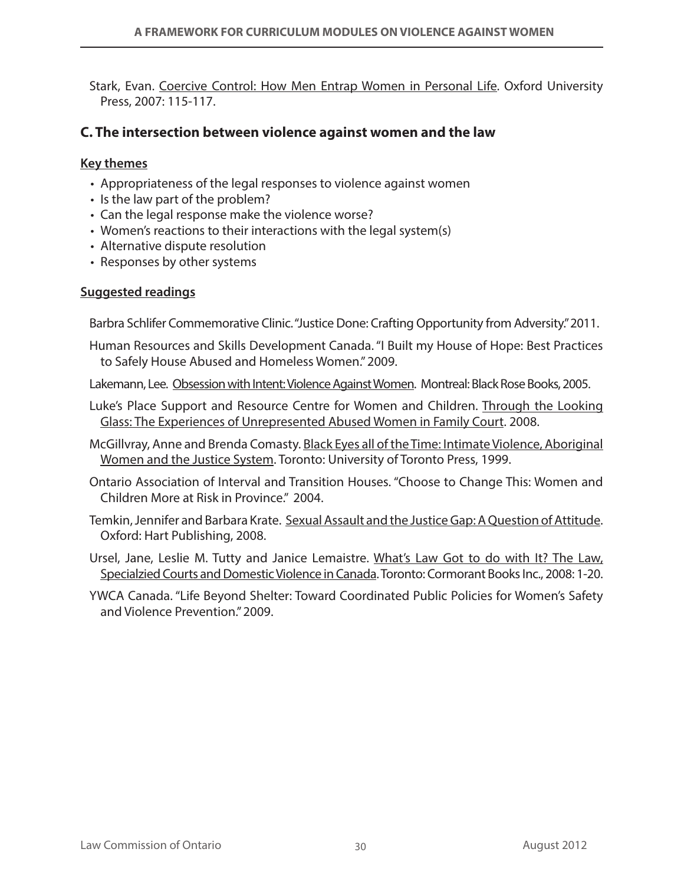Stark, Evan. Coercive Control: How Men Entrap Women in Personal Life. Oxford University Press, 2007: 115-117.

## C. The intersection between violence against women and the law

**Key themes**

- Appropriateness of the legal responses to violence against women
- Is the law part of the problem?
- Can the legal response make the violence worse?
- Women's reactions to their interactions with the legal system(s)
- Alternative dispute resolution
- Responses by other systems

**Suggested readings**

Barbra Schlifer Commemorative Clinic. "Justice Done: Crafting Opportunity from Adversity." 2011.

Human Resources and Skills Development Canada. "I Built my House of Hope: Best Practices to Safely House Abused and Homeless Women." 2009.

Lakemann, Lee. Obsession with Intent: Violence Against Women. Montreal: Black Rose Books, 2005.

Luke's Place Support and Resource Centre for Women and Children. Through the Looking Glass: The Experiences of Unrepresented Abused Women in Family Court. 2008.

McGillvray, Anne and Brenda Comasty. Black Eyes all of the Time: Intimate Violence, Aboriginal Women and the Justice System. Toronto: University of Toronto Press, 1999.

Ontario Association of Interval and Transition Houses. "Choose to Change This: Women and Children More at Risk in Province." 2004.

Temkin, Jennifer and Barbara Krate. Sexual Assault and the Justice Gap: A Question of Attitude. Oxford: Hart Publishing, 2008.

Ursel, Jane, Leslie M. Tutty and Janice Lemaistre. What's Law Got to do with It? The Law, Specialzied Courts and Domestic Violence in Canada. Toronto: Cormorant Books Inc., 2008: 1-20.

YWCA Canada. "Life Beyond Shelter: Toward Coordinated Public Policies for Women's Safety and Violence Prevention." 2009.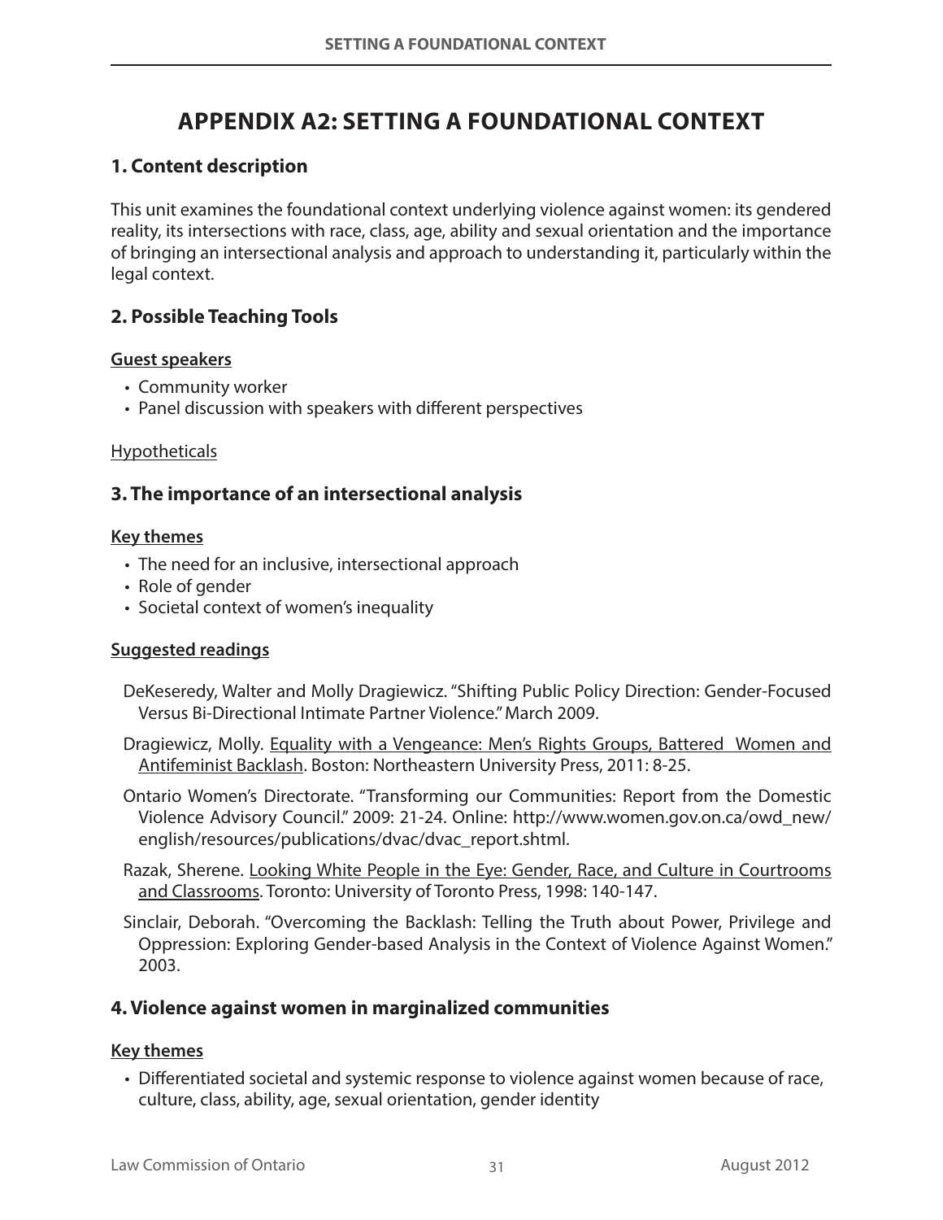# APPENDIX A2: SETTING A FOUNDATIONAL CONTEXT

## 1. Content description

This unit examines the foundational context underlying violence against women: its gendered reality, its intersections with race, class, age, ability and sexual orientation and the importance of bringing an intersectional analysis and approach to understanding it, particularly within the legal context.

## 2. Possible Teaching Tools

**Guest speakers**

- Community worker
- Panel discussion with speakers with different perspectives

Hypotheticals

## 3. The importance of an intersectional analysis

**Key themes**

- The need for an inclusive, intersectional approach
- Role of gender
- Societal context of women's inequality

**Suggested readings**

DeKeseredy, Walter and Molly Dragiewicz. "Shifting Public Policy Direction: Gender-Focused Versus Bi-Directional Intimate Partner Violence." March 2009.

Dragiewicz, Molly. Equality with a Vengeance: Men's Rights Groups, Battered Women and Antifeminist Backlash. Boston: Northeastern University Press, 2011: 8-25.

Ontario Women's Directorate. "Transforming our Communities: Report from the Domestic Violence Advisory Council." 2009: 21-24. Online: http://www.women.gov.on.ca/owd_new/english/resources/publications/dvac/dvac_report.shtml.

Razak, Sherene. Looking White People in the Eye: Gender, Race, and Culture in Courtrooms and Classrooms. Toronto: University of Toronto Press, 1998: 140-147.

Sinclair, Deborah. "Overcoming the Backlash: Telling the Truth about Power, Privilege and Oppression: Exploring Gender-based Analysis in the Context of Violence Against Women." 2003.

## 4. Violence against women in marginalized communities

**Key themes**

- Differentiated societal and systemic response to violence against women because of race, culture, class, ability, age, sexual orientation, gender identity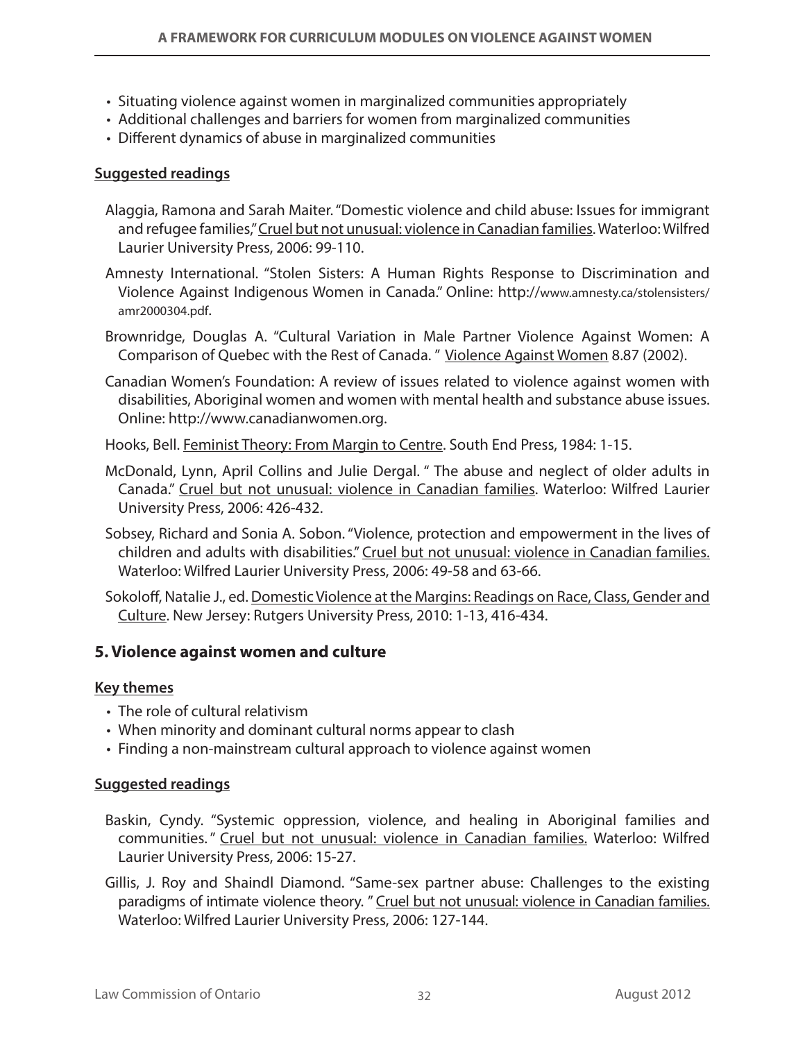- Situating violence against women in marginalized communities appropriately
- Additional challenges and barriers for women from marginalized communities
- Different dynamics of abuse in marginalized communities

**Suggested readings**

Alaggia, Ramona and Sarah Maiter. "Domestic violence and child abuse: Issues for immigrant and refugee families," Cruel but not unusual: violence in Canadian families. Waterloo: Wilfred Laurier University Press, 2006: 99-110.

Amnesty International. "Stolen Sisters: A Human Rights Response to Discrimination and Violence Against Indigenous Women in Canada." Online: http://www.amnesty.ca/stolensisters/amr2000304.pdf.

Brownridge, Douglas A. "Cultural Variation in Male Partner Violence Against Women: A Comparison of Quebec with the Rest of Canada. " Violence Against Women 8.87 (2002).

Canadian Women's Foundation: A review of issues related to violence against women with disabilities, Aboriginal women and women with mental health and substance abuse issues. Online: http://www.canadianwomen.org.

Hooks, Bell. Feminist Theory: From Margin to Centre. South End Press, 1984: 1-15.

McDonald, Lynn, April Collins and Julie Dergal. " The abuse and neglect of older adults in Canada." Cruel but not unusual: violence in Canadian families. Waterloo: Wilfred Laurier University Press, 2006: 426-432.

Sobsey, Richard and Sonia A. Sobon. "Violence, protection and empowerment in the lives of children and adults with disabilities." Cruel but not unusual: violence in Canadian families. Waterloo: Wilfred Laurier University Press, 2006: 49-58 and 63-66.

Sokoloff, Natalie J., ed. Domestic Violence at the Margins: Readings on Race, Class, Gender and Culture. New Jersey: Rutgers University Press, 2010: 1-13, 416-434.

## 5. Violence against women and culture

**Key themes**

- The role of cultural relativism
- When minority and dominant cultural norms appear to clash
- Finding a non-mainstream cultural approach to violence against women

**Suggested readings**

Baskin, Cyndy. "Systemic oppression, violence, and healing in Aboriginal families and communities. " Cruel but not unusual: violence in Canadian families. Waterloo: Wilfred Laurier University Press, 2006: 15-27.

Gillis, J. Roy and Shaindl Diamond. "Same-sex partner abuse: Challenges to the existing paradigms of intimate violence theory. " Cruel but not unusual: violence in Canadian families. Waterloo: Wilfred Laurier University Press, 2006: 127-144.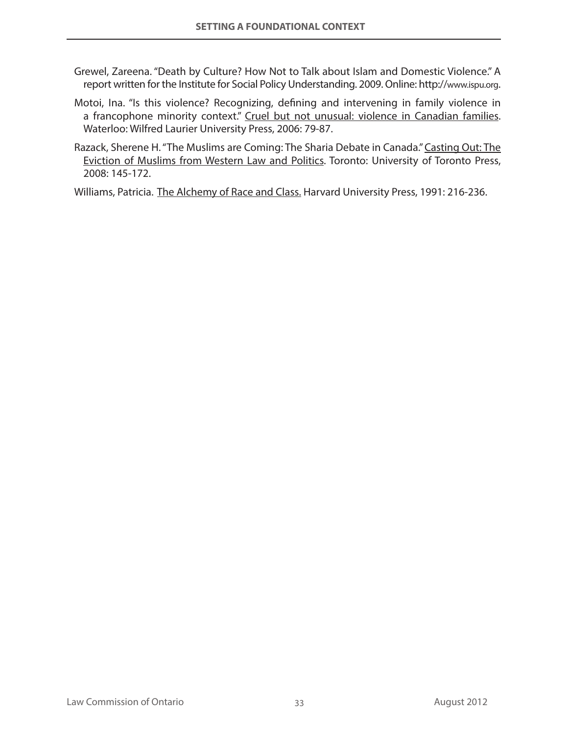Grewel, Zareena. "Death by Culture? How Not to Talk about Islam and Domestic Violence." A report written for the Institute for Social Policy Understanding. 2009. Online: http://www.ispu.org.

Motoi, Ina. "Is this violence? Recognizing, defining and intervening in family violence in a francophone minority context." Cruel but not unusual: violence in Canadian families. Waterloo: Wilfred Laurier University Press, 2006: 79-87.

Razack, Sherene H. "The Muslims are Coming: The Sharia Debate in Canada." Casting Out: The Eviction of Muslims from Western Law and Politics. Toronto: University of Toronto Press, 2008: 145-172.

Williams, Patricia. The Alchemy of Race and Class. Harvard University Press, 1991: 216-236.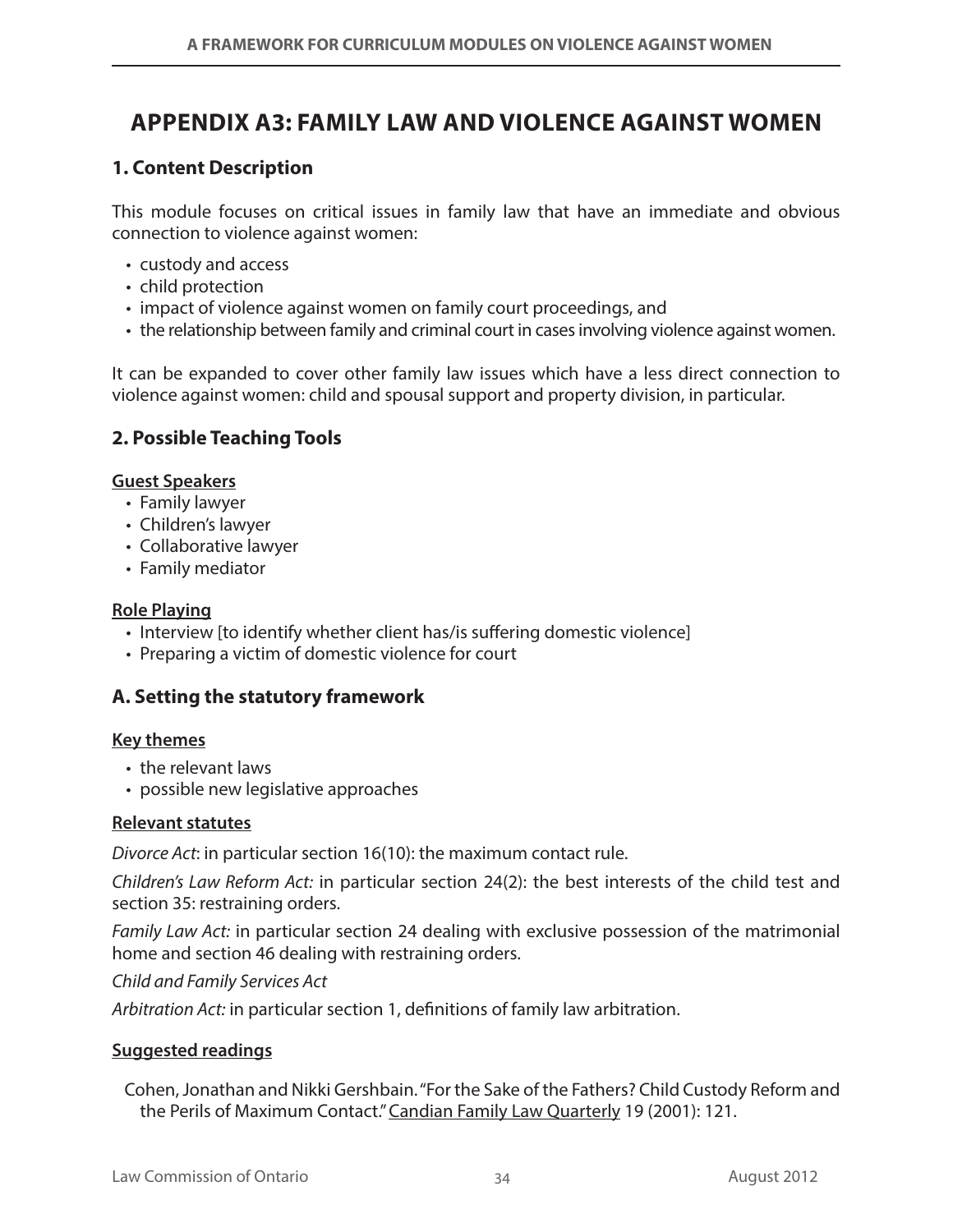# APPENDIX A3: FAMILY LAW AND VIOLENCE AGAINST WOMEN

## 1. Content Description

This module focuses on critical issues in family law that have an immediate and obvious connection to violence against women:

- custody and access
- child protection
- impact of violence against women on family court proceedings, and
- the relationship between family and criminal court in cases involving violence against women.

It can be expanded to cover other family law issues which have a less direct connection to violence against women: child and spousal support and property division, in particular.

## 2. Possible Teaching Tools

**Guest Speakers**

- Family lawyer
- Children's lawyer
- Collaborative lawyer
- Family mediator

**Role Playing**

- Interview [to identify whether client has/is suffering domestic violence]
- Preparing a victim of domestic violence for court

## A. Setting the statutory framework

**Key themes**

- the relevant laws
- possible new legislative approaches

**Relevant statutes**

*Divorce Act*: in particular section 16(10): the maximum contact rule.

*Children's Law Reform Act:* in particular section 24(2): the best interests of the child test and section 35: restraining orders.

*Family Law Act:* in particular section 24 dealing with exclusive possession of the matrimonial home and section 46 dealing with restraining orders.

*Child and Family Services Act*

*Arbitration Act:* in particular section 1, definitions of family law arbitration.

**Suggested readings**

Cohen, Jonathan and Nikki Gershbain. "For the Sake of the Fathers? Child Custody Reform and the Perils of Maximum Contact." Candian Family Law Quarterly 19 (2001): 121.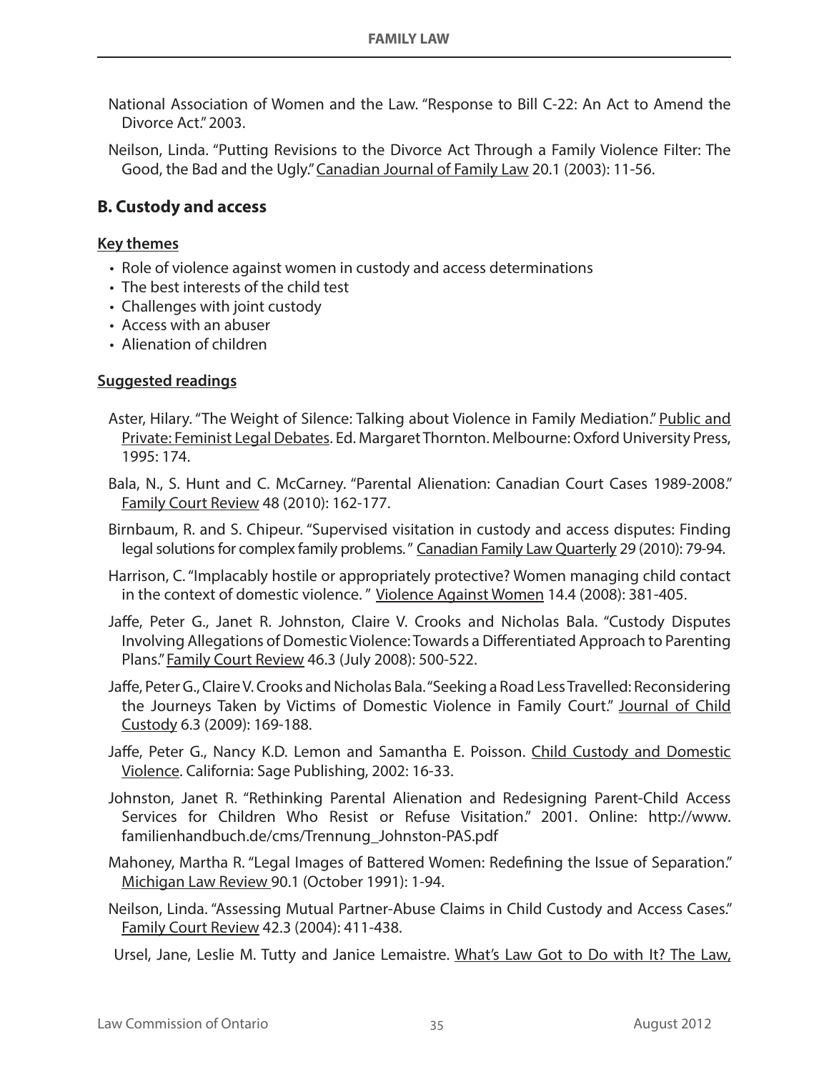National Association of Women and the Law. "Response to Bill C-22: An Act to Amend the Divorce Act." 2003.

Neilson, Linda. "Putting Revisions to the Divorce Act Through a Family Violence Filter: The Good, the Bad and the Ugly." Canadian Journal of Family Law 20.1 (2003): 11-56.

### B. Custody and access

**Key themes**

- Role of violence against women in custody and access determinations
- The best interests of the child test
- Challenges with joint custody
- Access with an abuser
- Alienation of children

**Suggested readings**

Aster, Hilary. "The Weight of Silence: Talking about Violence in Family Mediation." Public and Private: Feminist Legal Debates. Ed. Margaret Thornton. Melbourne: Oxford University Press, 1995: 174.

Bala, N., S. Hunt and C. McCarney. "Parental Alienation: Canadian Court Cases 1989-2008." Family Court Review 48 (2010): 162-177.

Birnbaum, R. and S. Chipeur. "Supervised visitation in custody and access disputes: Finding legal solutions for complex family problems. " Canadian Family Law Quarterly 29 (2010): 79-94.

Harrison, C. "Implacably hostile or appropriately protective? Women managing child contact in the context of domestic violence. " Violence Against Women 14.4 (2008): 381-405.

Jaffe, Peter G., Janet R. Johnston, Claire V. Crooks and Nicholas Bala. "Custody Disputes Involving Allegations of Domestic Violence: Towards a Differentiated Approach to Parenting Plans." Family Court Review 46.3 (July 2008): 500-522.

Jaffe, Peter G., Claire V. Crooks and Nicholas Bala. "Seeking a Road Less Travelled: Reconsidering the Journeys Taken by Victims of Domestic Violence in Family Court." Journal of Child Custody 6.3 (2009): 169-188.

Jaffe, Peter G., Nancy K.D. Lemon and Samantha E. Poisson. Child Custody and Domestic Violence. California: Sage Publishing, 2002: 16-33.

Johnston, Janet R. "Rethinking Parental Alienation and Redesigning Parent-Child Access Services for Children Who Resist or Refuse Visitation." 2001. Online: http://www.familienhandbuch.de/cms/Trennung_Johnston-PAS.pdf

Mahoney, Martha R. "Legal Images of Battered Women: Redefining the Issue of Separation." Michigan Law Review 90.1 (October 1991): 1-94.

Neilson, Linda. "Assessing Mutual Partner-Abuse Claims in Child Custody and Access Cases." Family Court Review 42.3 (2004): 411-438.

Ursel, Jane, Leslie M. Tutty and Janice Lemaistre. What's Law Got to Do with It? The Law,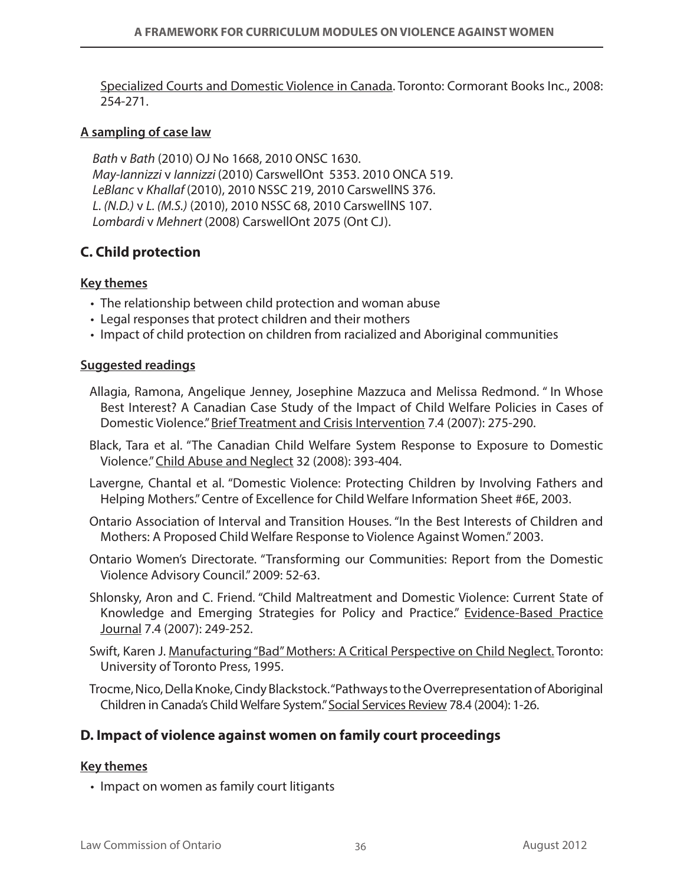Specialized Courts and Domestic Violence in Canada. Toronto: Cormorant Books Inc., 2008: 254-271.

**A sampling of case law**

*Bath* v *Bath* (2010) OJ No 1668, 2010 ONSC 1630.
*May-Iannizzi* v *Iannizzi* (2010) CarswellOnt 5353. 2010 ONCA 519.
*LeBlanc* v *Khallaf* (2010), 2010 NSSC 219, 2010 CarswellNS 376.
*L. (N.D.)* v *L. (M.S.)* (2010), 2010 NSSC 68, 2010 CarswellNS 107.
*Lombardi* v *Mehnert* (2008) CarswellOnt 2075 (Ont CJ).

## C. Child protection

**Key themes**

- The relationship between child protection and woman abuse
- Legal responses that protect children and their mothers
- Impact of child protection on children from racialized and Aboriginal communities

**Suggested readings**

Allagia, Ramona, Angelique Jenney, Josephine Mazzuca and Melissa Redmond. " In Whose Best Interest? A Canadian Case Study of the Impact of Child Welfare Policies in Cases of Domestic Violence." Brief Treatment and Crisis Intervention 7.4 (2007): 275-290.

Black, Tara et al. "The Canadian Child Welfare System Response to Exposure to Domestic Violence." Child Abuse and Neglect 32 (2008): 393-404.

Lavergne, Chantal et al. "Domestic Violence: Protecting Children by Involving Fathers and Helping Mothers." Centre of Excellence for Child Welfare Information Sheet #6E, 2003.

Ontario Association of Interval and Transition Houses. "In the Best Interests of Children and Mothers: A Proposed Child Welfare Response to Violence Against Women." 2003.

Ontario Women's Directorate. "Transforming our Communities: Report from the Domestic Violence Advisory Council." 2009: 52-63.

Shlonsky, Aron and C. Friend. "Child Maltreatment and Domestic Violence: Current State of Knowledge and Emerging Strategies for Policy and Practice." Evidence-Based Practice Journal 7.4 (2007): 249-252.

Swift, Karen J. Manufacturing "Bad" Mothers: A Critical Perspective on Child Neglect. Toronto: University of Toronto Press, 1995.

Trocme, Nico, Della Knoke, Cindy Blackstock. "Pathways to the Overrepresentation of Aboriginal Children in Canada's Child Welfare System." Social Services Review 78.4 (2004): 1-26.

## D. Impact of violence against women on family court proceedings

**Key themes**

- Impact on women as family court litigants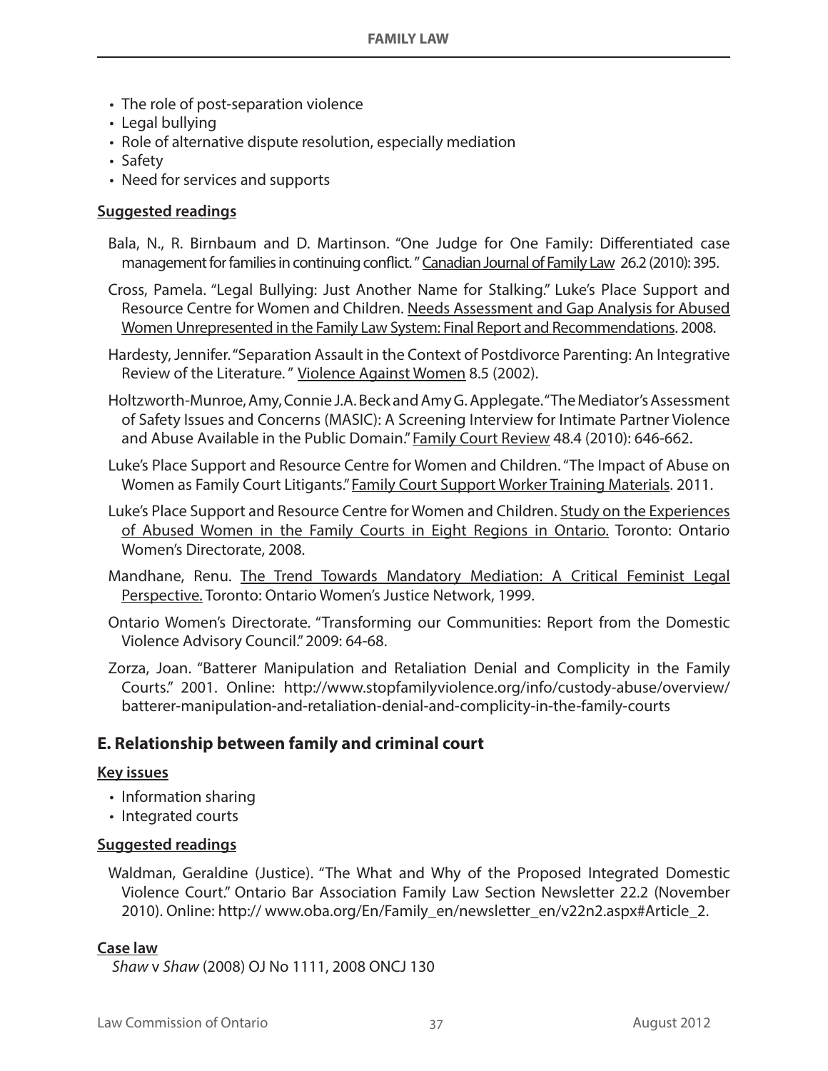- The role of post-separation violence
- Legal bullying
- Role of alternative dispute resolution, especially mediation
- Safety
- Need for services and supports

**Suggested readings**

Bala, N., R. Birnbaum and D. Martinson. "One Judge for One Family: Differentiated case management for families in continuing conflict." Canadian Journal of Family Law 26.2 (2010): 395.

Cross, Pamela. "Legal Bullying: Just Another Name for Stalking." Luke's Place Support and Resource Centre for Women and Children. Needs Assessment and Gap Analysis for Abused Women Unrepresented in the Family Law System: Final Report and Recommendations. 2008.

Hardesty, Jennifer. "Separation Assault in the Context of Postdivorce Parenting: An Integrative Review of the Literature." Violence Against Women 8.5 (2002).

Holtzworth-Munroe, Amy, Connie J.A. Beck and Amy G. Applegate. "The Mediator's Assessment of Safety Issues and Concerns (MASIC): A Screening Interview for Intimate Partner Violence and Abuse Available in the Public Domain." Family Court Review 48.4 (2010): 646-662.

Luke's Place Support and Resource Centre for Women and Children. "The Impact of Abuse on Women as Family Court Litigants." Family Court Support Worker Training Materials. 2011.

Luke's Place Support and Resource Centre for Women and Children. Study on the Experiences of Abused Women in the Family Courts in Eight Regions in Ontario. Toronto: Ontario Women's Directorate, 2008.

Mandhane, Renu. The Trend Towards Mandatory Mediation: A Critical Feminist Legal Perspective. Toronto: Ontario Women's Justice Network, 1999.

Ontario Women's Directorate. "Transforming our Communities: Report from the Domestic Violence Advisory Council." 2009: 64-68.

Zorza, Joan. "Batterer Manipulation and Retaliation Denial and Complicity in the Family Courts." 2001. Online: http://www.stopfamilyviolence.org/info/custody-abuse/overview/batterer-manipulation-and-retaliation-denial-and-complicity-in-the-family-courts

## E. Relationship between family and criminal court

**Key issues**

- Information sharing
- Integrated courts

**Suggested readings**

Waldman, Geraldine (Justice). "The What and Why of the Proposed Integrated Domestic Violence Court." Ontario Bar Association Family Law Section Newsletter 22.2 (November 2010). Online: http:// www.oba.org/En/Family_en/newsletter_en/v22n2.aspx#Article_2.

**Case law**

*Shaw* v *Shaw* (2008) OJ No 1111, 2008 ONCJ 130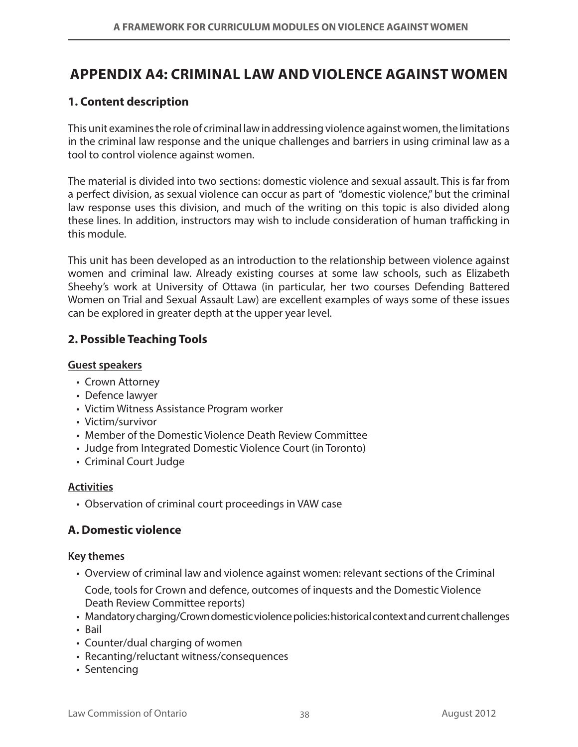# APPENDIX A4: CRIMINAL LAW AND VIOLENCE AGAINST WOMEN

## 1. Content description

This unit examines the role of criminal law in addressing violence against women, the limitations in the criminal law response and the unique challenges and barriers in using criminal law as a tool to control violence against women.

The material is divided into two sections: domestic violence and sexual assault. This is far from a perfect division, as sexual violence can occur as part of "domestic violence," but the criminal law response uses this division, and much of the writing on this topic is also divided along these lines. In addition, instructors may wish to include consideration of human trafficking in this module.

This unit has been developed as an introduction to the relationship between violence against women and criminal law. Already existing courses at some law schools, such as Elizabeth Sheehy's work at University of Ottawa (in particular, her two courses Defending Battered Women on Trial and Sexual Assault Law) are excellent examples of ways some of these issues can be explored in greater depth at the upper year level.

## 2. Possible Teaching Tools

**Guest speakers**

- Crown Attorney
- Defence lawyer
- Victim Witness Assistance Program worker
- Victim/survivor
- Member of the Domestic Violence Death Review Committee
- Judge from Integrated Domestic Violence Court (in Toronto)
- Criminal Court Judge

**Activities**

- Observation of criminal court proceedings in VAW case

## A. Domestic violence

**Key themes**

- Overview of criminal law and violence against women: relevant sections of the Criminal Code, tools for Crown and defence, outcomes of inquests and the Domestic Violence Death Review Committee reports)
- Mandatory charging/Crown domestic violence policies: historical context and current challenges
- Bail
- Counter/dual charging of women
- Recanting/reluctant witness/consequences
- Sentencing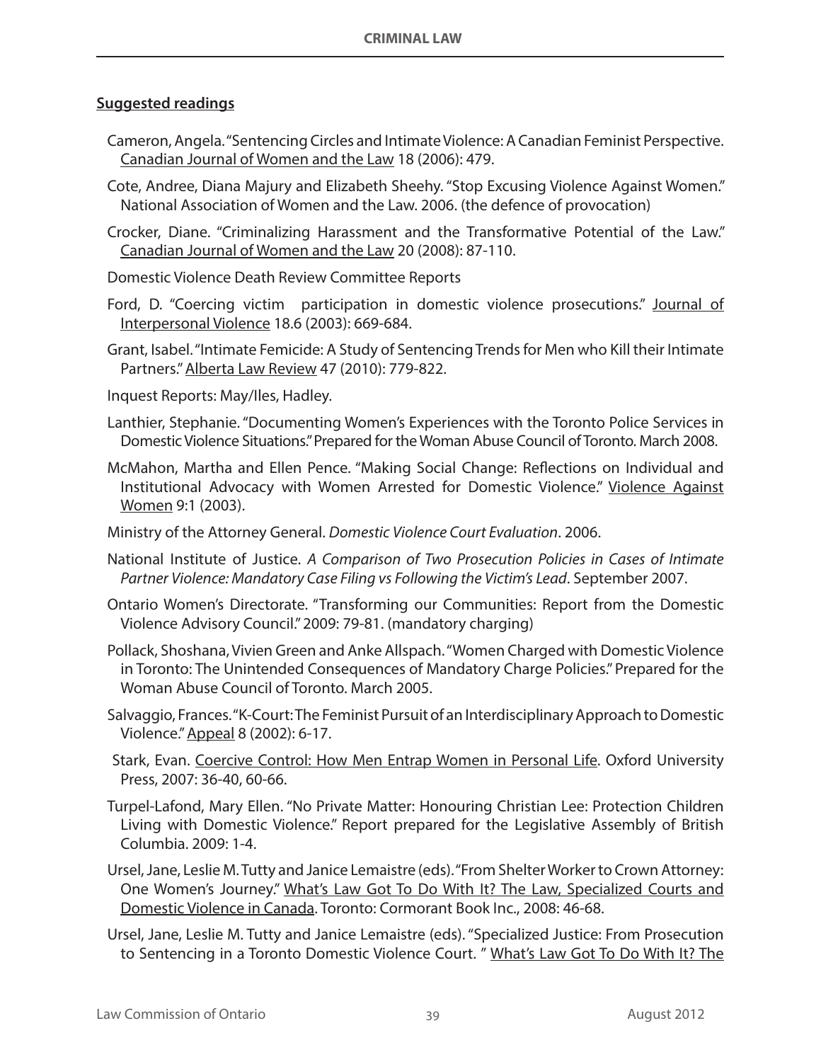## Suggested readings

Cameron, Angela. "Sentencing Circles and Intimate Violence: A Canadian Feminist Perspective. Canadian Journal of Women and the Law 18 (2006): 479.

Cote, Andree, Diana Majury and Elizabeth Sheehy. "Stop Excusing Violence Against Women." National Association of Women and the Law. 2006. (the defence of provocation)

Crocker, Diane. "Criminalizing Harassment and the Transformative Potential of the Law." Canadian Journal of Women and the Law 20 (2008): 87-110.

Domestic Violence Death Review Committee Reports

Ford, D. "Coercing victim participation in domestic violence prosecutions." Journal of Interpersonal Violence 18.6 (2003): 669-684.

Grant, Isabel. "Intimate Femicide: A Study of Sentencing Trends for Men who Kill their Intimate Partners." Alberta Law Review 47 (2010): 779-822.

Inquest Reports: May/Iles, Hadley.

Lanthier, Stephanie. "Documenting Women's Experiences with the Toronto Police Services in Domestic Violence Situations." Prepared for the Woman Abuse Council of Toronto. March 2008.

McMahon, Martha and Ellen Pence. "Making Social Change: Reflections on Individual and Institutional Advocacy with Women Arrested for Domestic Violence." Violence Against Women 9:1 (2003).

Ministry of the Attorney General. *Domestic Violence Court Evaluation*. 2006.

National Institute of Justice. *A Comparison of Two Prosecution Policies in Cases of Intimate Partner Violence: Mandatory Case Filing vs Following the Victim's Lead*. September 2007.

Ontario Women's Directorate. "Transforming our Communities: Report from the Domestic Violence Advisory Council." 2009: 79-81. (mandatory charging)

Pollack, Shoshana, Vivien Green and Anke Allspach. "Women Charged with Domestic Violence in Toronto: The Unintended Consequences of Mandatory Charge Policies." Prepared for the Woman Abuse Council of Toronto. March 2005.

Salvaggio, Frances. "K-Court: The Feminist Pursuit of an Interdisciplinary Approach to Domestic Violence." Appeal 8 (2002): 6-17.

Stark, Evan. Coercive Control: How Men Entrap Women in Personal Life. Oxford University Press, 2007: 36-40, 60-66.

Turpel-Lafond, Mary Ellen. "No Private Matter: Honouring Christian Lee: Protection Children Living with Domestic Violence." Report prepared for the Legislative Assembly of British Columbia. 2009: 1-4.

Ursel, Jane, Leslie M. Tutty and Janice Lemaistre (eds). "From Shelter Worker to Crown Attorney: One Women's Journey." What's Law Got To Do With It? The Law, Specialized Courts and Domestic Violence in Canada. Toronto: Cormorant Book Inc., 2008: 46-68.

Ursel, Jane, Leslie M. Tutty and Janice Lemaistre (eds). "Specialized Justice: From Prosecution to Sentencing in a Toronto Domestic Violence Court. " What's Law Got To Do With It? The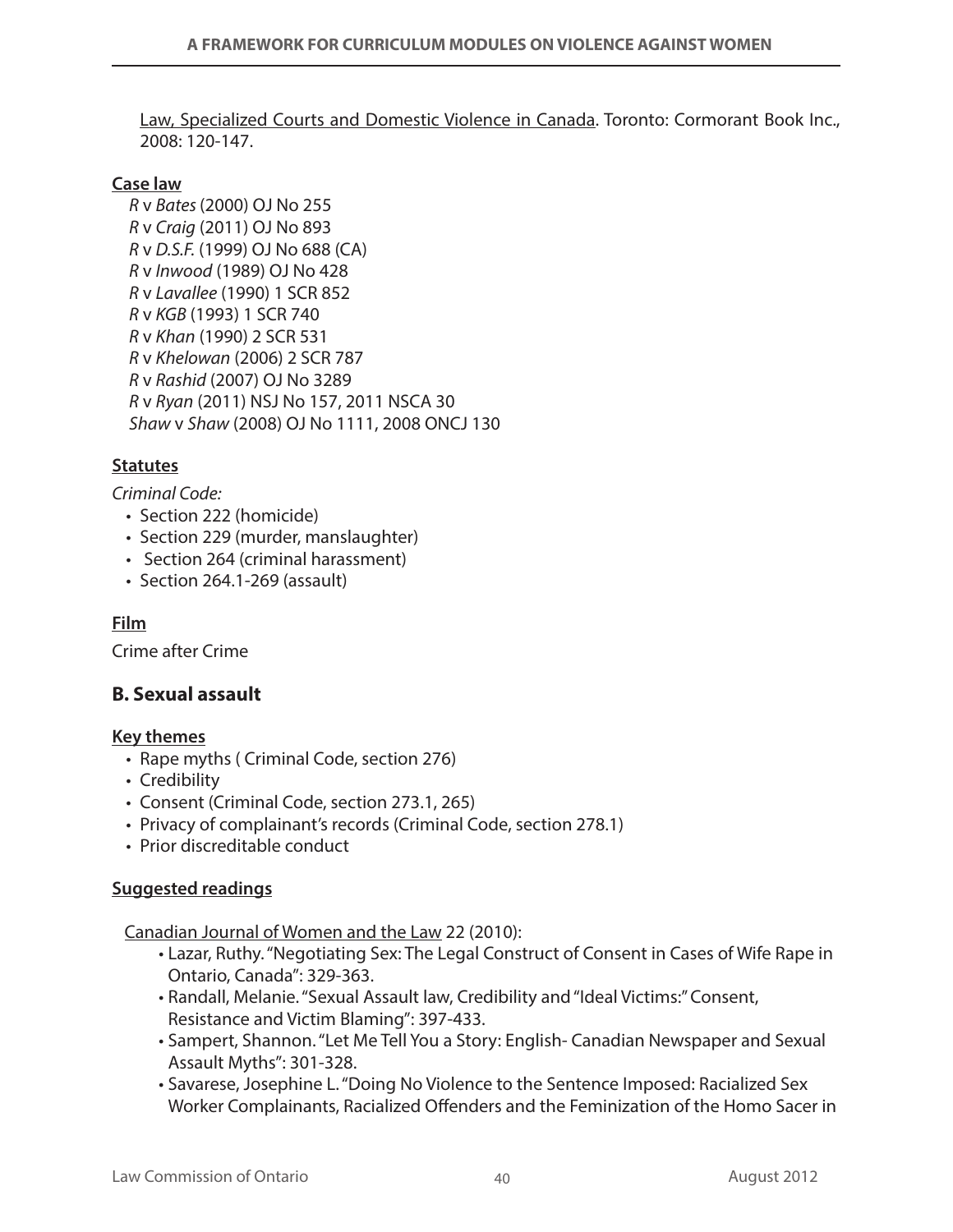Law, Specialized Courts and Domestic Violence in Canada. Toronto: Cormorant Book Inc., 2008: 120-147.

**Case law**

*R* v *Bates* (2000) OJ No 255
*R* v *Craig* (2011) OJ No 893
*R* v *D.S.F.* (1999) OJ No 688 (CA)
*R* v *Inwood* (1989) OJ No 428
*R* v *Lavallee* (1990) 1 SCR 852
*R* v *KGB* (1993) 1 SCR 740
*R* v *Khan* (1990) 2 SCR 531
*R* v *Khelowan* (2006) 2 SCR 787
*R* v *Rashid* (2007) OJ No 3289
*R* v *Ryan* (2011) NSJ No 157, 2011 NSCA 30
*Shaw* v *Shaw* (2008) OJ No 1111, 2008 ONCJ 130

**Statutes**

*Criminal Code:*

- Section 222 (homicide)
- Section 229 (murder, manslaughter)
- Section 264 (criminal harassment)
- Section 264.1-269 (assault)

**Film**

Crime after Crime

## B. Sexual assault

**Key themes**

- Rape myths ( Criminal Code, section 276)
- Credibility
- Consent (Criminal Code, section 273.1, 265)
- Privacy of complainant's records (Criminal Code, section 278.1)
- Prior discreditable conduct

**Suggested readings**

Canadian Journal of Women and the Law 22 (2010):

- Lazar, Ruthy. "Negotiating Sex: The Legal Construct of Consent in Cases of Wife Rape in Ontario, Canada": 329-363.
- Randall, Melanie. "Sexual Assault law, Credibility and "Ideal Victims:" Consent, Resistance and Victim Blaming": 397-433.
- Sampert, Shannon. "Let Me Tell You a Story: English- Canadian Newspaper and Sexual Assault Myths": 301-328.
- Savarese, Josephine L. "Doing No Violence to the Sentence Imposed: Racialized Sex Worker Complainants, Racialized Offenders and the Feminization of the Homo Sacer in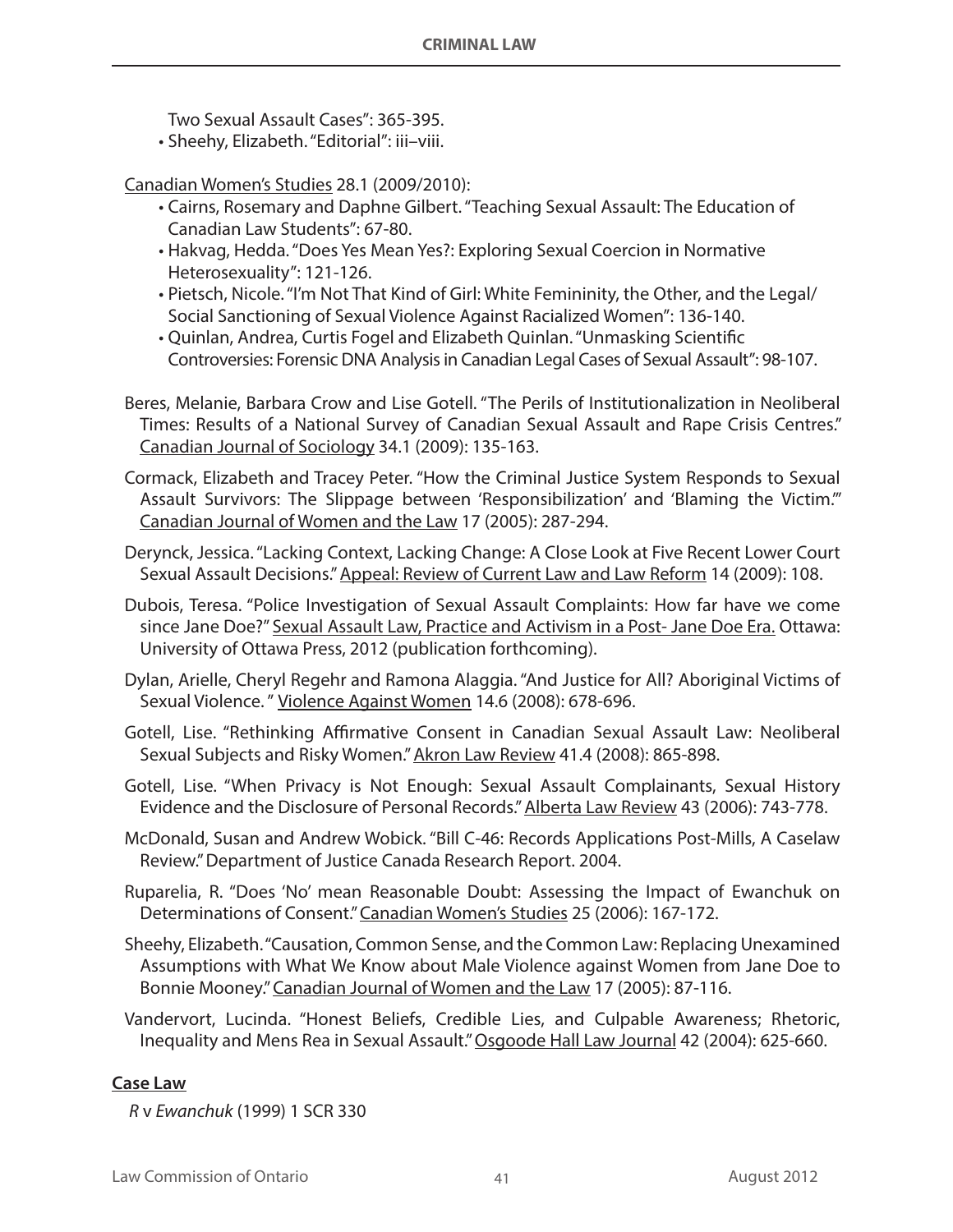Two Sexual Assault Cases": 365-395.

- Sheehy, Elizabeth. "Editorial": iii–viii.

Canadian Women's Studies 28.1 (2009/2010):

- Cairns, Rosemary and Daphne Gilbert. "Teaching Sexual Assault: The Education of Canadian Law Students": 67-80.
- Hakvag, Hedda. "Does Yes Mean Yes?: Exploring Sexual Coercion in Normative Heterosexuality": 121-126.
- Pietsch, Nicole. "I'm Not That Kind of Girl: White Femininity, the Other, and the Legal/ Social Sanctioning of Sexual Violence Against Racialized Women": 136-140.
- Quinlan, Andrea, Curtis Fogel and Elizabeth Quinlan. "Unmasking Scientific Controversies: Forensic DNA Analysis in Canadian Legal Cases of Sexual Assault": 98-107.

Beres, Melanie, Barbara Crow and Lise Gotell. "The Perils of Institutionalization in Neoliberal Times: Results of a National Survey of Canadian Sexual Assault and Rape Crisis Centres." Canadian Journal of Sociology 34.1 (2009): 135-163.

Cormack, Elizabeth and Tracey Peter. "How the Criminal Justice System Responds to Sexual Assault Survivors: The Slippage between 'Responsibilization' and 'Blaming the Victim.'" Canadian Journal of Women and the Law 17 (2005): 287-294.

Derynck, Jessica. "Lacking Context, Lacking Change: A Close Look at Five Recent Lower Court Sexual Assault Decisions." Appeal: Review of Current Law and Law Reform 14 (2009): 108.

Dubois, Teresa. "Police Investigation of Sexual Assault Complaints: How far have we come since Jane Doe?" Sexual Assault Law, Practice and Activism in a Post- Jane Doe Era. Ottawa: University of Ottawa Press, 2012 (publication forthcoming).

Dylan, Arielle, Cheryl Regehr and Ramona Alaggia. "And Justice for All? Aboriginal Victims of Sexual Violence. " Violence Against Women 14.6 (2008): 678-696.

Gotell, Lise. "Rethinking Affirmative Consent in Canadian Sexual Assault Law: Neoliberal Sexual Subjects and Risky Women." Akron Law Review 41.4 (2008): 865-898.

Gotell, Lise. "When Privacy is Not Enough: Sexual Assault Complainants, Sexual History Evidence and the Disclosure of Personal Records." Alberta Law Review 43 (2006): 743-778.

McDonald, Susan and Andrew Wobick. "Bill C-46: Records Applications Post-Mills, A Caselaw Review." Department of Justice Canada Research Report. 2004.

Ruparelia, R. "Does 'No' mean Reasonable Doubt: Assessing the Impact of Ewanchuk on Determinations of Consent." Canadian Women's Studies 25 (2006): 167-172.

Sheehy, Elizabeth. "Causation, Common Sense, and the Common Law: Replacing Unexamined Assumptions with What We Know about Male Violence against Women from Jane Doe to Bonnie Mooney." Canadian Journal of Women and the Law 17 (2005): 87-116.

Vandervort, Lucinda. "Honest Beliefs, Credible Lies, and Culpable Awareness; Rhetoric, Inequality and Mens Rea in Sexual Assault." Osgoode Hall Law Journal 42 (2004): 625-660.

**Case Law**

*R* v *Ewanchuk* (1999) 1 SCR 330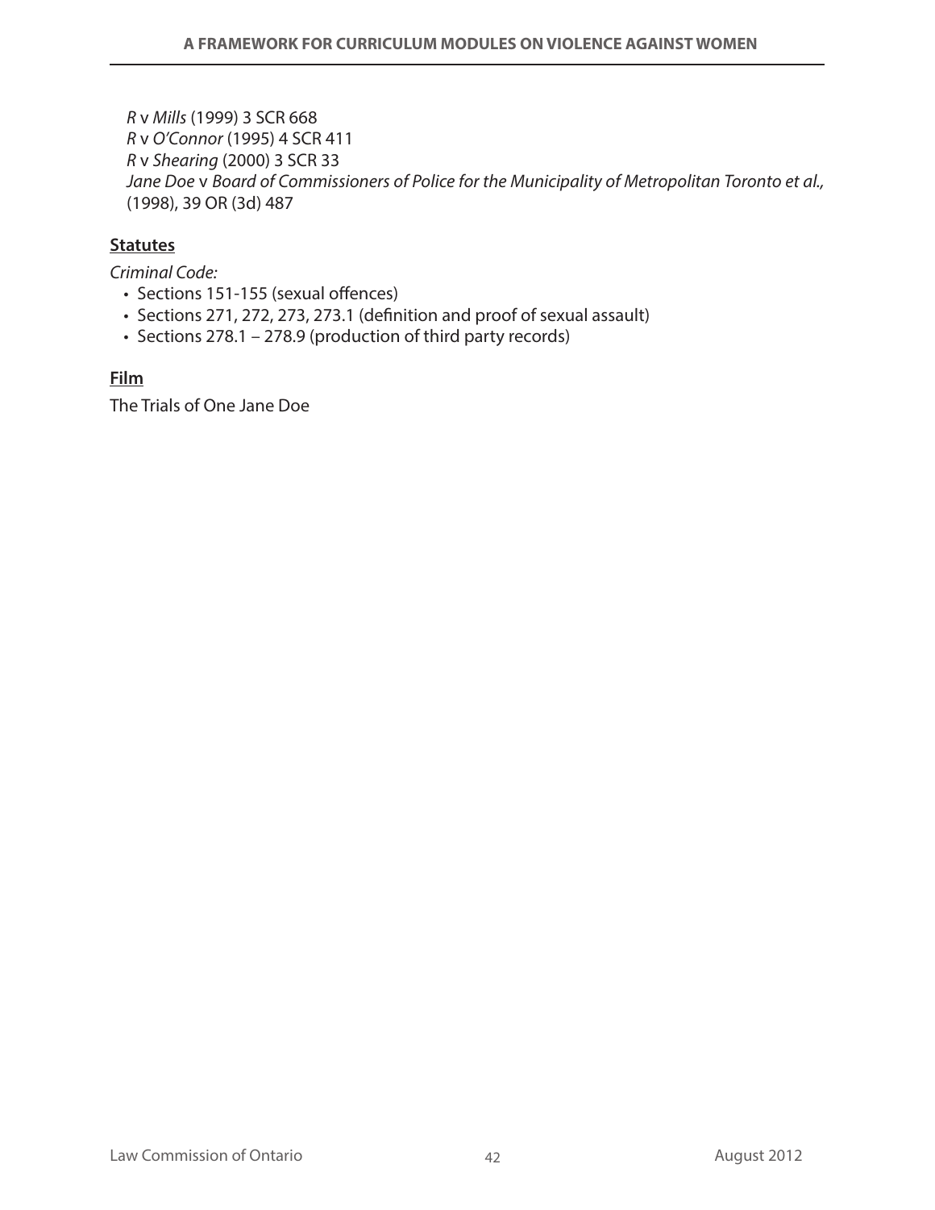*R* v *Mills* (1999) 3 SCR 668
*R* v *O'Connor* (1995) 4 SCR 411
*R* v *Shearing* (2000) 3 SCR 33
*Jane Doe* v *Board of Commissioners of Police for the Municipality of Metropolitan Toronto et al.,* (1998), 39 OR (3d) 487

**Statutes**

*Criminal Code:*

- Sections 151-155 (sexual offences)
- Sections 271, 272, 273, 273.1 (definition and proof of sexual assault)
- Sections 278.1 – 278.9 (production of third party records)

**Film**

The Trials of One Jane Doe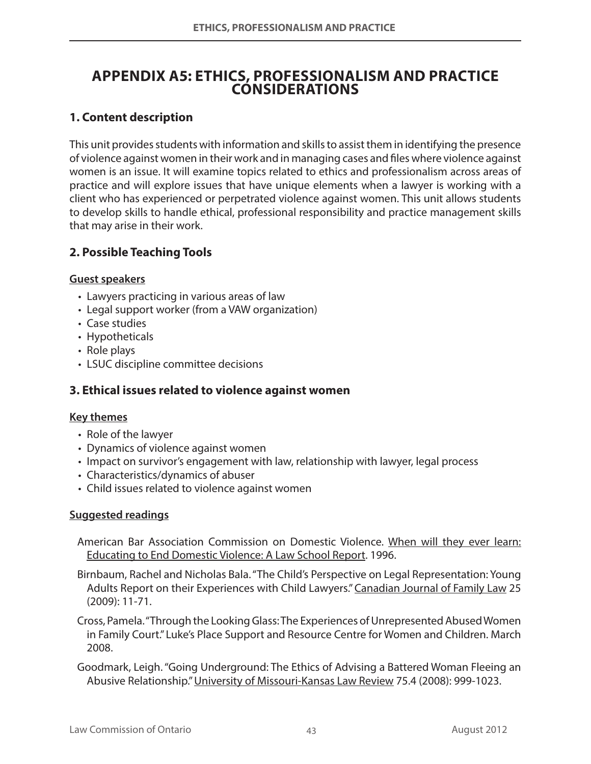# APPENDIX A5: ETHICS, PROFESSIONALISM AND PRACTICE CONSIDERATIONS

## 1. Content description

This unit provides students with information and skills to assist them in identifying the presence of violence against women in their work and in managing cases and files where violence against women is an issue. It will examine topics related to ethics and professionalism across areas of practice and will explore issues that have unique elements when a lawyer is working with a client who has experienced or perpetrated violence against women. This unit allows students to develop skills to handle ethical, professional responsibility and practice management skills that may arise in their work.

## 2. Possible Teaching Tools

**Guest speakers**

- Lawyers practicing in various areas of law
- Legal support worker (from a VAW organization)
- Case studies
- Hypotheticals
- Role plays
- LSUC discipline committee decisions

## 3. Ethical issues related to violence against women

**Key themes**

- Role of the lawyer
- Dynamics of violence against women
- Impact on survivor's engagement with law, relationship with lawyer, legal process
- Characteristics/dynamics of abuser
- Child issues related to violence against women

**Suggested readings**

American Bar Association Commission on Domestic Violence. When will they ever learn: Educating to End Domestic Violence: A Law School Report. 1996.

Birnbaum, Rachel and Nicholas Bala. "The Child's Perspective on Legal Representation: Young Adults Report on their Experiences with Child Lawyers." Canadian Journal of Family Law 25 (2009): 11-71.

Cross, Pamela. "Through the Looking Glass: The Experiences of Unrepresented Abused Women in Family Court." Luke's Place Support and Resource Centre for Women and Children. March 2008.

Goodmark, Leigh. "Going Underground: The Ethics of Advising a Battered Woman Fleeing an Abusive Relationship." University of Missouri-Kansas Law Review 75.4 (2008): 999-1023.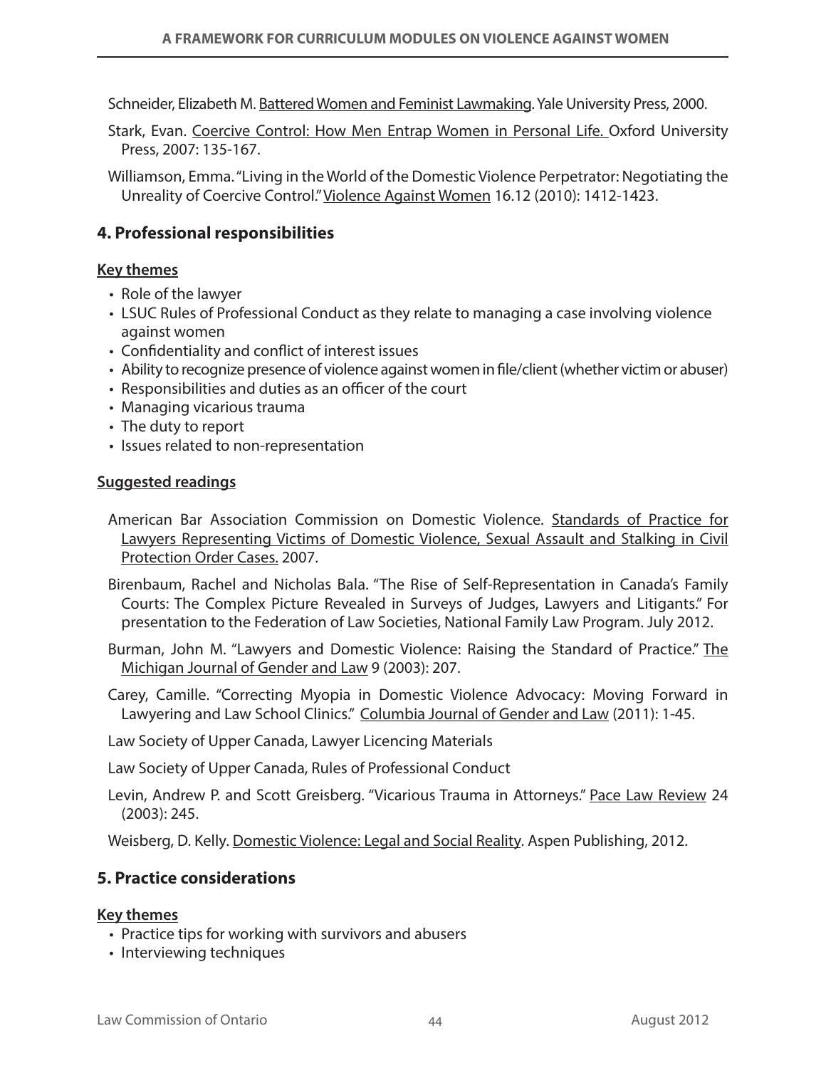Schneider, Elizabeth M. Battered Women and Feminist Lawmaking. Yale University Press, 2000.

Stark, Evan. Coercive Control: How Men Entrap Women in Personal Life. Oxford University Press, 2007: 135-167.

Williamson, Emma. "Living in the World of the Domestic Violence Perpetrator: Negotiating the Unreality of Coercive Control." Violence Against Women 16.12 (2010): 1412-1423.

## 4. Professional responsibilities

**Key themes**

- Role of the lawyer
- LSUC Rules of Professional Conduct as they relate to managing a case involving violence against women
- Confidentiality and conflict of interest issues
- Ability to recognize presence of violence against women in file/client (whether victim or abuser)
- Responsibilities and duties as an officer of the court
- Managing vicarious trauma
- The duty to report
- Issues related to non-representation

**Suggested readings**

American Bar Association Commission on Domestic Violence. Standards of Practice for Lawyers Representing Victims of Domestic Violence, Sexual Assault and Stalking in Civil Protection Order Cases. 2007.

Birenbaum, Rachel and Nicholas Bala. "The Rise of Self-Representation in Canada's Family Courts: The Complex Picture Revealed in Surveys of Judges, Lawyers and Litigants." For presentation to the Federation of Law Societies, National Family Law Program. July 2012.

Burman, John M. "Lawyers and Domestic Violence: Raising the Standard of Practice." The Michigan Journal of Gender and Law 9 (2003): 207.

Carey, Camille. "Correcting Myopia in Domestic Violence Advocacy: Moving Forward in Lawyering and Law School Clinics." Columbia Journal of Gender and Law (2011): 1-45.

Law Society of Upper Canada, Lawyer Licencing Materials

Law Society of Upper Canada, Rules of Professional Conduct

Levin, Andrew P. and Scott Greisberg. "Vicarious Trauma in Attorneys." Pace Law Review 24 (2003): 245.

Weisberg, D. Kelly. Domestic Violence: Legal and Social Reality. Aspen Publishing, 2012.

## 5. Practice considerations

**Key themes**

- Practice tips for working with survivors and abusers
- Interviewing techniques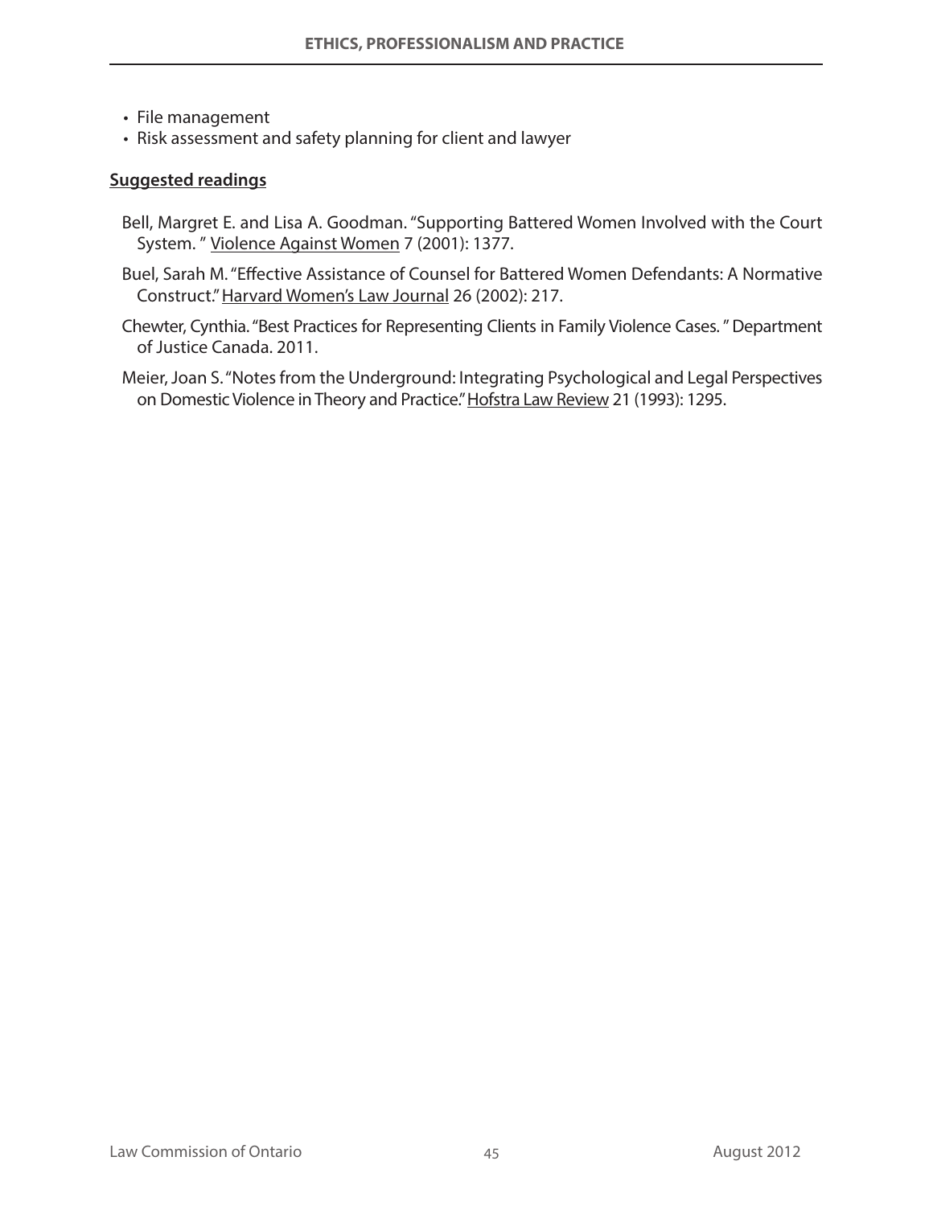- File management
- Risk assessment and safety planning for client and lawyer

**Suggested readings**

Bell, Margret E. and Lisa A. Goodman. "Supporting Battered Women Involved with the Court System. " Violence Against Women 7 (2001): 1377.

Buel, Sarah M. "Effective Assistance of Counsel for Battered Women Defendants: A Normative Construct." Harvard Women's Law Journal 26 (2002): 217.

Chewter, Cynthia. "Best Practices for Representing Clients in Family Violence Cases. " Department of Justice Canada. 2011.

Meier, Joan S. "Notes from the Underground: Integrating Psychological and Legal Perspectives on Domestic Violence in Theory and Practice." Hofstra Law Review 21 (1993): 1295.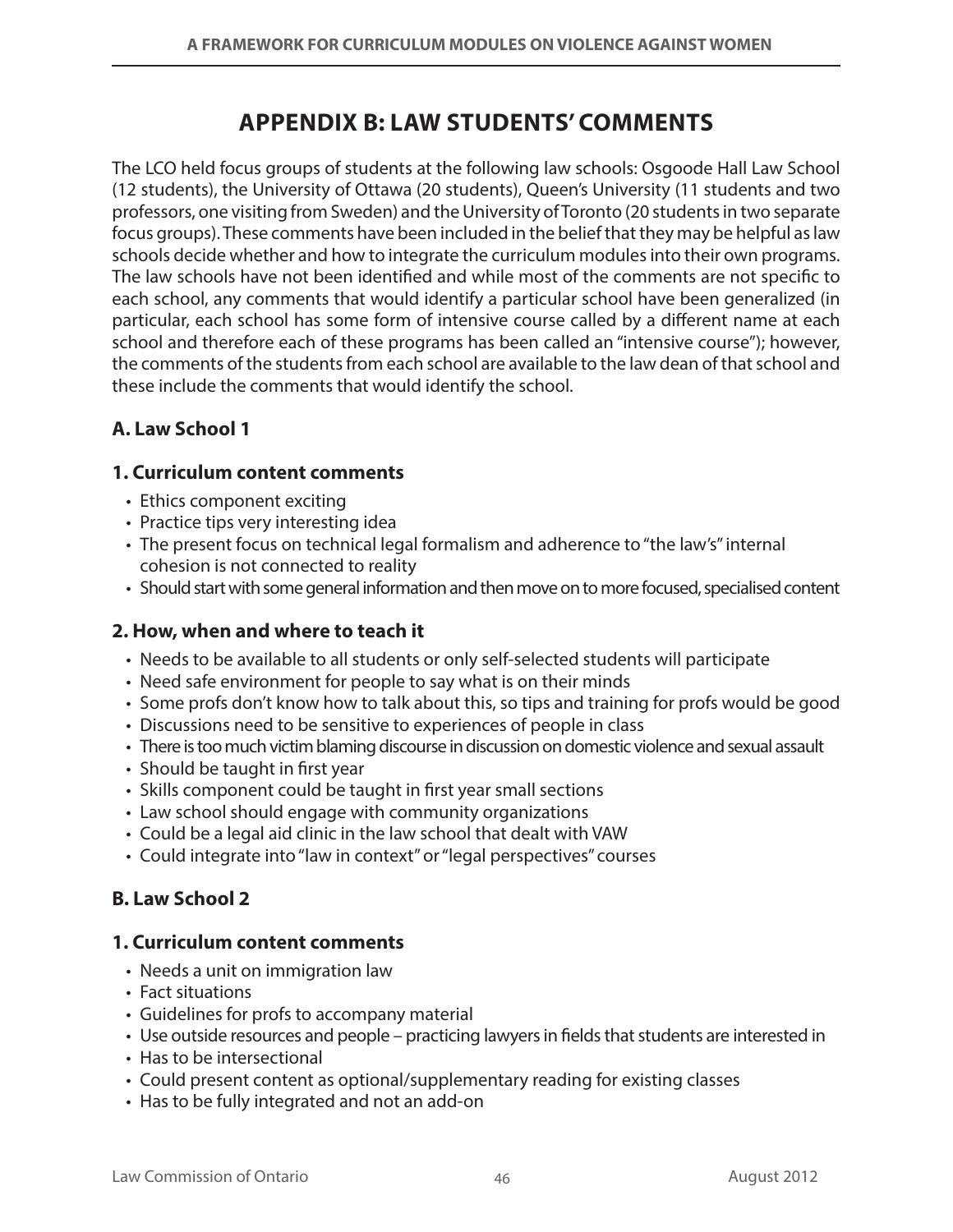# APPENDIX B: LAW STUDENTS' COMMENTS

The LCO held focus groups of students at the following law schools: Osgoode Hall Law School (12 students), the University of Ottawa (20 students), Queen's University (11 students and two professors, one visiting from Sweden) and the University of Toronto (20 students in two separate focus groups). These comments have been included in the belief that they may be helpful as law schools decide whether and how to integrate the curriculum modules into their own programs. The law schools have not been identified and while most of the comments are not specific to each school, any comments that would identify a particular school have been generalized (in particular, each school has some form of intensive course called by a different name at each school and therefore each of these programs has been called an "intensive course"); however, the comments of the students from each school are available to the law dean of that school and these include the comments that would identify the school.

## A. Law School 1

### 1. Curriculum content comments

- Ethics component exciting
- Practice tips very interesting idea
- The present focus on technical legal formalism and adherence to "the law's" internal cohesion is not connected to reality
- Should start with some general information and then move on to more focused, specialised content

### 2. How, when and where to teach it

- Needs to be available to all students or only self-selected students will participate
- Need safe environment for people to say what is on their minds
- Some profs don't know how to talk about this, so tips and training for profs would be good
- Discussions need to be sensitive to experiences of people in class
- There is too much victim blaming discourse in discussion on domestic violence and sexual assault
- Should be taught in first year
- Skills component could be taught in first year small sections
- Law school should engage with community organizations
- Could be a legal aid clinic in the law school that dealt with VAW
- Could integrate into "law in context" or "legal perspectives" courses

## B. Law School 2

### 1. Curriculum content comments

- Needs a unit on immigration law
- Fact situations
- Guidelines for profs to accompany material
- Use outside resources and people – practicing lawyers in fields that students are interested in
- Has to be intersectional
- Could present content as optional/supplementary reading for existing classes
- Has to be fully integrated and not an add-on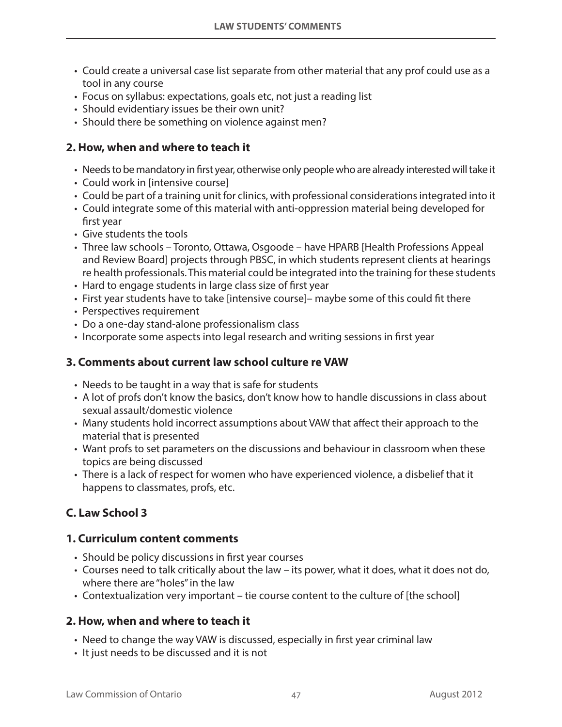- Could create a universal case list separate from other material that any prof could use as a tool in any course
- Focus on syllabus: expectations, goals etc, not just a reading list
- Should evidentiary issues be their own unit?
- Should there be something on violence against men?

### 2. How, when and where to teach it

- Needs to be mandatory in first year, otherwise only people who are already interested will take it
- Could work in [intensive course]
- Could be part of a training unit for clinics, with professional considerations integrated into it
- Could integrate some of this material with anti-oppression material being developed for first year
- Give students the tools
- Three law schools – Toronto, Ottawa, Osgoode – have HPARB [Health Professions Appeal and Review Board] projects through PBSC, in which students represent clients at hearings re health professionals. This material could be integrated into the training for these students
- Hard to engage students in large class size of first year
- First year students have to take [intensive course]– maybe some of this could fit there
- Perspectives requirement
- Do a one-day stand-alone professionalism class
- Incorporate some aspects into legal research and writing sessions in first year

### 3. Comments about current law school culture re VAW

- Needs to be taught in a way that is safe for students
- A lot of profs don't know the basics, don't know how to handle discussions in class about sexual assault/domestic violence
- Many students hold incorrect assumptions about VAW that affect their approach to the material that is presented
- Want profs to set parameters on the discussions and behaviour in classroom when these topics are being discussed
- There is a lack of respect for women who have experienced violence, a disbelief that it happens to classmates, profs, etc.

## C. Law School 3

### 1. Curriculum content comments

- Should be policy discussions in first year courses
- Courses need to talk critically about the law – its power, what it does, what it does not do, where there are "holes" in the law
- Contextualization very important – tie course content to the culture of [the school]

### 2. How, when and where to teach it

- Need to change the way VAW is discussed, especially in first year criminal law
- It just needs to be discussed and it is not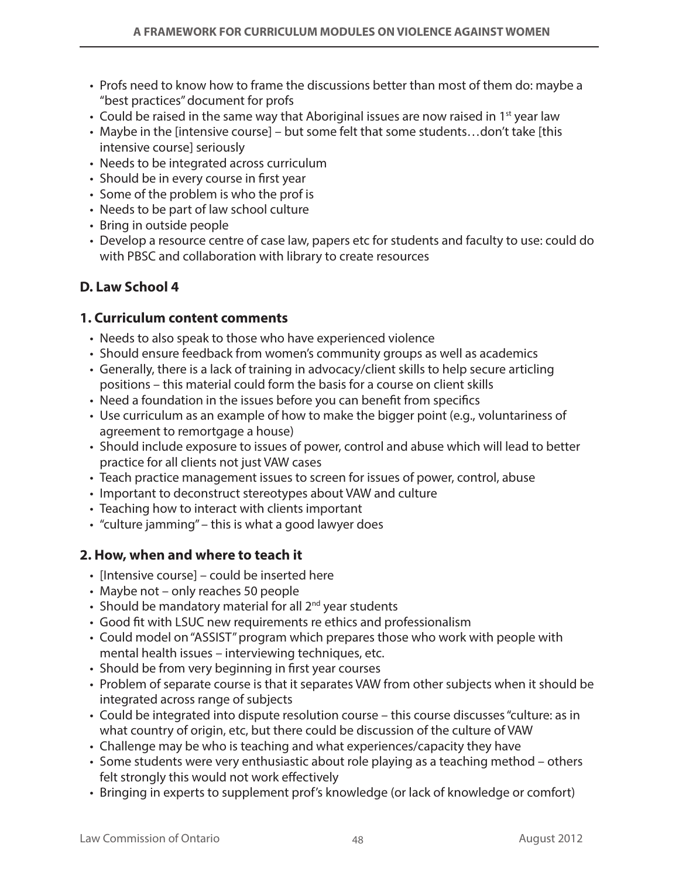- Profs need to know how to frame the discussions better than most of them do: maybe a "best practices" document for profs
- Could be raised in the same way that Aboriginal issues are now raised in 1st year law
- Maybe in the [intensive course] – but some felt that some students…don't take [this intensive course] seriously
- Needs to be integrated across curriculum
- Should be in every course in first year
- Some of the problem is who the prof is
- Needs to be part of law school culture
- Bring in outside people
- Develop a resource centre of case law, papers etc for students and faculty to use: could do with PBSC and collaboration with library to create resources

### D. Law School 4

#### 1. Curriculum content comments

- Needs to also speak to those who have experienced violence
- Should ensure feedback from women's community groups as well as academics
- Generally, there is a lack of training in advocacy/client skills to help secure articling positions – this material could form the basis for a course on client skills
- Need a foundation in the issues before you can benefit from specifics
- Use curriculum as an example of how to make the bigger point (e.g., voluntariness of agreement to remortgage a house)
- Should include exposure to issues of power, control and abuse which will lead to better practice for all clients not just VAW cases
- Teach practice management issues to screen for issues of power, control, abuse
- Important to deconstruct stereotypes about VAW and culture
- Teaching how to interact with clients important
- "culture jamming" – this is what a good lawyer does

#### 2. How, when and where to teach it

- [Intensive course] – could be inserted here
- Maybe not – only reaches 50 people
- Should be mandatory material for all 2nd year students
- Good fit with LSUC new requirements re ethics and professionalism
- Could model on "ASSIST" program which prepares those who work with people with mental health issues – interviewing techniques, etc.
- Should be from very beginning in first year courses
- Problem of separate course is that it separates VAW from other subjects when it should be integrated across range of subjects
- Could be integrated into dispute resolution course – this course discusses "culture: as in what country of origin, etc, but there could be discussion of the culture of VAW
- Challenge may be who is teaching and what experiences/capacity they have
- Some students were very enthusiastic about role playing as a teaching method – others felt strongly this would not work effectively
- Bringing in experts to supplement prof's knowledge (or lack of knowledge or comfort)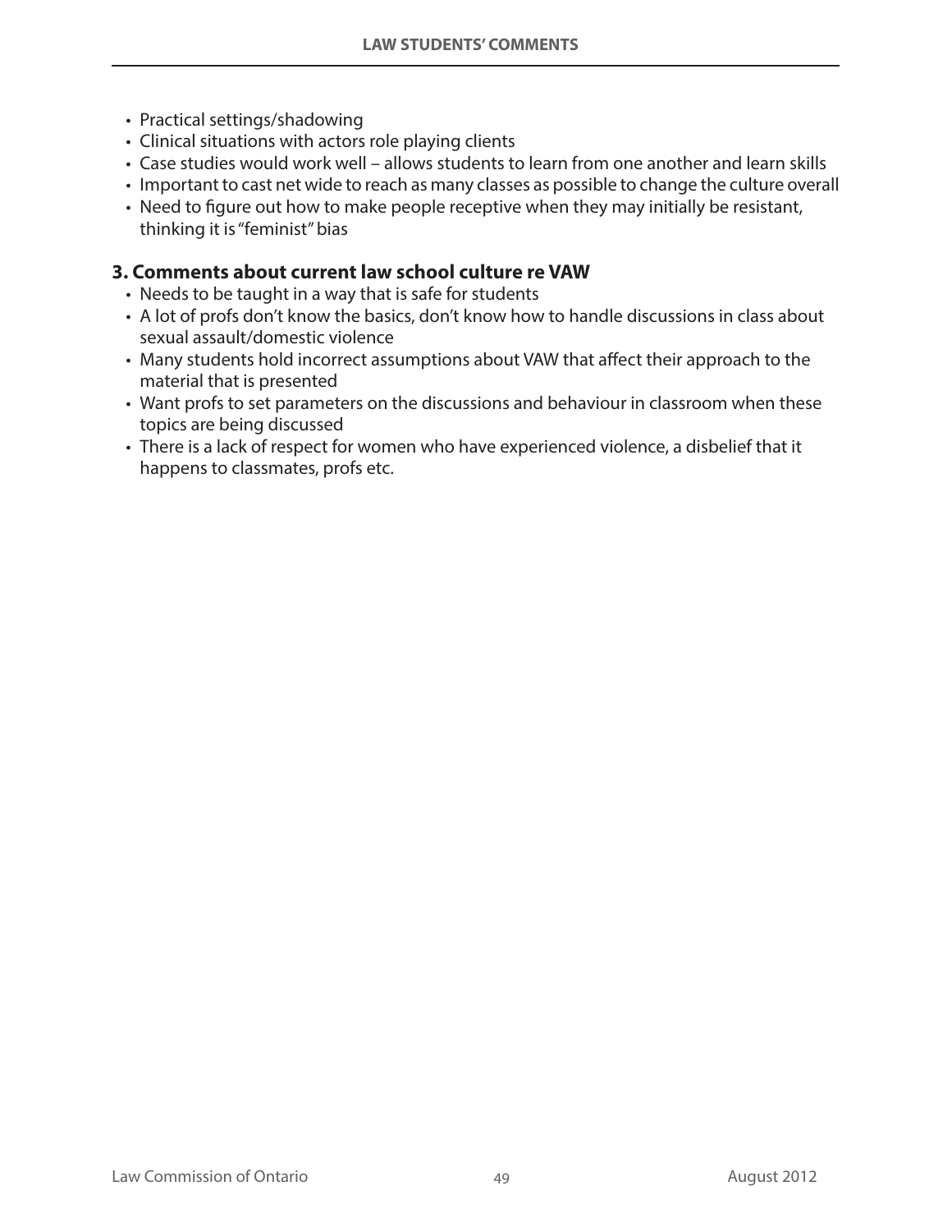- Practical settings/shadowing
- Clinical situations with actors role playing clients
- Case studies would work well – allows students to learn from one another and learn skills
- Important to cast net wide to reach as many classes as possible to change the culture overall
- Need to figure out how to make people receptive when they may initially be resistant, thinking it is "feminist" bias

### 3. Comments about current law school culture re VAW

- Needs to be taught in a way that is safe for students
- A lot of profs don't know the basics, don't know how to handle discussions in class about sexual assault/domestic violence
- Many students hold incorrect assumptions about VAW that affect their approach to the material that is presented
- Want profs to set parameters on the discussions and behaviour in classroom when these topics are being discussed
- There is a lack of respect for women who have experienced violence, a disbelief that it happens to classmates, profs etc.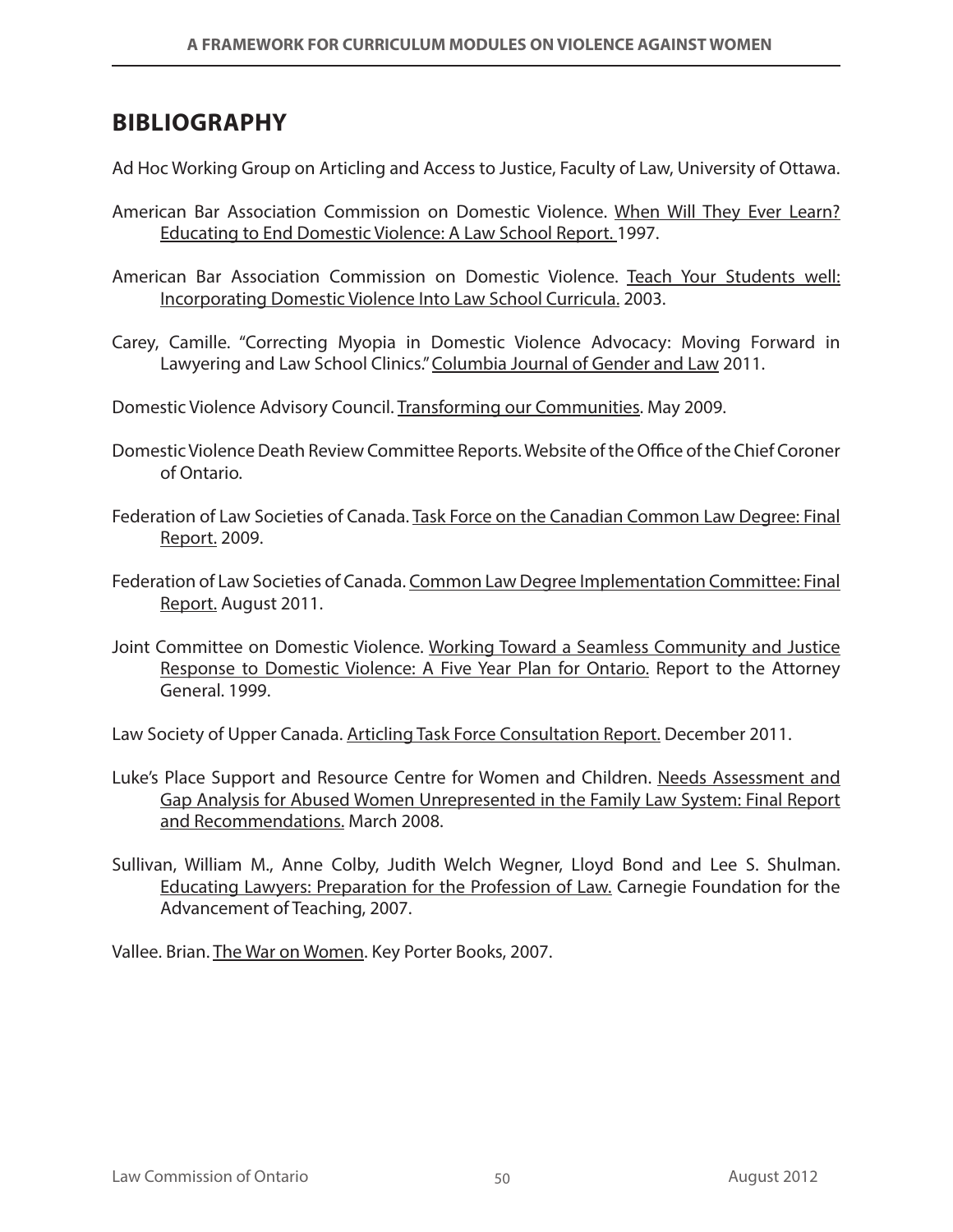## BIBLIOGRAPHY

Ad Hoc Working Group on Articling and Access to Justice, Faculty of Law, University of Ottawa.

American Bar Association Commission on Domestic Violence. When Will They Ever Learn? Educating to End Domestic Violence: A Law School Report. 1997.

American Bar Association Commission on Domestic Violence. Teach Your Students well: Incorporating Domestic Violence Into Law School Curricula. 2003.

Carey, Camille. "Correcting Myopia in Domestic Violence Advocacy: Moving Forward in Lawyering and Law School Clinics." Columbia Journal of Gender and Law 2011.

Domestic Violence Advisory Council. Transforming our Communities. May 2009.

Domestic Violence Death Review Committee Reports. Website of the Office of the Chief Coroner of Ontario.

Federation of Law Societies of Canada. Task Force on the Canadian Common Law Degree: Final Report. 2009.

Federation of Law Societies of Canada. Common Law Degree Implementation Committee: Final Report. August 2011.

Joint Committee on Domestic Violence. Working Toward a Seamless Community and Justice Response to Domestic Violence: A Five Year Plan for Ontario. Report to the Attorney General. 1999.

Law Society of Upper Canada. Articling Task Force Consultation Report. December 2011.

Luke's Place Support and Resource Centre for Women and Children. Needs Assessment and Gap Analysis for Abused Women Unrepresented in the Family Law System: Final Report and Recommendations. March 2008.

Sullivan, William M., Anne Colby, Judith Welch Wegner, Lloyd Bond and Lee S. Shulman. Educating Lawyers: Preparation for the Profession of Law. Carnegie Foundation for the Advancement of Teaching, 2007.

Vallee. Brian. The War on Women. Key Porter Books, 2007.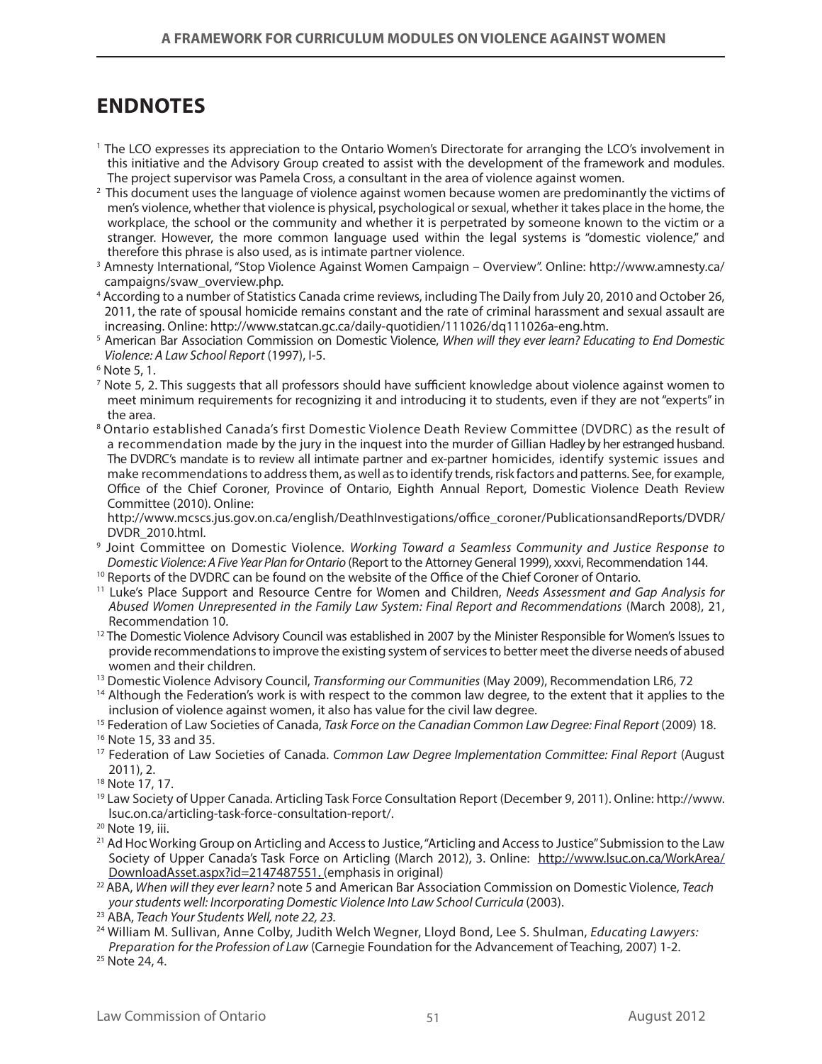# ENDNOTES

[1] The LCO expresses its appreciation to the Ontario Women's Directorate for arranging the LCO's involvement in this initiative and the Advisory Group created to assist with the development of the framework and modules. The project supervisor was Pamela Cross, a consultant in the area of violence against women.

[2] This document uses the language of violence against women because women are predominantly the victims of men's violence, whether that violence is physical, psychological or sexual, whether it takes place in the home, the workplace, the school or the community and whether it is perpetrated by someone known to the victim or a stranger. However, the more common language used within the legal systems is "domestic violence," and therefore this phrase is also used, as is intimate partner violence.

[3] Amnesty International, "Stop Violence Against Women Campaign – Overview". Online: http://www.amnesty.ca/campaigns/svaw_overview.php.

[4] According to a number of Statistics Canada crime reviews, including The Daily from July 20, 2010 and October 26, 2011, the rate of spousal homicide remains constant and the rate of criminal harassment and sexual assault are increasing. Online: http://www.statcan.gc.ca/daily-quotidien/111026/dq111026a-eng.htm.

[5] American Bar Association Commission on Domestic Violence, *When will they ever learn? Educating to End Domestic Violence: A Law School Report* (1997), I-5.

[6] Note 5, 1.

[7] Note 5, 2. This suggests that all professors should have sufficient knowledge about violence against women to meet minimum requirements for recognizing it and introducing it to students, even if they are not "experts" in the area.

[8] Ontario established Canada's first Domestic Violence Death Review Committee (DVDRC) as the result of a recommendation made by the jury in the inquest into the murder of Gillian Hadley by her estranged husband. The DVDRC's mandate is to review all intimate partner and ex-partner homicides, identify systemic issues and make recommendations to address them, as well as to identify trends, risk factors and patterns. See, for example, Office of the Chief Coroner, Province of Ontario, Eighth Annual Report, Domestic Violence Death Review Committee (2010). Online:
http://www.mcscs.jus.gov.on.ca/english/DeathInvestigations/office_coroner/PublicationsandReports/DVDR/DVDR_2010.html.

[9] Joint Committee on Domestic Violence. *Working Toward a Seamless Community and Justice Response to Domestic Violence: A Five Year Plan for Ontario* (Report to the Attorney General 1999), xxxvi, Recommendation 144.

[10] Reports of the DVDRC can be found on the website of the Office of the Chief Coroner of Ontario.

[11] Luke's Place Support and Resource Centre for Women and Children, *Needs Assessment and Gap Analysis for Abused Women Unrepresented in the Family Law System: Final Report and Recommendations* (March 2008), 21, Recommendation 10.

[12] The Domestic Violence Advisory Council was established in 2007 by the Minister Responsible for Women's Issues to provide recommendations to improve the existing system of services to better meet the diverse needs of abused women and their children.

[13] Domestic Violence Advisory Council, *Transforming our Communities* (May 2009), Recommendation LR6, 72

[14] Although the Federation's work is with respect to the common law degree, to the extent that it applies to the inclusion of violence against women, it also has value for the civil law degree.

[15] Federation of Law Societies of Canada, *Task Force on the Canadian Common Law Degree: Final Report* (2009) 18.

[16] Note 15, 33 and 35.

[17] Federation of Law Societies of Canada. *Common Law Degree Implementation Committee: Final Report* (August 2011), 2.

[18] Note 17, 17.

[19] Law Society of Upper Canada. Articling Task Force Consultation Report (December 9, 2011). Online: http://www.lsuc.on.ca/articling-task-force-consultation-report/.

[20] Note 19, iii.

[21] Ad Hoc Working Group on Articling and Access to Justice, "Articling and Access to Justice" Submission to the Law Society of Upper Canada's Task Force on Articling (March 2012), 3. Online: http://www.lsuc.on.ca/WorkArea/DownloadAsset.aspx?id=2147487551. (emphasis in original)

[22] ABA, *When will they ever learn?* note 5 and American Bar Association Commission on Domestic Violence, *Teach your students well: Incorporating Domestic Violence Into Law School Curricula* (2003).

[23] ABA, *Teach Your Students Well, note 22, 23.*

[24] William M. Sullivan, Anne Colby, Judith Welch Wegner, Lloyd Bond, Lee S. Shulman, *Educating Lawyers: Preparation for the Profession of Law* (Carnegie Foundation for the Advancement of Teaching, 2007) 1-2.

[25] Note 24, 4.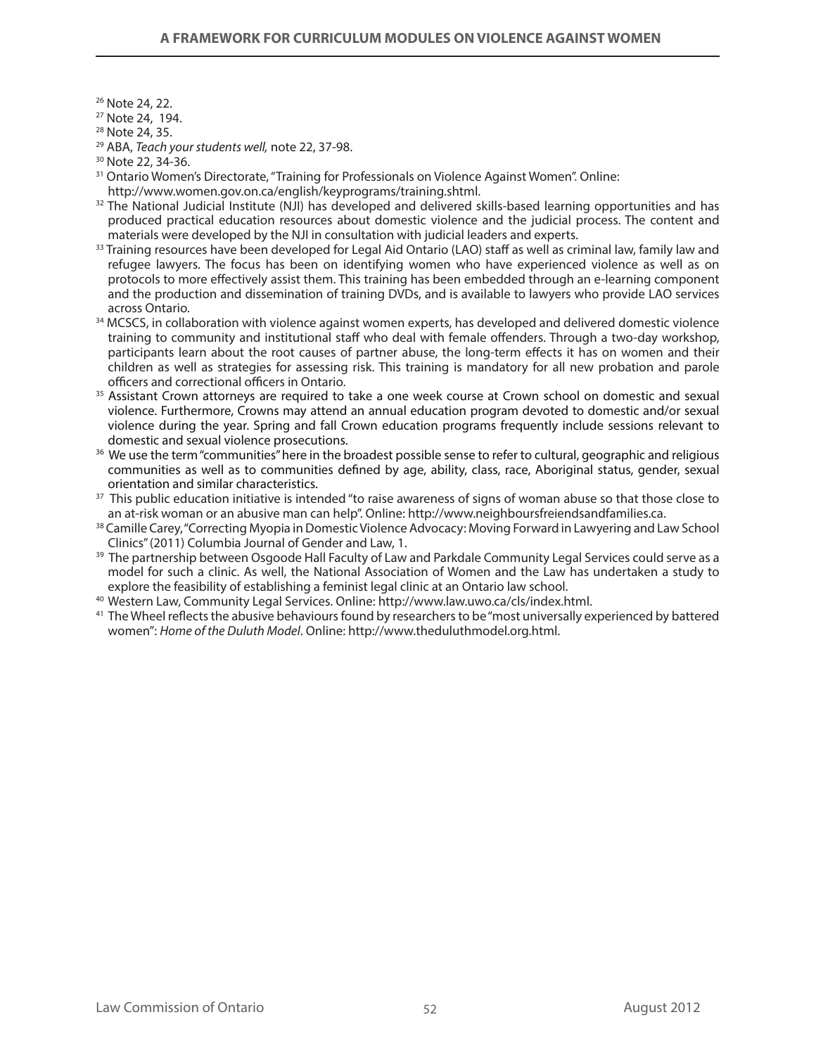[26] Note 24, 22.

[27] Note 24, 194.

[28] Note 24, 35.

[29] ABA, *Teach your students well,* note 22, 37-98.

[30] Note 22, 34-36.

[31] Ontario Women's Directorate, "Training for Professionals on Violence Against Women". Online: http://www.women.gov.on.ca/english/keyprograms/training.shtml.

[32] The National Judicial Institute (NJI) has developed and delivered skills-based learning opportunities and has produced practical education resources about domestic violence and the judicial process. The content and materials were developed by the NJI in consultation with judicial leaders and experts.

[33] Training resources have been developed for Legal Aid Ontario (LAO) staff as well as criminal law, family law and refugee lawyers. The focus has been on identifying women who have experienced violence as well as on protocols to more effectively assist them. This training has been embedded through an e-learning component and the production and dissemination of training DVDs, and is available to lawyers who provide LAO services across Ontario.

[34] MCSCS, in collaboration with violence against women experts, has developed and delivered domestic violence training to community and institutional staff who deal with female offenders. Through a two-day workshop, participants learn about the root causes of partner abuse, the long-term effects it has on women and their children as well as strategies for assessing risk. This training is mandatory for all new probation and parole officers and correctional officers in Ontario.

[35] Assistant Crown attorneys are required to take a one week course at Crown school on domestic and sexual violence. Furthermore, Crowns may attend an annual education program devoted to domestic and/or sexual violence during the year. Spring and fall Crown education programs frequently include sessions relevant to domestic and sexual violence prosecutions.

[36] We use the term "communities" here in the broadest possible sense to refer to cultural, geographic and religious communities as well as to communities defined by age, ability, class, race, Aboriginal status, gender, sexual orientation and similar characteristics.

[37] This public education initiative is intended "to raise awareness of signs of woman abuse so that those close to an at-risk woman or an abusive man can help". Online: http://www.neighboursfreiendsandfamilies.ca.

[38] Camille Carey, "Correcting Myopia in Domestic Violence Advocacy: Moving Forward in Lawyering and Law School Clinics" (2011) Columbia Journal of Gender and Law, 1.

[39] The partnership between Osgoode Hall Faculty of Law and Parkdale Community Legal Services could serve as a model for such a clinic. As well, the National Association of Women and the Law has undertaken a study to explore the feasibility of establishing a feminist legal clinic at an Ontario law school.

[40] Western Law, Community Legal Services. Online: http://www.law.uwo.ca/cls/index.html.

[41] The Wheel reflects the abusive behaviours found by researchers to be "most universally experienced by battered women": *Home of the Duluth Model*. Online: http://www.theduluthmodel.org.html.